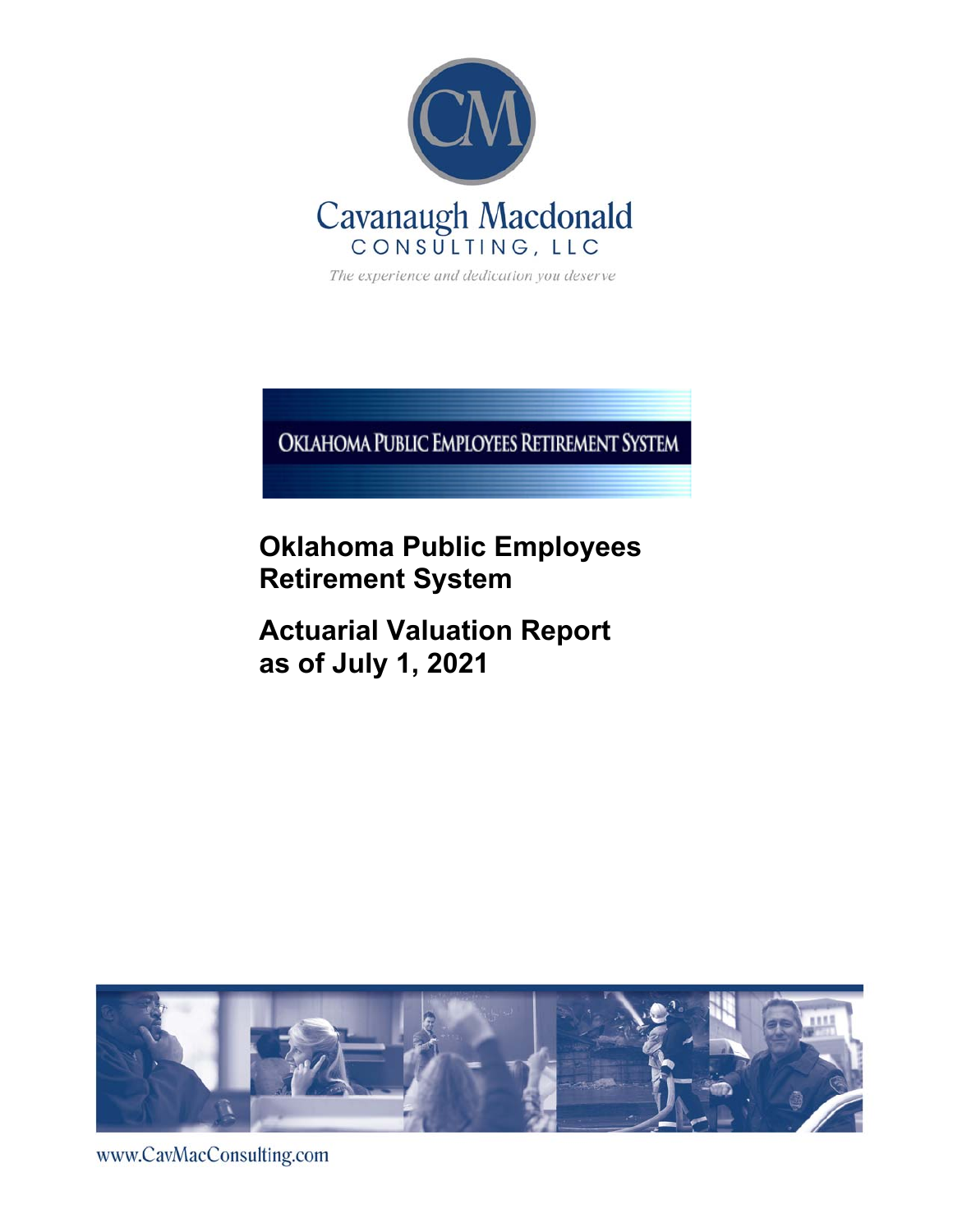Cavanaugh Macdonald
CONSULTING, LLC

*The experience and dedication you deserve*

OKLAHOMA PUBLIC EMPLOYEES RETIREMENT SYSTEM

# Oklahoma Public Employees Retirement System

# Actuarial Valuation Report as of July 1, 2021

www.CavMacConsulting.com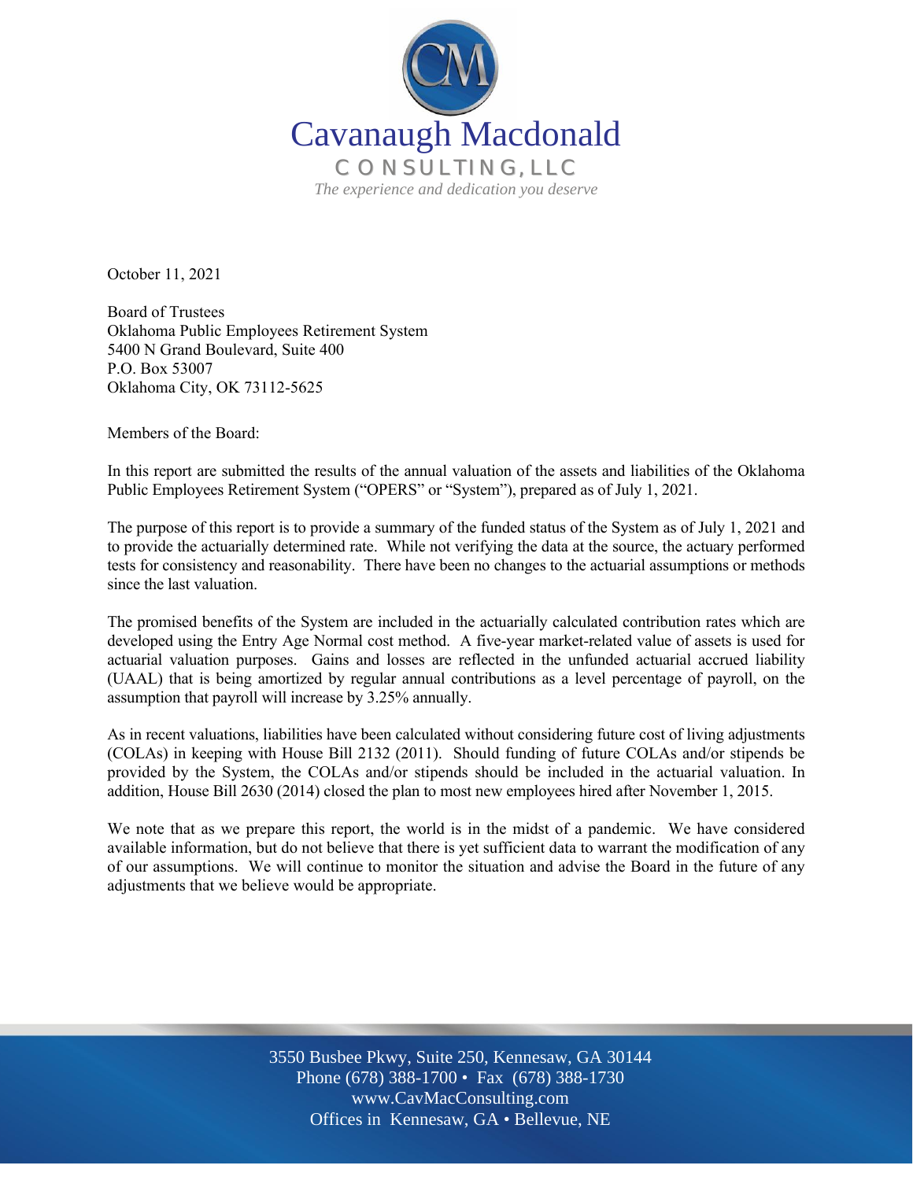Cavanaugh Macdonald

CONSULTING, LLC

*The experience and dedication you deserve*

October 11, 2021

Board of Trustees
Oklahoma Public Employees Retirement System
5400 N Grand Boulevard, Suite 400
P.O. Box 53007
Oklahoma City, OK 73112-5625

Members of the Board:

In this report are submitted the results of the annual valuation of the assets and liabilities of the Oklahoma Public Employees Retirement System ("OPERS" or "System"), prepared as of July 1, 2021.

The purpose of this report is to provide a summary of the funded status of the System as of July 1, 2021 and to provide the actuarially determined rate. While not verifying the data at the source, the actuary performed tests for consistency and reasonability. There have been no changes to the actuarial assumptions or methods since the last valuation.

The promised benefits of the System are included in the actuarially calculated contribution rates which are developed using the Entry Age Normal cost method. A five-year market-related value of assets is used for actuarial valuation purposes. Gains and losses are reflected in the unfunded actuarial accrued liability (UAAL) that is being amortized by regular annual contributions as a level percentage of payroll, on the assumption that payroll will increase by 3.25% annually.

As in recent valuations, liabilities have been calculated without considering future cost of living adjustments (COLAs) in keeping with House Bill 2132 (2011). Should funding of future COLAs and/or stipends be provided by the System, the COLAs and/or stipends should be included in the actuarial valuation. In addition, House Bill 2630 (2014) closed the plan to most new employees hired after November 1, 2015.

We note that as we prepare this report, the world is in the midst of a pandemic. We have considered available information, but do not believe that there is yet sufficient data to warrant the modification of any of our assumptions. We will continue to monitor the situation and advise the Board in the future of any adjustments that we believe would be appropriate.

3550 Busbee Pkwy, Suite 250, Kennesaw, GA 30144
Phone (678) 388-1700 • Fax (678) 388-1730
www.CavMacConsulting.com
Offices in Kennesaw, GA • Bellevue, NE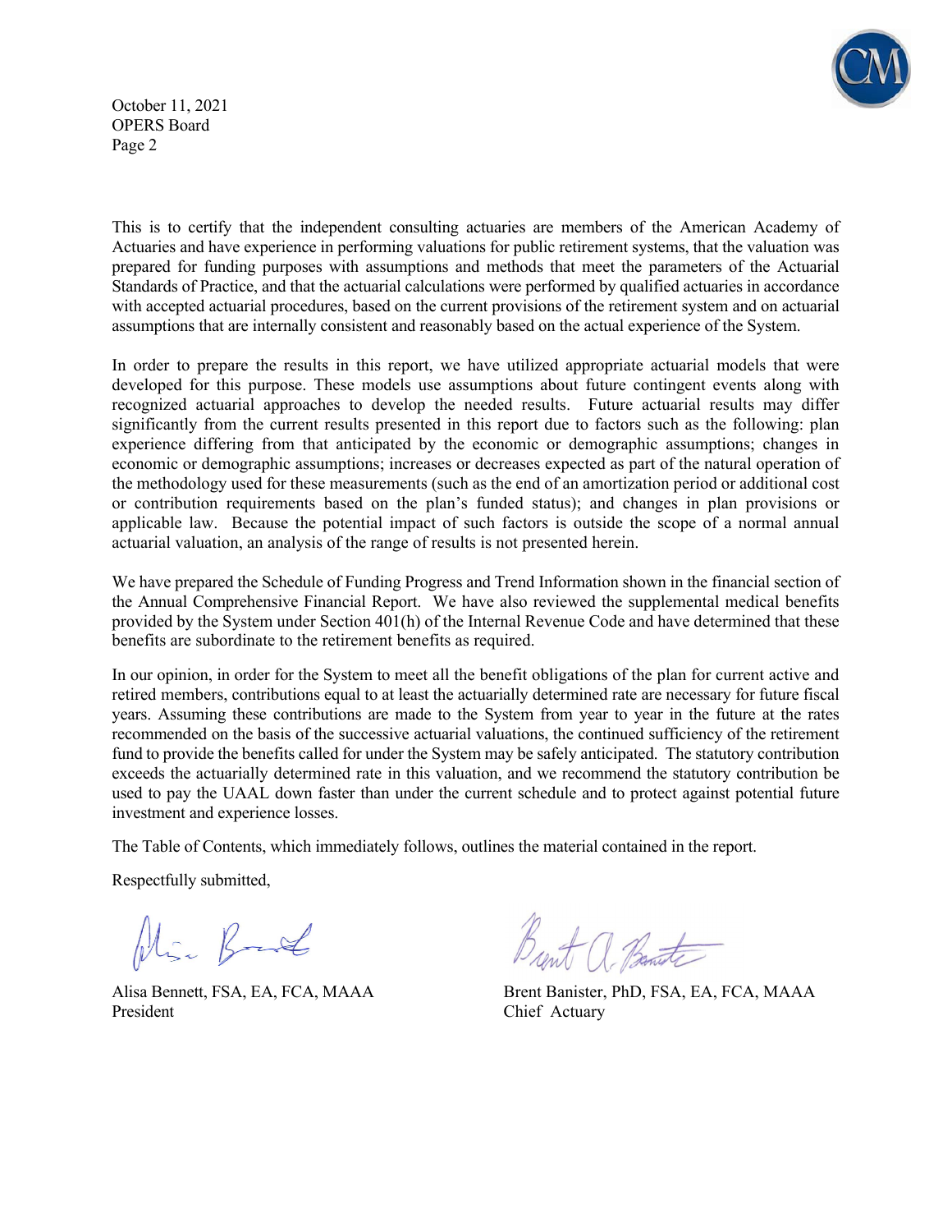This is to certify that the independent consulting actuaries are members of the American Academy of Actuaries and have experience in performing valuations for public retirement systems, that the valuation was prepared for funding purposes with assumptions and methods that meet the parameters of the Actuarial Standards of Practice, and that the actuarial calculations were performed by qualified actuaries in accordance with accepted actuarial procedures, based on the current provisions of the retirement system and on actuarial assumptions that are internally consistent and reasonably based on the actual experience of the System.

In order to prepare the results in this report, we have utilized appropriate actuarial models that were developed for this purpose. These models use assumptions about future contingent events along with recognized actuarial approaches to develop the needed results. Future actuarial results may differ significantly from the current results presented in this report due to factors such as the following: plan experience differing from that anticipated by the economic or demographic assumptions; changes in economic or demographic assumptions; increases or decreases expected as part of the natural operation of the methodology used for these measurements (such as the end of an amortization period or additional cost or contribution requirements based on the plan's funded status); and changes in plan provisions or applicable law. Because the potential impact of such factors is outside the scope of a normal annual actuarial valuation, an analysis of the range of results is not presented herein.

We have prepared the Schedule of Funding Progress and Trend Information shown in the financial section of the Annual Comprehensive Financial Report. We have also reviewed the supplemental medical benefits provided by the System under Section 401(h) of the Internal Revenue Code and have determined that these benefits are subordinate to the retirement benefits as required.

In our opinion, in order for the System to meet all the benefit obligations of the plan for current active and retired members, contributions equal to at least the actuarially determined rate are necessary for future fiscal years. Assuming these contributions are made to the System from year to year in the future at the rates recommended on the basis of the successive actuarial valuations, the continued sufficiency of the retirement fund to provide the benefits called for under the System may be safely anticipated. The statutory contribution exceeds the actuarially determined rate in this valuation, and we recommend the statutory contribution be used to pay the UAAL down faster than under the current schedule and to protect against potential future investment and experience losses.

The Table of Contents, which immediately follows, outlines the material contained in the report.

Respectfully submitted,

Alisa Bennett, FSA, EA, FCA, MAAA
President

Brent Banister, PhD, FSA, EA, FCA, MAAA
Chief Actuary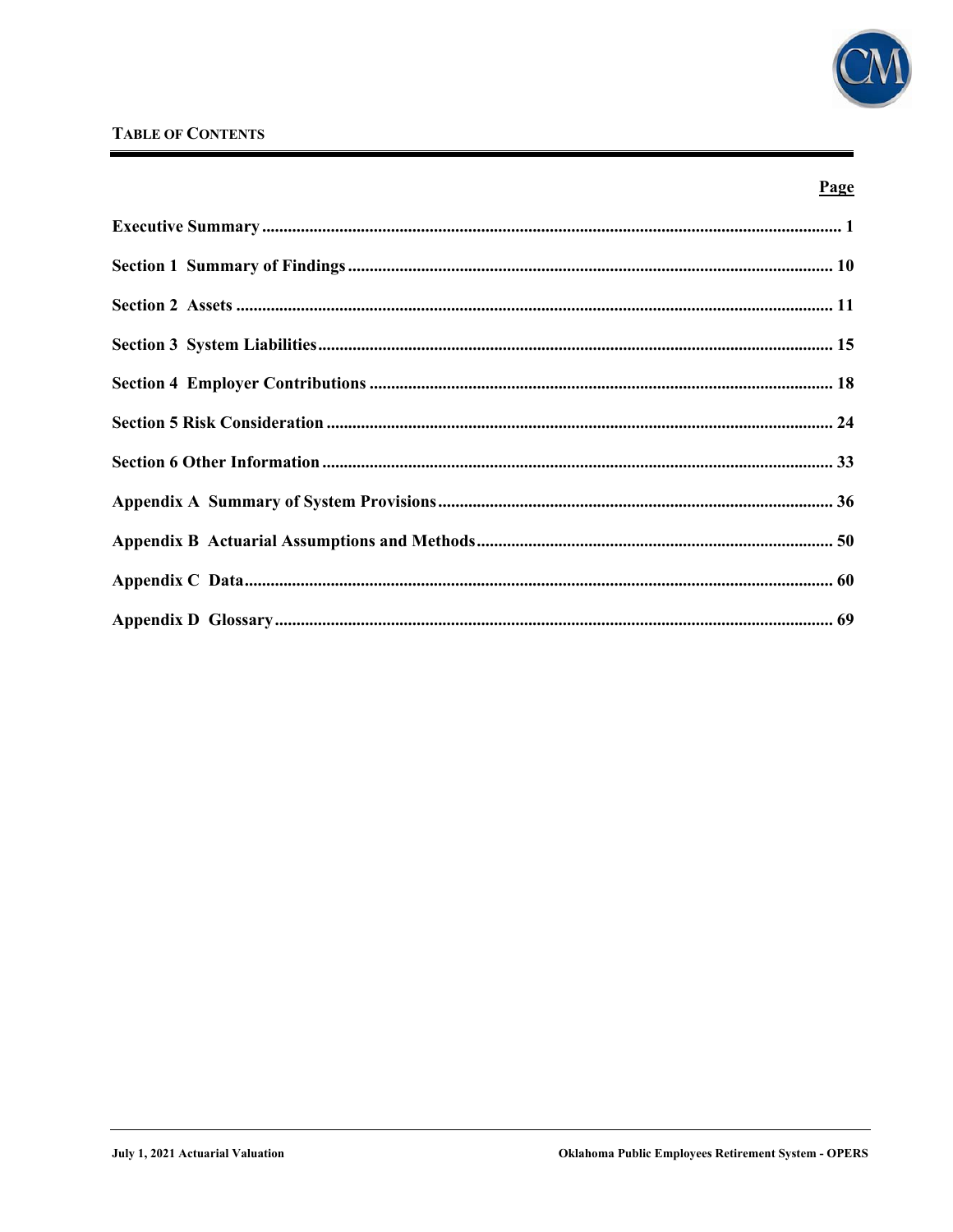## TABLE OF CONTENTS

| | Page |
|---|---|
| **Executive Summary** | **1** |
| **Section 1 Summary of Findings** | **10** |
| **Section 2 Assets** | **11** |
| **Section 3 System Liabilities** | **15** |
| **Section 4 Employer Contributions** | **18** |
| **Section 5 Risk Consideration** | **24** |
| **Section 6 Other Information** | **33** |
| **Appendix A Summary of System Provisions** | **36** |
| **Appendix B Actuarial Assumptions and Methods** | **50** |
| **Appendix C Data** | **60** |
| **Appendix D Glossary** | **69** |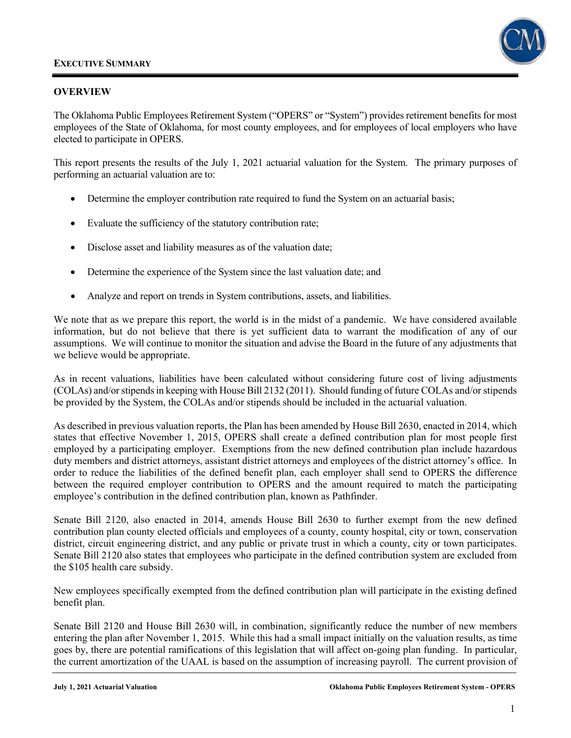## EXECUTIVE SUMMARY

### OVERVIEW

The Oklahoma Public Employees Retirement System ("OPERS" or "System") provides retirement benefits for most employees of the State of Oklahoma, for most county employees, and for employees of local employers who have elected to participate in OPERS.

This report presents the results of the July 1, 2021 actuarial valuation for the System. The primary purposes of performing an actuarial valuation are to:

- Determine the employer contribution rate required to fund the System on an actuarial basis;
- Evaluate the sufficiency of the statutory contribution rate;
- Disclose asset and liability measures as of the valuation date;
- Determine the experience of the System since the last valuation date; and
- Analyze and report on trends in System contributions, assets, and liabilities.

We note that as we prepare this report, the world is in the midst of a pandemic. We have considered available information, but do not believe that there is yet sufficient data to warrant the modification of any of our assumptions. We will continue to monitor the situation and advise the Board in the future of any adjustments that we believe would be appropriate.

As in recent valuations, liabilities have been calculated without considering future cost of living adjustments (COLAs) and/or stipends in keeping with House Bill 2132 (2011). Should funding of future COLAs and/or stipends be provided by the System, the COLAs and/or stipends should be included in the actuarial valuation.

As described in previous valuation reports, the Plan has been amended by House Bill 2630, enacted in 2014, which states that effective November 1, 2015, OPERS shall create a defined contribution plan for most people first employed by a participating employer. Exemptions from the new defined contribution plan include hazardous duty members and district attorneys, assistant district attorneys and employees of the district attorney's office. In order to reduce the liabilities of the defined benefit plan, each employer shall send to OPERS the difference between the required employer contribution to OPERS and the amount required to match the participating employee's contribution in the defined contribution plan, known as Pathfinder.

Senate Bill 2120, also enacted in 2014, amends House Bill 2630 to further exempt from the new defined contribution plan county elected officials and employees of a county, county hospital, city or town, conservation district, circuit engineering district, and any public or private trust in which a county, city or town participates. Senate Bill 2120 also states that employees who participate in the defined contribution system are excluded from the $105 health care subsidy.

New employees specifically exempted from the defined contribution plan will participate in the existing defined benefit plan.

Senate Bill 2120 and House Bill 2630 will, in combination, significantly reduce the number of new members entering the plan after November 1, 2015. While this had a small impact initially on the valuation results, as time goes by, there are potential ramifications of this legislation that will affect on-going plan funding. In particular, the current amortization of the UAAL is based on the assumption of increasing payroll. The current provision of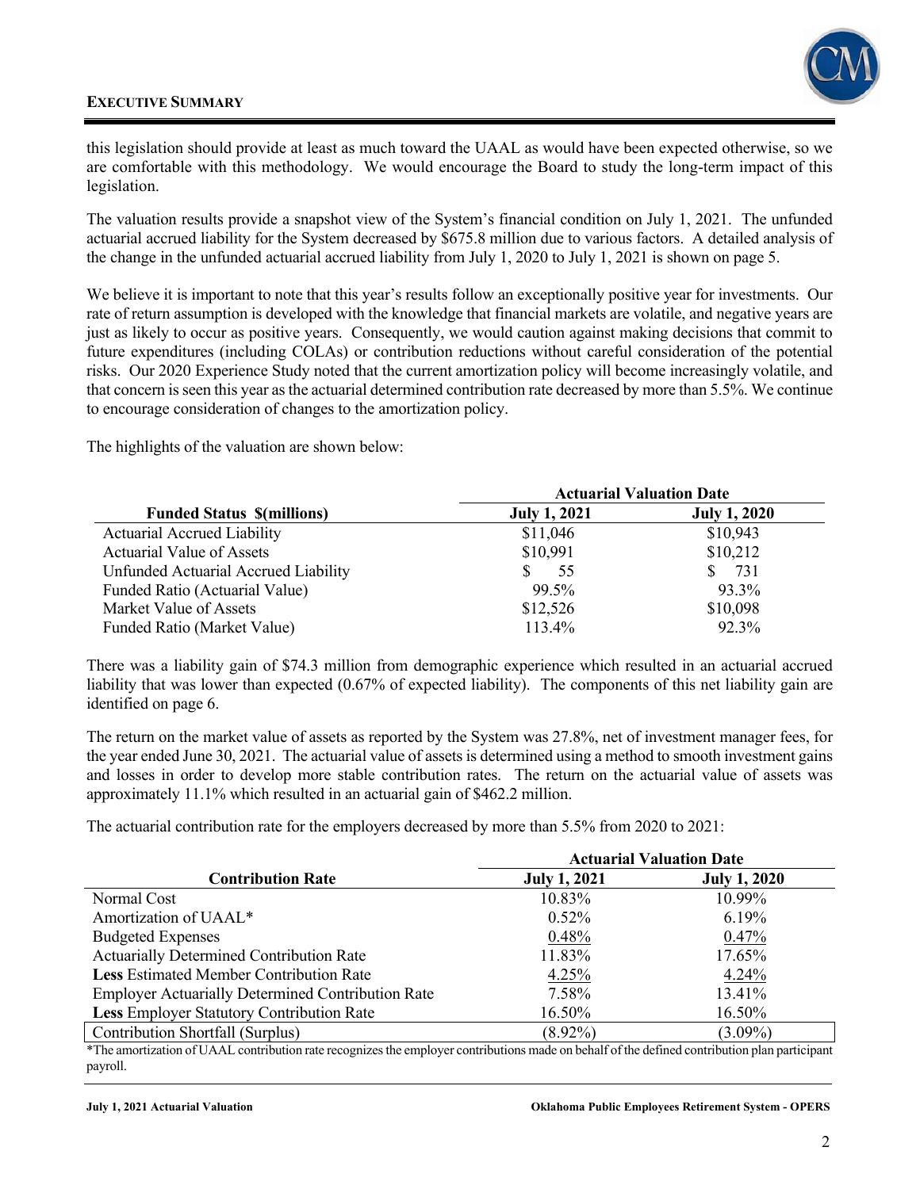this legislation should provide at least as much toward the UAAL as would have been expected otherwise, so we are comfortable with this methodology. We would encourage the Board to study the long-term impact of this legislation.

The valuation results provide a snapshot view of the System's financial condition on July 1, 2021. The unfunded actuarial accrued liability for the System decreased by $675.8 million due to various factors. A detailed analysis of the change in the unfunded actuarial accrued liability from July 1, 2020 to July 1, 2021 is shown on page 5.

We believe it is important to note that this year's results follow an exceptionally positive year for investments. Our rate of return assumption is developed with the knowledge that financial markets are volatile, and negative years are just as likely to occur as positive years. Consequently, we would caution against making decisions that commit to future expenditures (including COLAs) or contribution reductions without careful consideration of the potential risks. Our 2020 Experience Study noted that the current amortization policy will become increasingly volatile, and that concern is seen this year as the actuarial determined contribution rate decreased by more than 5.5%. We continue to encourage consideration of changes to the amortization policy.

The highlights of the valuation are shown below:

| | Actuarial Valuation Date | |
|---|---|---|
| **Funded Status $(millions)** | **July 1, 2021** | **July 1, 2020** |
| Actuarial Accrued Liability | $11,046 | $10,943 |
| Actuarial Value of Assets | $10,991 | $10,212 |
| Unfunded Actuarial Accrued Liability | $ 55 | $ 731 |
| Funded Ratio (Actuarial Value) | 99.5% | 93.3% |
| Market Value of Assets | $12,526 | $10,098 |
| Funded Ratio (Market Value) | 113.4% | 92.3% |

There was a liability gain of $74.3 million from demographic experience which resulted in an actuarial accrued liability that was lower than expected (0.67% of expected liability). The components of this net liability gain are identified on page 6.

The return on the market value of assets as reported by the System was 27.8%, net of investment manager fees, for the year ended June 30, 2021. The actuarial value of assets is determined using a method to smooth investment gains and losses in order to develop more stable contribution rates. The return on the actuarial value of assets was approximately 11.1% which resulted in an actuarial gain of $462.2 million.

The actuarial contribution rate for the employers decreased by more than 5.5% from 2020 to 2021:

| | Actuarial Valuation Date | |
|---|---|---|
| **Contribution Rate** | **July 1, 2021** | **July 1, 2020** |
| Normal Cost | 10.83% | 10.99% |
| Amortization of UAAL* | 0.52% | 6.19% |
| Budgeted Expenses | 0.48% | 0.47% |
| Actuarially Determined Contribution Rate | 11.83% | 17.65% |
| **Less** Estimated Member Contribution Rate | 4.25% | 4.24% |
| Employer Actuarially Determined Contribution Rate | 7.58% | 13.41% |
| **Less** Employer Statutory Contribution Rate | 16.50% | 16.50% |
| Contribution Shortfall (Surplus) | (8.92%) | (3.09%) |

*The amortization of UAAL contribution rate recognizes the employer contributions made on behalf of the defined contribution plan participant payroll.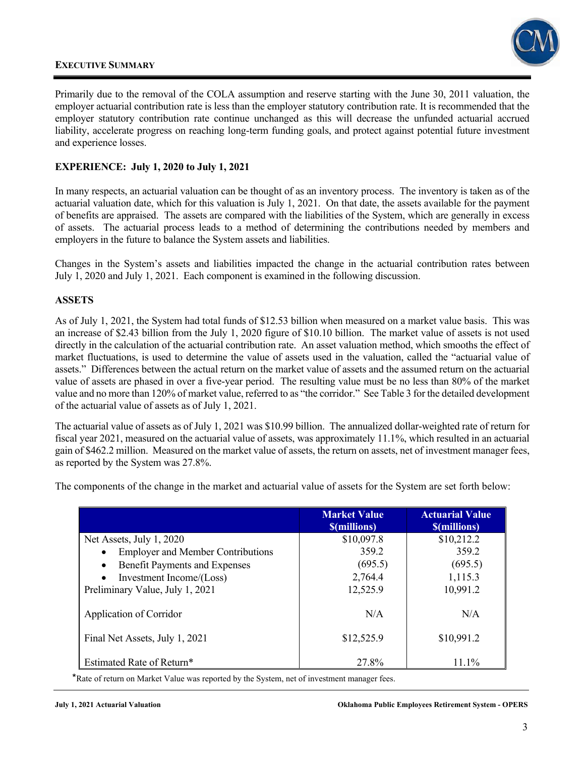Primarily due to the removal of the COLA assumption and reserve starting with the June 30, 2011 valuation, the employer actuarial contribution rate is less than the employer statutory contribution rate. It is recommended that the employer statutory contribution rate continue unchanged as this will decrease the unfunded actuarial accrued liability, accelerate progress on reaching long-term funding goals, and protect against potential future investment and experience losses.

## EXPERIENCE: July 1, 2020 to July 1, 2021

In many respects, an actuarial valuation can be thought of as an inventory process. The inventory is taken as of the actuarial valuation date, which for this valuation is July 1, 2021. On that date, the assets available for the payment of benefits are appraised. The assets are compared with the liabilities of the System, which are generally in excess of assets. The actuarial process leads to a method of determining the contributions needed by members and employers in the future to balance the System assets and liabilities.

Changes in the System's assets and liabilities impacted the change in the actuarial contribution rates between July 1, 2020 and July 1, 2021. Each component is examined in the following discussion.

## ASSETS

As of July 1, 2021, the System had total funds of $12.53 billion when measured on a market value basis. This was an increase of $2.43 billion from the July 1, 2020 figure of $10.10 billion. The market value of assets is not used directly in the calculation of the actuarial contribution rate. An asset valuation method, which smooths the effect of market fluctuations, is used to determine the value of assets used in the valuation, called the "actuarial value of assets." Differences between the actual return on the market value of assets and the assumed return on the actuarial value of assets are phased in over a five-year period. The resulting value must be no less than 80% of the market value and no more than 120% of market value, referred to as "the corridor." See Table 3 for the detailed development of the actuarial value of assets as of July 1, 2021.

The actuarial value of assets as of July 1, 2021 was $10.99 billion. The annualized dollar-weighted rate of return for fiscal year 2021, measured on the actuarial value of assets, was approximately 11.1%, which resulted in an actuarial gain of $462.2 million. Measured on the market value of assets, the return on assets, net of investment manager fees, as reported by the System was 27.8%.

The components of the change in the market and actuarial value of assets for the System are set forth below:

| | Market Value $(millions) | Actuarial Value $(millions) |
|---|---|---|
| Net Assets, July 1, 2020 | $10,097.8 | $10,212.2 |
| • Employer and Member Contributions | 359.2 | 359.2 |
| • Benefit Payments and Expenses | (695.5) | (695.5) |
| • Investment Income/(Loss) | 2,764.4 | 1,115.3 |
| Preliminary Value, July 1, 2021 | 12,525.9 | 10,991.2 |
| Application of Corridor | N/A | N/A |
| Final Net Assets, July 1, 2021 | $12,525.9 | $10,991.2 |
| Estimated Rate of Return* | 27.8% | 11.1% |

*Rate of return on Market Value was reported by the System, net of investment manager fees.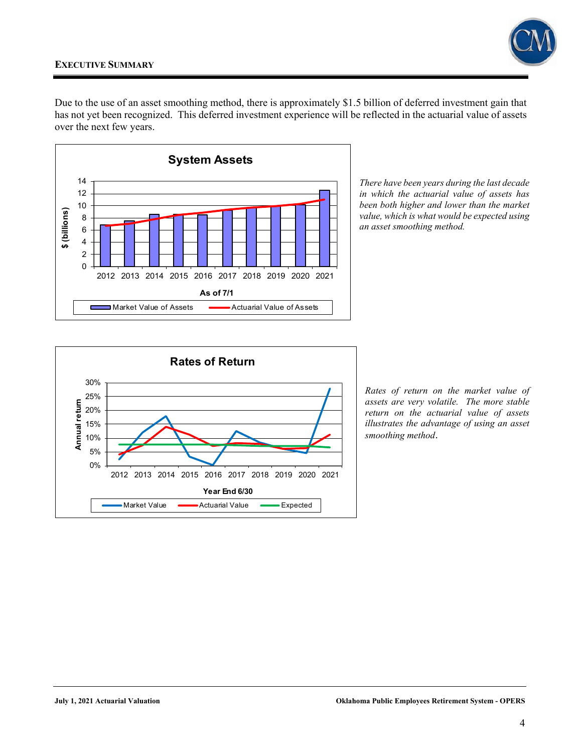Due to the use of an asset smoothing method, there is approximately $1.5 billion of deferred investment gain that has not yet been recognized. This deferred investment experience will be reflected in the actuarial value of assets over the next few years.

*There have been years during the last decade in which the actuarial value of assets has been both higher and lower than the market value, which is what would be expected using an asset smoothing method.*

*Rates of return on the market value of assets are very volatile. The more stable return on the actuarial value of assets illustrates the advantage of using an asset smoothing method.*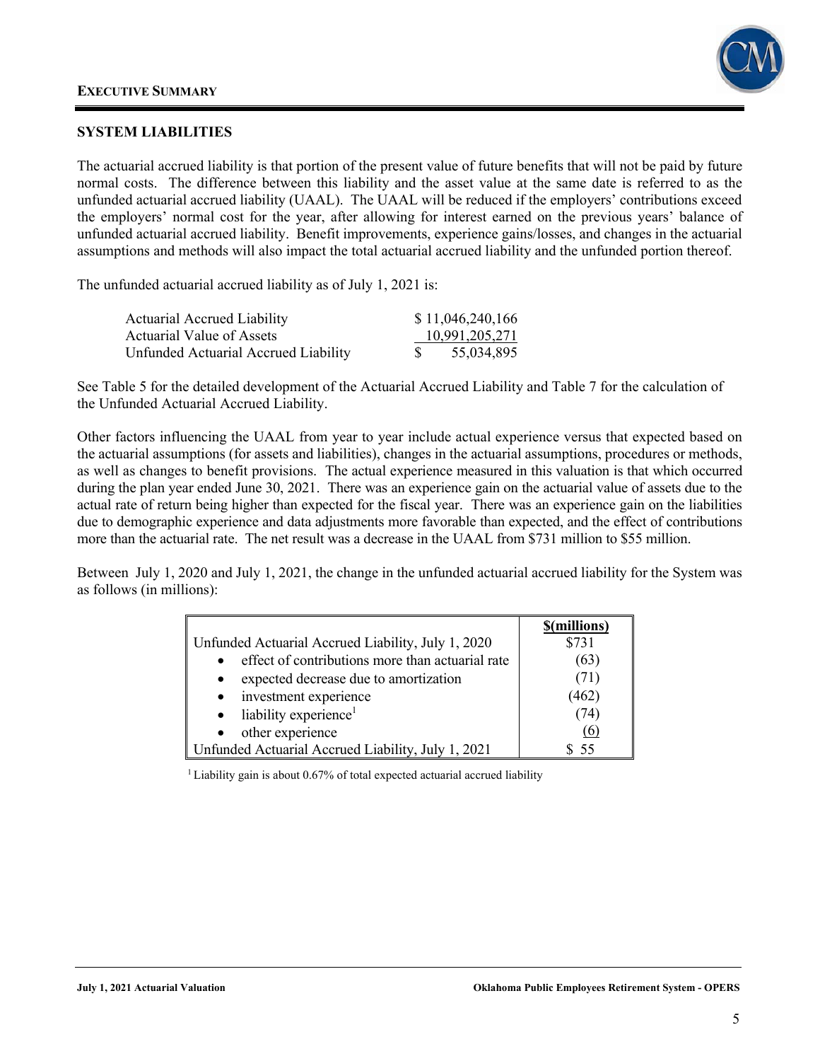## SYSTEM LIABILITIES

The actuarial accrued liability is that portion of the present value of future benefits that will not be paid by future normal costs. The difference between this liability and the asset value at the same date is referred to as the unfunded actuarial accrued liability (UAAL). The UAAL will be reduced if the employers' contributions exceed the employers' normal cost for the year, after allowing for interest earned on the previous years' balance of unfunded actuarial accrued liability. Benefit improvements, experience gains/losses, and changes in the actuarial assumptions and methods will also impact the total actuarial accrued liability and the unfunded portion thereof.

The unfunded actuarial accrued liability as of July 1, 2021 is:

| | |
|---|---|
| Actuarial Accrued Liability | $ 11,046,240,166 |
| Actuarial Value of Assets | 10,991,205,271 |
| Unfunded Actuarial Accrued Liability | $ 55,034,895 |

See Table 5 for the detailed development of the Actuarial Accrued Liability and Table 7 for the calculation of the Unfunded Actuarial Accrued Liability.

Other factors influencing the UAAL from year to year include actual experience versus that expected based on the actuarial assumptions (for assets and liabilities), changes in the actuarial assumptions, procedures or methods, as well as changes to benefit provisions. The actual experience measured in this valuation is that which occurred during the plan year ended June 30, 2021. There was an experience gain on the actuarial value of assets due to the actual rate of return being higher than expected for the fiscal year. There was an experience gain on the liabilities due to demographic experience and data adjustments more favorable than expected, and the effect of contributions more than the actuarial rate. The net result was a decrease in the UAAL from $731 million to $55 million.

Between July 1, 2020 and July 1, 2021, the change in the unfunded actuarial accrued liability for the System was as follows (in millions):

| | $(millions) |
|---|---|
| Unfunded Actuarial Accrued Liability, July 1, 2020 | $731 |
| • effect of contributions more than actuarial rate | (63) |
| • expected decrease due to amortization | (71) |
| • investment experience | (462) |
| • liability experience[1] | (74) |
| • other experience | (6) |
| Unfunded Actuarial Accrued Liability, July 1, 2021 | $ 55 |

[1] Liability gain is about 0.67% of total expected actuarial accrued liability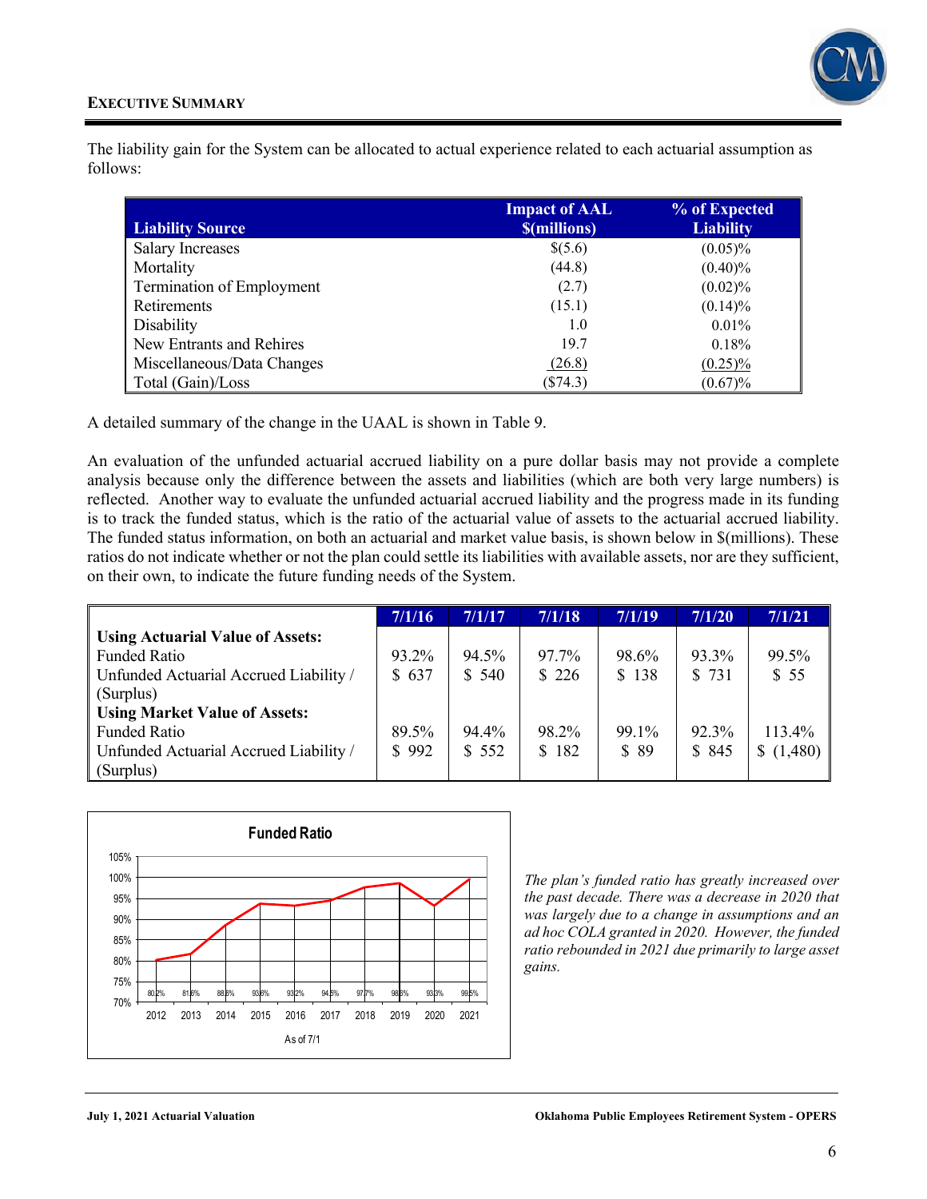The liability gain for the System can be allocated to actual experience related to each actuarial assumption as follows:

| Liability Source | Impact of AAL $(millions) | % of Expected Liability |
|---|---|---|
| Salary Increases | $(5.6) | (0.05)% |
| Mortality | (44.8) | (0.40)% |
| Termination of Employment | (2.7) | (0.02)% |
| Retirements | (15.1) | (0.14)% |
| Disability | 1.0 | 0.01% |
| New Entrants and Rehires | 19.7 | 0.18% |
| Miscellaneous/Data Changes | (26.8) | (0.25)% |
| Total (Gain)/Loss | ($74.3) | (0.67)% |

A detailed summary of the change in the UAAL is shown in Table 9.

An evaluation of the unfunded actuarial accrued liability on a pure dollar basis may not provide a complete analysis because only the difference between the assets and liabilities (which are both very large numbers) is reflected. Another way to evaluate the unfunded actuarial accrued liability and the progress made in its funding is to track the funded status, which is the ratio of the actuarial value of assets to the actuarial accrued liability. The funded status information, on both an actuarial and market value basis, is shown below in $(millions). These ratios do not indicate whether or not the plan could settle its liabilities with available assets, nor are they sufficient, on their own, to indicate the future funding needs of the System.

| | 7/1/16 | 7/1/17 | 7/1/18 | 7/1/19 | 7/1/20 | 7/1/21 |
|---|---|---|---|---|---|---|
| **Using Actuarial Value of Assets:** | | | | | | |
| Funded Ratio | 93.2% | 94.5% | 97.7% | 98.6% | 93.3% | 99.5% |
| Unfunded Actuarial Accrued Liability / (Surplus) | $ 637 | $ 540 | $ 226 | $ 138 | $ 731 | $ 55 |
| **Using Market Value of Assets:** | | | | | | |
| Funded Ratio | 89.5% | 94.4% | 98.2% | 99.1% | 92.3% | 113.4% |
| Unfunded Actuarial Accrued Liability / (Surplus) | $ 992 | $ 552 | $ 182 | $ 89 | $ 845 | $ (1,480) |

**Funded Ratio**

| As of 7/1 | 2012 | 2013 | 2014 | 2015 | 2016 | 2017 | 2018 | 2019 | 2020 | 2021 |
|---|---|---|---|---|---|---|---|---|---|---|
| Funded Ratio | 80.2% | 81.6% | 88.8% | 93.8% | 93.2% | 94.5% | 97.7% | 98.6% | 93.3% | 99.5% |

*The plan's funded ratio has greatly increased over the past decade. There was a decrease in 2020 that was largely due to a change in assumptions and an ad hoc COLA granted in 2020. However, the funded ratio rebounded in 2021 due primarily to large asset gains.*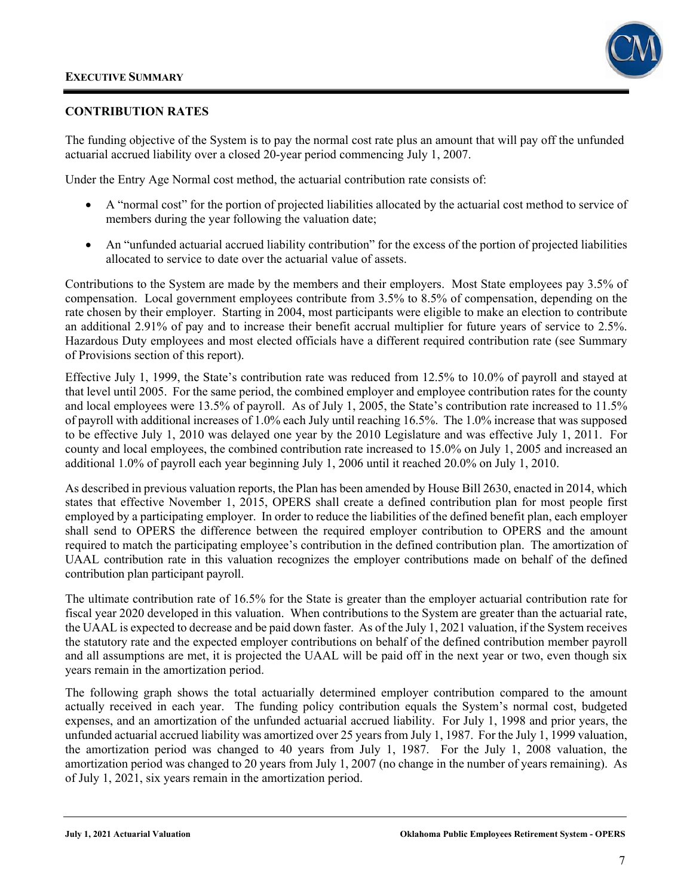## CONTRIBUTION RATES

The funding objective of the System is to pay the normal cost rate plus an amount that will pay off the unfunded actuarial accrued liability over a closed 20-year period commencing July 1, 2007.

Under the Entry Age Normal cost method, the actuarial contribution rate consists of:

- A "normal cost" for the portion of projected liabilities allocated by the actuarial cost method to service of members during the year following the valuation date;
- An "unfunded actuarial accrued liability contribution" for the excess of the portion of projected liabilities allocated to service to date over the actuarial value of assets.

Contributions to the System are made by the members and their employers. Most State employees pay 3.5% of compensation. Local government employees contribute from 3.5% to 8.5% of compensation, depending on the rate chosen by their employer. Starting in 2004, most participants were eligible to make an election to contribute an additional 2.91% of pay and to increase their benefit accrual multiplier for future years of service to 2.5%. Hazardous Duty employees and most elected officials have a different required contribution rate (see Summary of Provisions section of this report).

Effective July 1, 1999, the State's contribution rate was reduced from 12.5% to 10.0% of payroll and stayed at that level until 2005. For the same period, the combined employer and employee contribution rates for the county and local employees were 13.5% of payroll. As of July 1, 2005, the State's contribution rate increased to 11.5% of payroll with additional increases of 1.0% each July until reaching 16.5%. The 1.0% increase that was supposed to be effective July 1, 2010 was delayed one year by the 2010 Legislature and was effective July 1, 2011. For county and local employees, the combined contribution rate increased to 15.0% on July 1, 2005 and increased an additional 1.0% of payroll each year beginning July 1, 2006 until it reached 20.0% on July 1, 2010.

As described in previous valuation reports, the Plan has been amended by House Bill 2630, enacted in 2014, which states that effective November 1, 2015, OPERS shall create a defined contribution plan for most people first employed by a participating employer. In order to reduce the liabilities of the defined benefit plan, each employer shall send to OPERS the difference between the required employer contribution to OPERS and the amount required to match the participating employee's contribution in the defined contribution plan. The amortization of UAAL contribution rate in this valuation recognizes the employer contributions made on behalf of the defined contribution plan participant payroll.

The ultimate contribution rate of 16.5% for the State is greater than the employer actuarial contribution rate for fiscal year 2020 developed in this valuation. When contributions to the System are greater than the actuarial rate, the UAAL is expected to decrease and be paid down faster. As of the July 1, 2021 valuation, if the System receives the statutory rate and the expected employer contributions on behalf of the defined contribution member payroll and all assumptions are met, it is projected the UAAL will be paid off in the next year or two, even though six years remain in the amortization period.

The following graph shows the total actuarially determined employer contribution compared to the amount actually received in each year. The funding policy contribution equals the System's normal cost, budgeted expenses, and an amortization of the unfunded actuarial accrued liability. For July 1, 1998 and prior years, the unfunded actuarial accrued liability was amortized over 25 years from July 1, 1987. For the July 1, 1999 valuation, the amortization period was changed to 40 years from July 1, 1987. For the July 1, 2008 valuation, the amortization period was changed to 20 years from July 1, 2007 (no change in the number of years remaining). As of July 1, 2021, six years remain in the amortization period.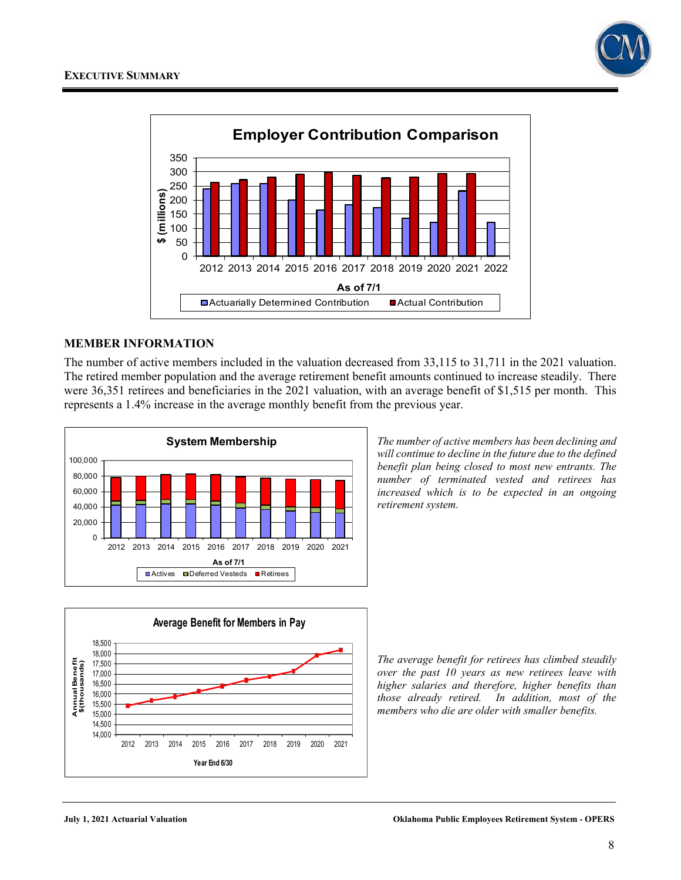**Employer Contribution Comparison**

$ (millions)

As of 7/1

Actuarially Determined Contribution / Actual Contribution

## MEMBER INFORMATION

The number of active members included in the valuation decreased from 33,115 to 31,711 in the 2021 valuation. The retired member population and the average retirement benefit amounts continued to increase steadily. There were 36,351 retirees and beneficiaries in the 2021 valuation, with an average benefit of $1,515 per month. This represents a 1.4% increase in the average monthly benefit from the previous year.

**System Membership**

As of 7/1

Actives / Deferred Vesteds / Retirees

*The number of active members has been declining and will continue to decline in the future due to the defined benefit plan being closed to most new entrants. The number of terminated vested and retirees has increased which is to be expected in an ongoing retirement system.*

**Average Benefit for Members in Pay**

Annual Benefit $(thousands)

Year End 6/30

*The average benefit for retirees has climbed steadily over the past 10 years as new retirees leave with higher salaries and therefore, higher benefits than those already retired. In addition, most of the members who die are older with smaller benefits.*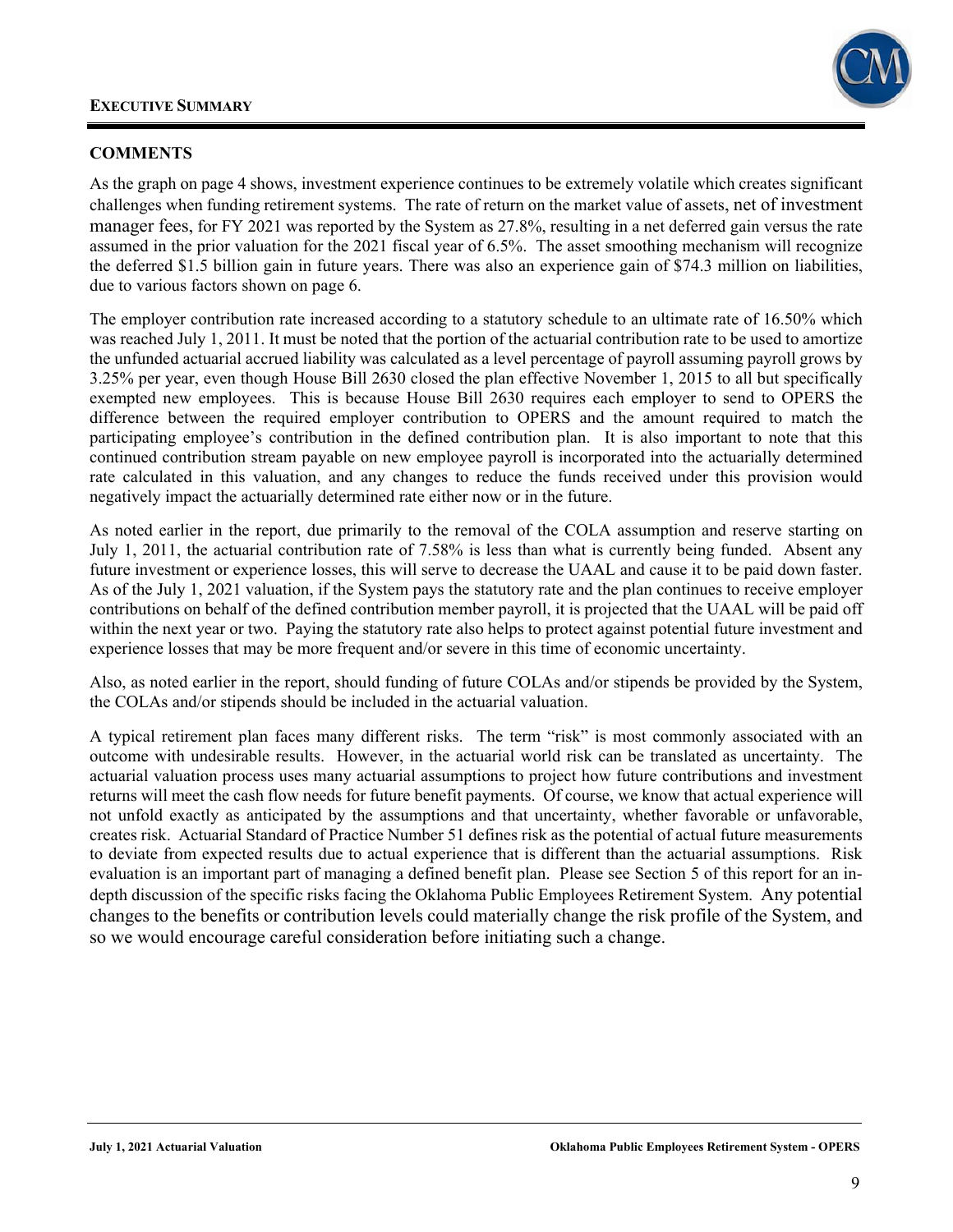## COMMENTS

As the graph on page 4 shows, investment experience continues to be extremely volatile which creates significant challenges when funding retirement systems. The rate of return on the market value of assets, net of investment manager fees, for FY 2021 was reported by the System as 27.8%, resulting in a net deferred gain versus the rate assumed in the prior valuation for the 2021 fiscal year of 6.5%. The asset smoothing mechanism will recognize the deferred $1.5 billion gain in future years. There was also an experience gain of $74.3 million on liabilities, due to various factors shown on page 6.

The employer contribution rate increased according to a statutory schedule to an ultimate rate of 16.50% which was reached July 1, 2011. It must be noted that the portion of the actuarial contribution rate to be used to amortize the unfunded actuarial accrued liability was calculated as a level percentage of payroll assuming payroll grows by 3.25% per year, even though House Bill 2630 closed the plan effective November 1, 2015 to all but specifically exempted new employees. This is because House Bill 2630 requires each employer to send to OPERS the difference between the required employer contribution to OPERS and the amount required to match the participating employee's contribution in the defined contribution plan. It is also important to note that this continued contribution stream payable on new employee payroll is incorporated into the actuarially determined rate calculated in this valuation, and any changes to reduce the funds received under this provision would negatively impact the actuarially determined rate either now or in the future.

As noted earlier in the report, due primarily to the removal of the COLA assumption and reserve starting on July 1, 2011, the actuarial contribution rate of 7.58% is less than what is currently being funded. Absent any future investment or experience losses, this will serve to decrease the UAAL and cause it to be paid down faster. As of the July 1, 2021 valuation, if the System pays the statutory rate and the plan continues to receive employer contributions on behalf of the defined contribution member payroll, it is projected that the UAAL will be paid off within the next year or two. Paying the statutory rate also helps to protect against potential future investment and experience losses that may be more frequent and/or severe in this time of economic uncertainty.

Also, as noted earlier in the report, should funding of future COLAs and/or stipends be provided by the System, the COLAs and/or stipends should be included in the actuarial valuation.

A typical retirement plan faces many different risks. The term "risk" is most commonly associated with an outcome with undesirable results. However, in the actuarial world risk can be translated as uncertainty. The actuarial valuation process uses many actuarial assumptions to project how future contributions and investment returns will meet the cash flow needs for future benefit payments. Of course, we know that actual experience will not unfold exactly as anticipated by the assumptions and that uncertainty, whether favorable or unfavorable, creates risk. Actuarial Standard of Practice Number 51 defines risk as the potential of actual future measurements to deviate from expected results due to actual experience that is different than the actuarial assumptions. Risk evaluation is an important part of managing a defined benefit plan. Please see Section 5 of this report for an in-depth discussion of the specific risks facing the Oklahoma Public Employees Retirement System. Any potential changes to the benefits or contribution levels could materially change the risk profile of the System, and so we would encourage careful consideration before initiating such a change.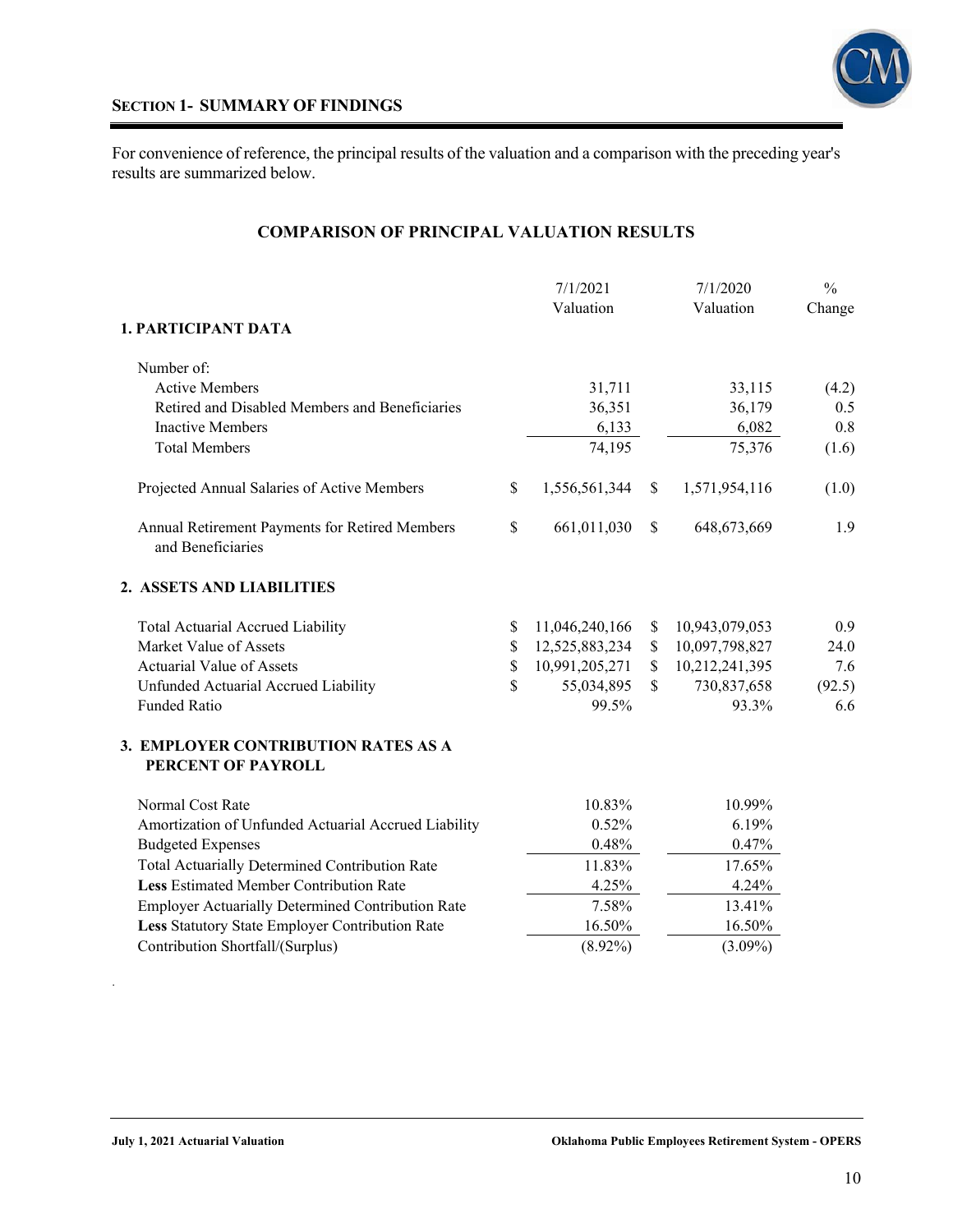## SECTION 1- SUMMARY OF FINDINGS

For convenience of reference, the principal results of the valuation and a comparison with the preceding year's results are summarized below.

### COMPARISON OF PRINCIPAL VALUATION RESULTS

| | 7/1/2021 Valuation | 7/1/2020 Valuation | % Change |
|---|---|---|---|
| **1. PARTICIPANT DATA** | | | |
| Number of: | | | |
| Active Members | 31,711 | 33,115 | (4.2) |
| Retired and Disabled Members and Beneficiaries | 36,351 | 36,179 | 0.5 |
| Inactive Members | 6,133 | 6,082 | 0.8 |
| Total Members | 74,195 | 75,376 | (1.6) |
| Projected Annual Salaries of Active Members | $ 1,556,561,344 | $ 1,571,954,116 | (1.0) |
| Annual Retirement Payments for Retired Members and Beneficiaries | $ 661,011,030 | $ 648,673,669 | 1.9 |
| **2. ASSETS AND LIABILITIES** | | | |
| Total Actuarial Accrued Liability | $ 11,046,240,166 | $ 10,943,079,053 | 0.9 |
| Market Value of Assets | $ 12,525,883,234 | $ 10,097,798,827 | 24.0 |
| Actuarial Value of Assets | $ 10,991,205,271 | $ 10,212,241,395 | 7.6 |
| Unfunded Actuarial Accrued Liability | $ 55,034,895 | $ 730,837,658 | (92.5) |
| Funded Ratio | 99.5% | 93.3% | 6.6 |
| **3. EMPLOYER CONTRIBUTION RATES AS A PERCENT OF PAYROLL** | | | |
| Normal Cost Rate | 10.83% | 10.99% | |
| Amortization of Unfunded Actuarial Accrued Liability | 0.52% | 6.19% | |
| Budgeted Expenses | 0.48% | 0.47% | |
| Total Actuarially Determined Contribution Rate | 11.83% | 17.65% | |
| **Less** Estimated Member Contribution Rate | 4.25% | 4.24% | |
| Employer Actuarially Determined Contribution Rate | 7.58% | 13.41% | |
| **Less** Statutory State Employer Contribution Rate | 16.50% | 16.50% | |
| Contribution Shortfall/(Surplus) | (8.92%) | (3.09%) | |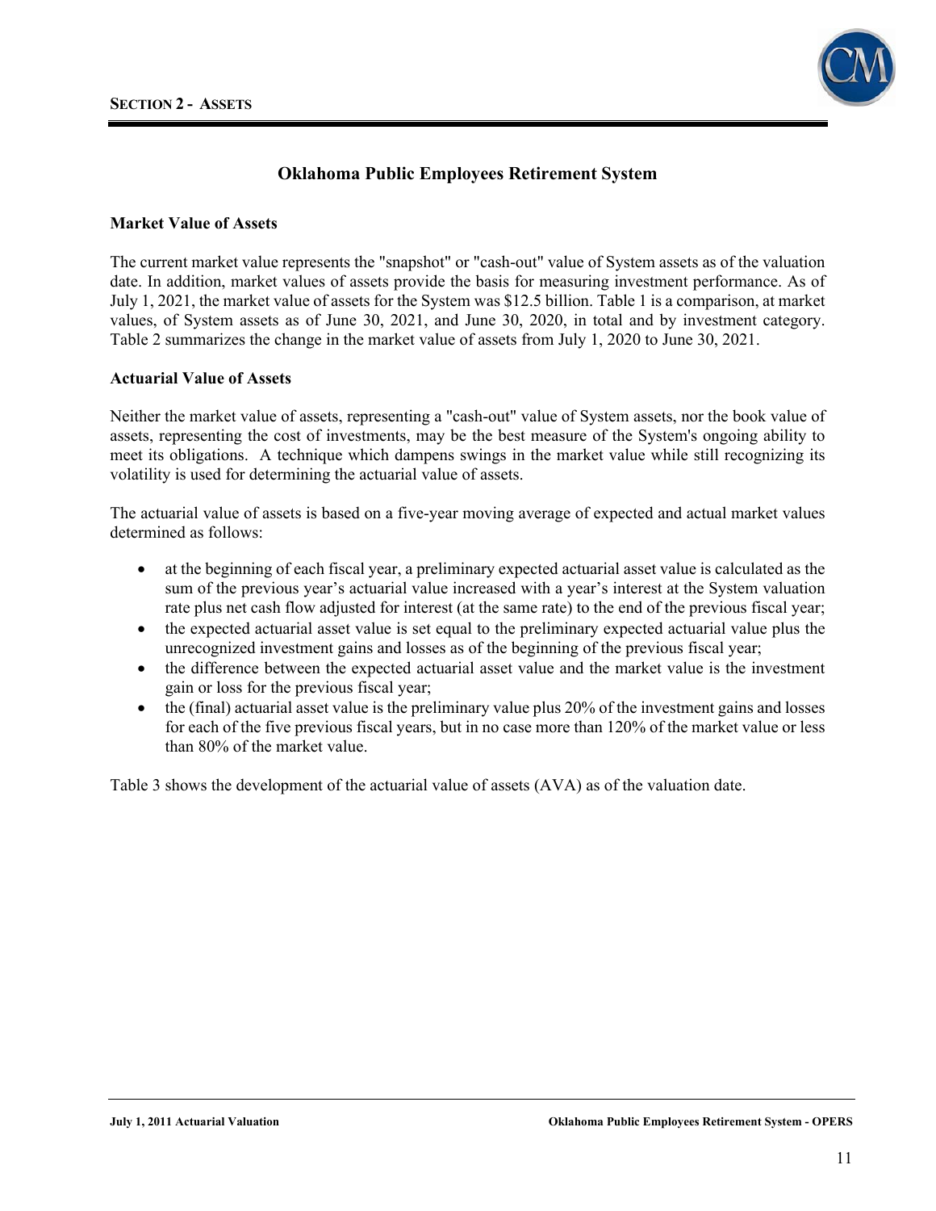## Oklahoma Public Employees Retirement System

### Market Value of Assets

The current market value represents the "snapshot" or "cash-out" value of System assets as of the valuation date. In addition, market values of assets provide the basis for measuring investment performance. As of July 1, 2021, the market value of assets for the System was $12.5 billion. Table 1 is a comparison, at market values, of System assets as of June 30, 2021, and June 30, 2020, in total and by investment category. Table 2 summarizes the change in the market value of assets from July 1, 2020 to June 30, 2021.

### Actuarial Value of Assets

Neither the market value of assets, representing a "cash-out" value of System assets, nor the book value of assets, representing the cost of investments, may be the best measure of the System's ongoing ability to meet its obligations. A technique which dampens swings in the market value while still recognizing its volatility is used for determining the actuarial value of assets.

The actuarial value of assets is based on a five-year moving average of expected and actual market values determined as follows:

- at the beginning of each fiscal year, a preliminary expected actuarial asset value is calculated as the sum of the previous year's actuarial value increased with a year's interest at the System valuation rate plus net cash flow adjusted for interest (at the same rate) to the end of the previous fiscal year;
- the expected actuarial asset value is set equal to the preliminary expected actuarial value plus the unrecognized investment gains and losses as of the beginning of the previous fiscal year;
- the difference between the expected actuarial asset value and the market value is the investment gain or loss for the previous fiscal year;
- the (final) actuarial asset value is the preliminary value plus 20% of the investment gains and losses for each of the five previous fiscal years, but in no case more than 120% of the market value or less than 80% of the market value.

Table 3 shows the development of the actuarial value of assets (AVA) as of the valuation date.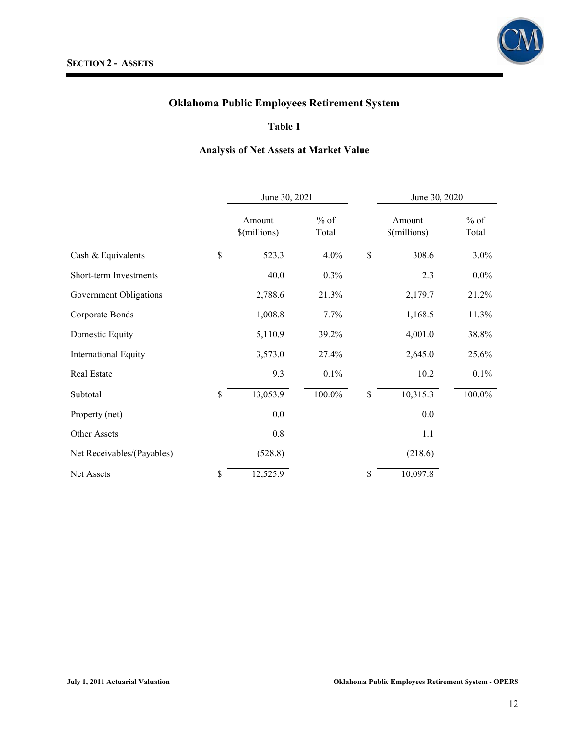## Oklahoma Public Employees Retirement System

### Table 1

### Analysis of Net Assets at Market Value

| | June 30, 2021 | | June 30, 2020 | |
|---|---|---|---|---|
| | Amount $(millions) | % of Total | Amount $(millions) | % of Total |
| Cash & Equivalents | $ 523.3 | 4.0% | $ 308.6 | 3.0% |
| Short-term Investments | 40.0 | 0.3% | 2.3 | 0.0% |
| Government Obligations | 2,788.6 | 21.3% | 2,179.7 | 21.2% |
| Corporate Bonds | 1,008.8 | 7.7% | 1,168.5 | 11.3% |
| Domestic Equity | 5,110.9 | 39.2% | 4,001.0 | 38.8% |
| International Equity | 3,573.0 | 27.4% | 2,645.0 | 25.6% |
| Real Estate | 9.3 | 0.1% | 10.2 | 0.1% |
| Subtotal | $ 13,053.9 | 100.0% | $ 10,315.3 | 100.0% |
| Property (net) | 0.0 | | 0.0 | |
| Other Assets | 0.8 | | 1.1 | |
| Net Receivables/(Payables) | (528.8) | | (218.6) | |
| Net Assets | $ 12,525.9 | | $ 10,097.8 | |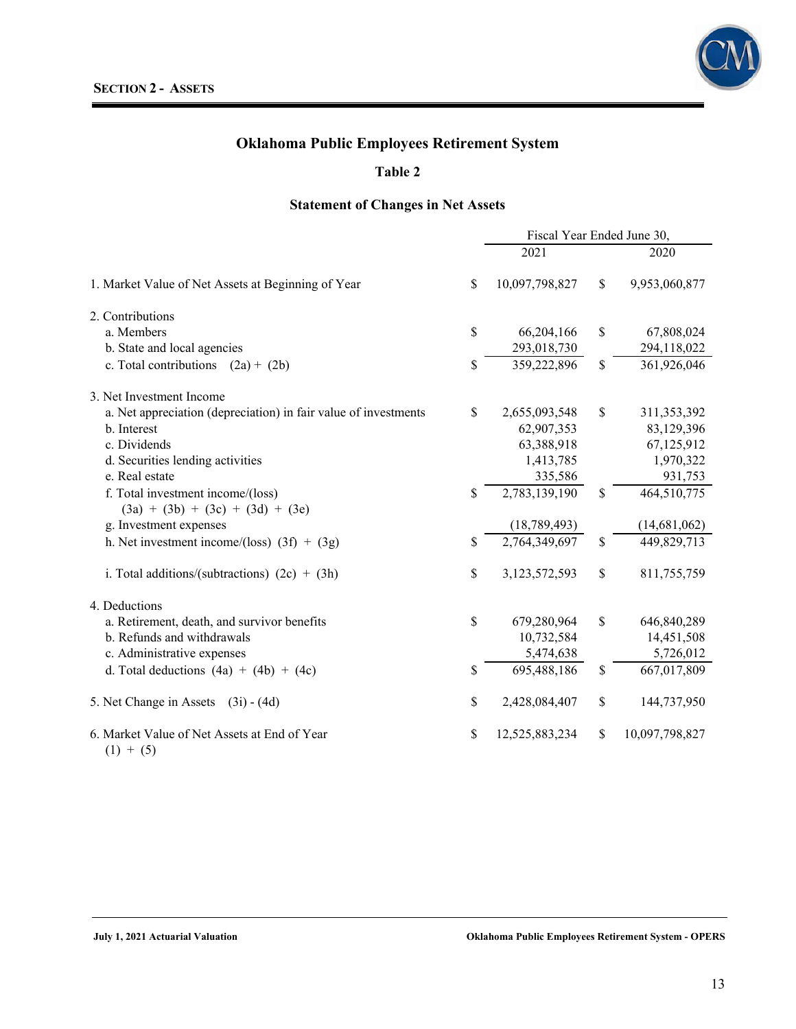## SECTION 2 - ASSETS

# Oklahoma Public Employees Retirement System

## Table 2

## Statement of Changes in Net Assets

| | Fiscal Year Ended June 30, 2021 | Fiscal Year Ended June 30, 2020 |
|---|---|---|
| 1. Market Value of Net Assets at Beginning of Year | $ 10,097,798,827 | $ 9,953,060,877 |
| 2. Contributions | | |
| a. Members | $ 66,204,166 | $ 67,808,024 |
| b. State and local agencies | 293,018,730 | 294,118,022 |
| c. Total contributions (2a) + (2b) | $ 359,222,896 | $ 361,926,046 |
| 3. Net Investment Income | | |
| a. Net appreciation (depreciation) in fair value of investments | $ 2,655,093,548 | $ 311,353,392 |
| b. Interest | 62,907,353 | 83,129,396 |
| c. Dividends | 63,388,918 | 67,125,912 |
| d. Securities lending activities | 1,413,785 | 1,970,322 |
| e. Real estate | 335,586 | 931,753 |
| f. Total investment income/(loss) (3a) + (3b) + (3c) + (3d) + (3e) | $ 2,783,139,190 | $ 464,510,775 |
| g. Investment expenses | (18,789,493) | (14,681,062) |
| h. Net investment income/(loss) (3f) + (3g) | $ 2,764,349,697 | $ 449,829,713 |
| i. Total additions/(subtractions) (2c) + (3h) | $ 3,123,572,593 | $ 811,755,759 |
| 4. Deductions | | |
| a. Retirement, death, and survivor benefits | $ 679,280,964 | $ 646,840,289 |
| b. Refunds and withdrawals | 10,732,584 | 14,451,508 |
| c. Administrative expenses | 5,474,638 | 5,726,012 |
| d. Total deductions (4a) + (4b) + (4c) | $ 695,488,186 | $ 667,017,809 |
| 5. Net Change in Assets (3i) - (4d) | $ 2,428,084,407 | $ 144,737,950 |
| 6. Market Value of Net Assets at End of Year (1) + (5) | $ 12,525,883,234 | $ 10,097,798,827 |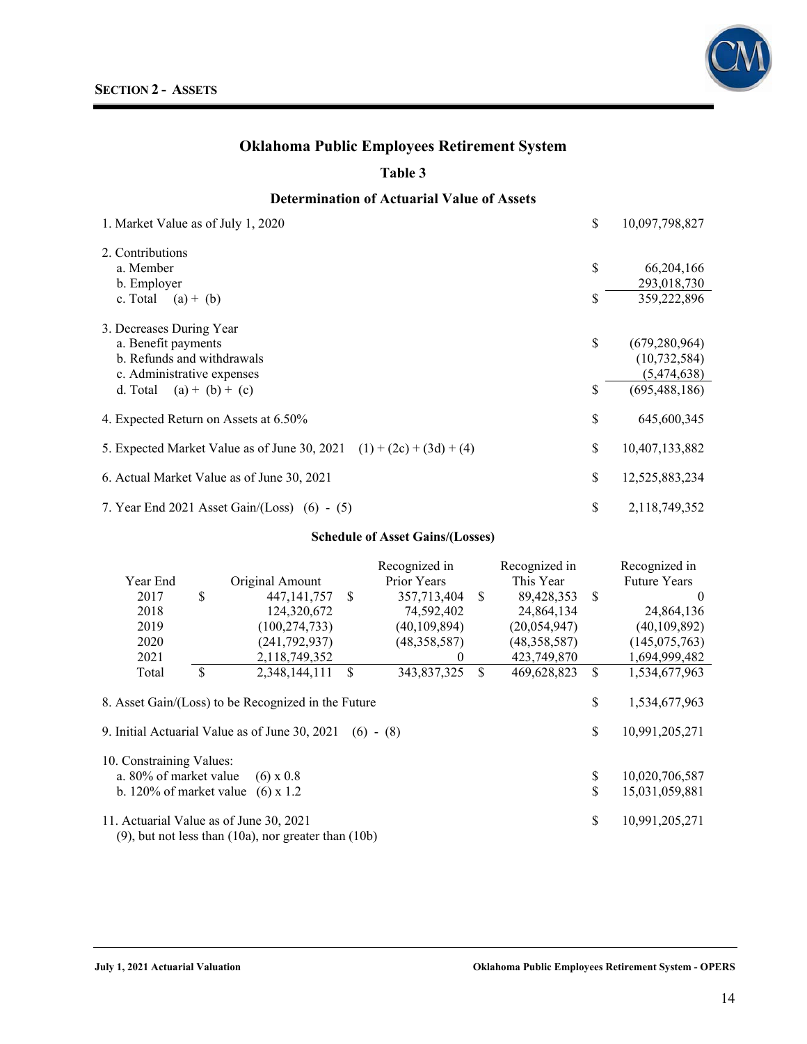## Section 2 - Assets

# Oklahoma Public Employees Retirement System

### Table 3

### Determination of Actuarial Value of Assets

| | | |
|---|---|---|
| 1. Market Value as of July 1, 2020 | $ | 10,097,798,827 |
| 2. Contributions | | |
| a. Member | $ | 66,204,166 |
| b. Employer | | 293,018,730 |
| c. Total (a) + (b) | $ | 359,222,896 |
| 3. Decreases During Year | | |
| a. Benefit payments | $ | (679,280,964) |
| b. Refunds and withdrawals | | (10,732,584) |
| c. Administrative expenses | | (5,474,638) |
| d. Total (a) + (b) + (c) | $ | (695,488,186) |
| 4. Expected Return on Assets at 6.50% | $ | 645,600,345 |
| 5. Expected Market Value as of June 30, 2021 (1) + (2c) + (3d) + (4) | $ | 10,407,133,882 |
| 6. Actual Market Value as of June 30, 2021 | $ | 12,525,883,234 |
| 7. Year End 2021 Asset Gain/(Loss) (6) - (5) | $ | 2,118,749,352 |

**Schedule of Asset Gains/(Losses)**

| Year End | Original Amount | Recognized in Prior Years | Recognized in This Year | Recognized in Future Years |
|---|---|---|---|---|
| 2017 | $ 447,141,757 | $ 357,713,404 | $ 89,428,353 | $ 0 |
| 2018 | 124,320,672 | 74,592,402 | 24,864,134 | 24,864,136 |
| 2019 | (100,274,733) | (40,109,894) | (20,054,947) | (40,109,892) |
| 2020 | (241,792,937) | (48,358,587) | (48,358,587) | (145,075,763) |
| 2021 | 2,118,749,352 | 0 | 423,749,870 | 1,694,999,482 |
| Total | $ 2,348,144,111 | $ 343,837,325 | $ 469,628,823 | $ 1,534,677,963 |

| | | |
|---|---|---|
| 8. Asset Gain/(Loss) to be Recognized in the Future | $ | 1,534,677,963 |
| 9. Initial Actuarial Value as of June 30, 2021 (6) - (8) | $ | 10,991,205,271 |
| 10. Constraining Values: | | |
| a. 80% of market value (6) x 0.8 | $ | 10,020,706,587 |
| b. 120% of market value (6) x 1.2 | $ | 15,031,059,881 |
| 11. Actuarial Value as of June 30, 2021<br>(9), but not less than (10a), nor greater than (10b) | $ | 10,991,205,271 |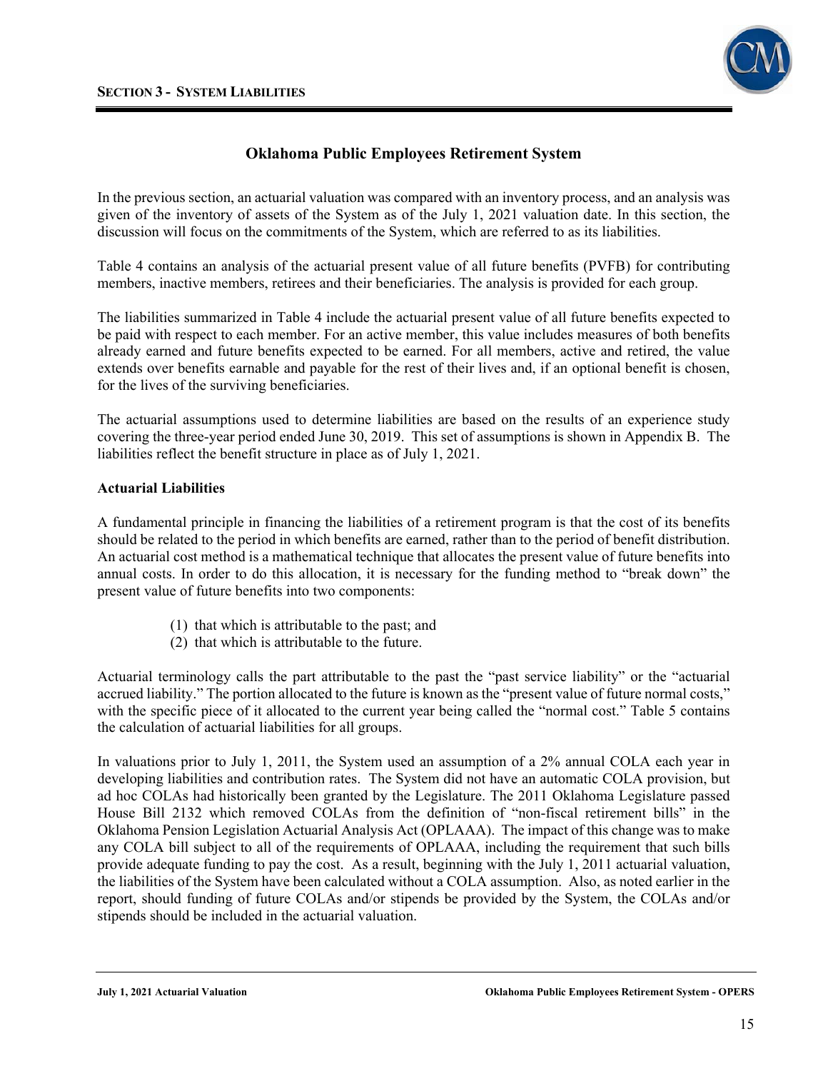## Oklahoma Public Employees Retirement System

In the previous section, an actuarial valuation was compared with an inventory process, and an analysis was given of the inventory of assets of the System as of the July 1, 2021 valuation date. In this section, the discussion will focus on the commitments of the System, which are referred to as its liabilities.

Table 4 contains an analysis of the actuarial present value of all future benefits (PVFB) for contributing members, inactive members, retirees and their beneficiaries. The analysis is provided for each group.

The liabilities summarized in Table 4 include the actuarial present value of all future benefits expected to be paid with respect to each member. For an active member, this value includes measures of both benefits already earned and future benefits expected to be earned. For all members, active and retired, the value extends over benefits earnable and payable for the rest of their lives and, if an optional benefit is chosen, for the lives of the surviving beneficiaries.

The actuarial assumptions used to determine liabilities are based on the results of an experience study covering the three-year period ended June 30, 2019. This set of assumptions is shown in Appendix B. The liabilities reflect the benefit structure in place as of July 1, 2021.

### Actuarial Liabilities

A fundamental principle in financing the liabilities of a retirement program is that the cost of its benefits should be related to the period in which benefits are earned, rather than to the period of benefit distribution. An actuarial cost method is a mathematical technique that allocates the present value of future benefits into annual costs. In order to do this allocation, it is necessary for the funding method to "break down" the present value of future benefits into two components:

(1) that which is attributable to the past; and
(2) that which is attributable to the future.

Actuarial terminology calls the part attributable to the past the "past service liability" or the "actuarial accrued liability." The portion allocated to the future is known as the "present value of future normal costs," with the specific piece of it allocated to the current year being called the "normal cost." Table 5 contains the calculation of actuarial liabilities for all groups.

In valuations prior to July 1, 2011, the System used an assumption of a 2% annual COLA each year in developing liabilities and contribution rates. The System did not have an automatic COLA provision, but ad hoc COLAs had historically been granted by the Legislature. The 2011 Oklahoma Legislature passed House Bill 2132 which removed COLAs from the definition of "non-fiscal retirement bills" in the Oklahoma Pension Legislation Actuarial Analysis Act (OPLAAA). The impact of this change was to make any COLA bill subject to all of the requirements of OPLAAA, including the requirement that such bills provide adequate funding to pay the cost. As a result, beginning with the July 1, 2011 actuarial valuation, the liabilities of the System have been calculated without a COLA assumption. Also, as noted earlier in the report, should funding of future COLAs and/or stipends be provided by the System, the COLAs and/or stipends should be included in the actuarial valuation.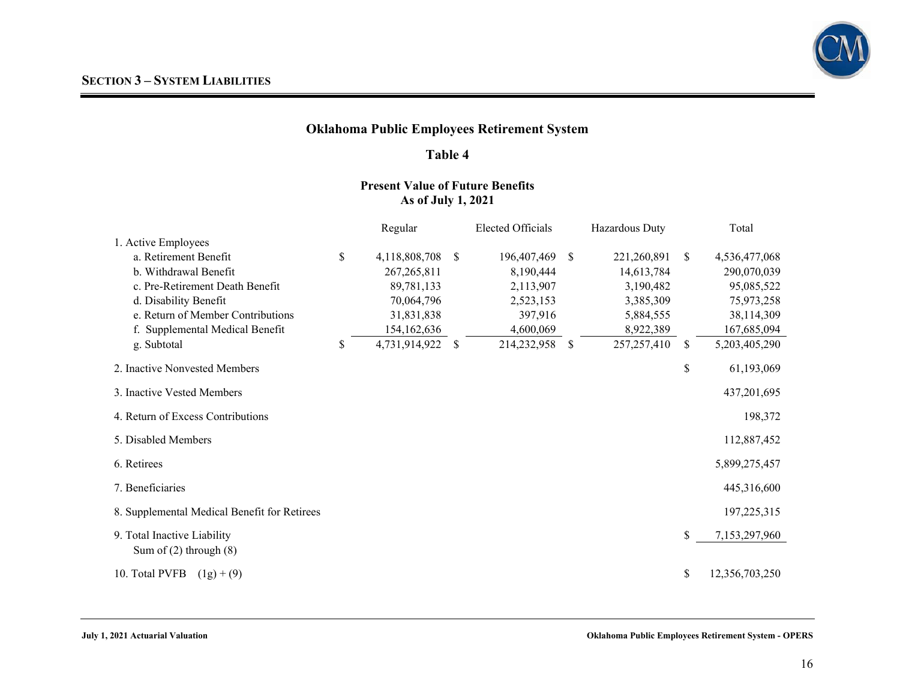## SECTION 3 – SYSTEM LIABILITIES

### Oklahoma Public Employees Retirement System

### Table 4

**Present Value of Future Benefits**
**As of July 1, 2021**

| | Regular | Elected Officials | Hazardous Duty | Total |
|---|---|---|---|---|
| 1. Active Employees | | | | |
| a. Retirement Benefit | $ 4,118,808,708 | $ 196,407,469 | $ 221,260,891 | $ 4,536,477,068 |
| b. Withdrawal Benefit | 267,265,811 | 8,190,444 | 14,613,784 | 290,070,039 |
| c. Pre-Retirement Death Benefit | 89,781,133 | 2,113,907 | 3,190,482 | 95,085,522 |
| d. Disability Benefit | 70,064,796 | 2,523,153 | 3,385,309 | 75,973,258 |
| e. Return of Member Contributions | 31,831,838 | 397,916 | 5,884,555 | 38,114,309 |
| f. Supplemental Medical Benefit | 154,162,636 | 4,600,069 | 8,922,389 | 167,685,094 |
| g. Subtotal | $ 4,731,914,922 | $ 214,232,958 | $ 257,257,410 | $ 5,203,405,290 |
| 2. Inactive Nonvested Members | | | | $ 61,193,069 |
| 3. Inactive Vested Members | | | | 437,201,695 |
| 4. Return of Excess Contributions | | | | 198,372 |
| 5. Disabled Members | | | | 112,887,452 |
| 6. Retirees | | | | 5,899,275,457 |
| 7. Beneficiaries | | | | 445,316,600 |
| 8. Supplemental Medical Benefit for Retirees | | | | 197,225,315 |
| 9. Total Inactive Liability<br>Sum of (2) through (8) | | | | $ 7,153,297,960 |
| 10. Total PVFB (1g) + (9) | | | | $ 12,356,703,250 |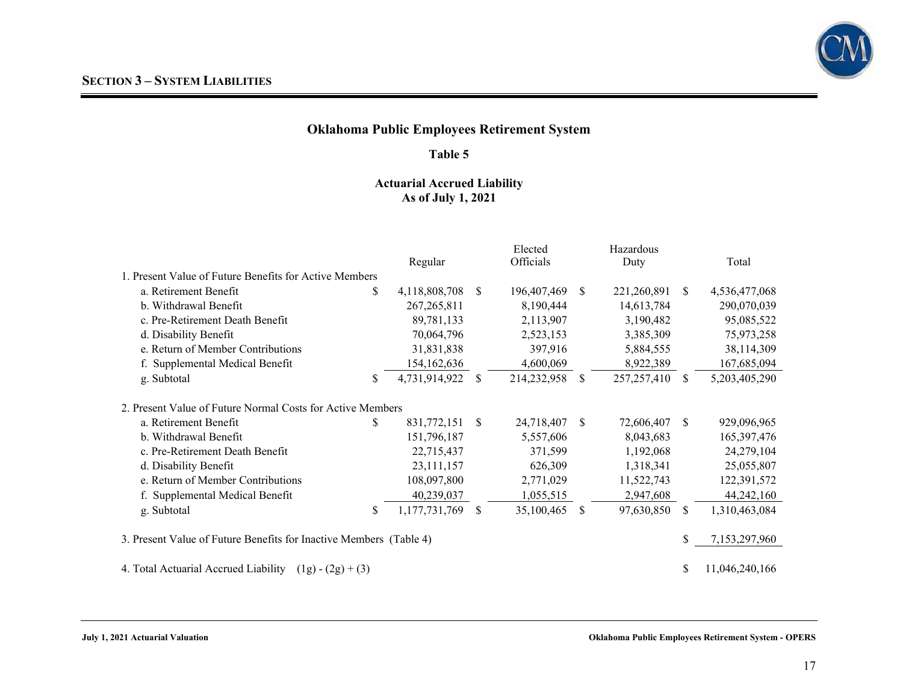## SECTION 3 – SYSTEM LIABILITIES

### Oklahoma Public Employees Retirement System

### Table 5

### Actuarial Accrued Liability
### As of July 1, 2021

| | Regular | Elected Officials | Hazardous Duty | Total |
|---|---|---|---|---|
| 1. Present Value of Future Benefits for Active Members | | | | |
| a. Retirement Benefit | $ 4,118,808,708 | $ 196,407,469 | $ 221,260,891 | $ 4,536,477,068 |
| b. Withdrawal Benefit | 267,265,811 | 8,190,444 | 14,613,784 | 290,070,039 |
| c. Pre-Retirement Death Benefit | 89,781,133 | 2,113,907 | 3,190,482 | 95,085,522 |
| d. Disability Benefit | 70,064,796 | 2,523,153 | 3,385,309 | 75,973,258 |
| e. Return of Member Contributions | 31,831,838 | 397,916 | 5,884,555 | 38,114,309 |
| f. Supplemental Medical Benefit | 154,162,636 | 4,600,069 | 8,922,389 | 167,685,094 |
| g. Subtotal | $ 4,731,914,922 | $ 214,232,958 | $ 257,257,410 | $ 5,203,405,290 |
| 2. Present Value of Future Normal Costs for Active Members | | | | |
| a. Retirement Benefit | $ 831,772,151 | $ 24,718,407 | $ 72,606,407 | $ 929,096,965 |
| b. Withdrawal Benefit | 151,796,187 | 5,557,606 | 8,043,683 | 165,397,476 |
| c. Pre-Retirement Death Benefit | 22,715,437 | 371,599 | 1,192,068 | 24,279,104 |
| d. Disability Benefit | 23,111,157 | 626,309 | 1,318,341 | 25,055,807 |
| e. Return of Member Contributions | 108,097,800 | 2,771,029 | 11,522,743 | 122,391,572 |
| f. Supplemental Medical Benefit | 40,239,037 | 1,055,515 | 2,947,608 | 44,242,160 |
| g. Subtotal | $ 1,177,731,769 | $ 35,100,465 | $ 97,630,850 | $ 1,310,463,084 |
| 3. Present Value of Future Benefits for Inactive Members (Table 4) | | | | $ 7,153,297,960 |
| 4. Total Actuarial Accrued Liability (1g) - (2g) + (3) | | | | $ 11,046,240,166 |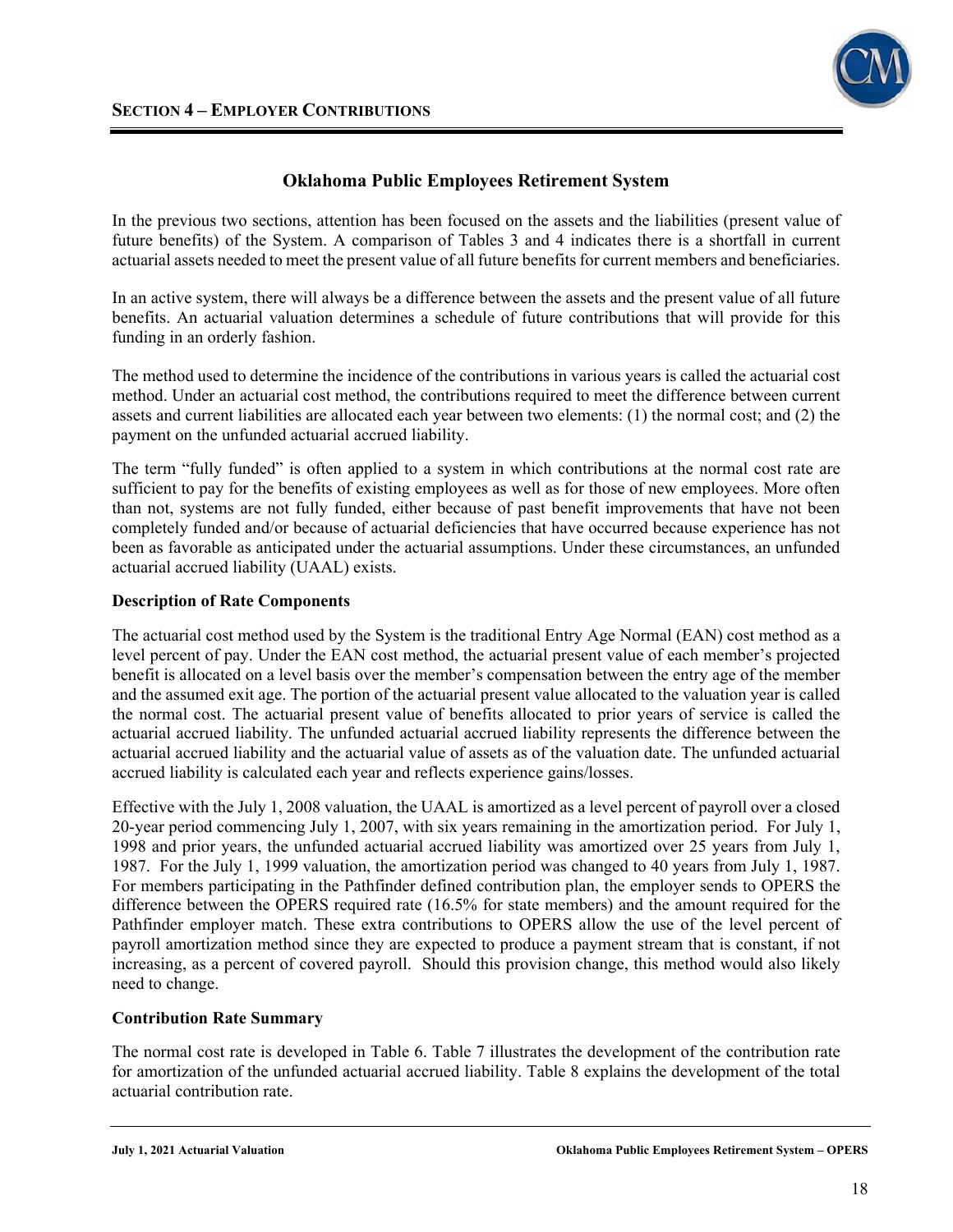## SECTION 4 – EMPLOYER CONTRIBUTIONS

### Oklahoma Public Employees Retirement System

In the previous two sections, attention has been focused on the assets and the liabilities (present value of future benefits) of the System. A comparison of Tables 3 and 4 indicates there is a shortfall in current actuarial assets needed to meet the present value of all future benefits for current members and beneficiaries.

In an active system, there will always be a difference between the assets and the present value of all future benefits. An actuarial valuation determines a schedule of future contributions that will provide for this funding in an orderly fashion.

The method used to determine the incidence of the contributions in various years is called the actuarial cost method. Under an actuarial cost method, the contributions required to meet the difference between current assets and current liabilities are allocated each year between two elements: (1) the normal cost; and (2) the payment on the unfunded actuarial accrued liability.

The term "fully funded" is often applied to a system in which contributions at the normal cost rate are sufficient to pay for the benefits of existing employees as well as for those of new employees. More often than not, systems are not fully funded, either because of past benefit improvements that have not been completely funded and/or because of actuarial deficiencies that have occurred because experience has not been as favorable as anticipated under the actuarial assumptions. Under these circumstances, an unfunded actuarial accrued liability (UAAL) exists.

**Description of Rate Components**

The actuarial cost method used by the System is the traditional Entry Age Normal (EAN) cost method as a level percent of pay. Under the EAN cost method, the actuarial present value of each member's projected benefit is allocated on a level basis over the member's compensation between the entry age of the member and the assumed exit age. The portion of the actuarial present value allocated to the valuation year is called the normal cost. The actuarial present value of benefits allocated to prior years of service is called the actuarial accrued liability. The unfunded actuarial accrued liability represents the difference between the actuarial accrued liability and the actuarial value of assets as of the valuation date. The unfunded actuarial accrued liability is calculated each year and reflects experience gains/losses.

Effective with the July 1, 2008 valuation, the UAAL is amortized as a level percent of payroll over a closed 20-year period commencing July 1, 2007, with six years remaining in the amortization period. For July 1, 1998 and prior years, the unfunded actuarial accrued liability was amortized over 25 years from July 1, 1987. For the July 1, 1999 valuation, the amortization period was changed to 40 years from July 1, 1987. For members participating in the Pathfinder defined contribution plan, the employer sends to OPERS the difference between the OPERS required rate (16.5% for state members) and the amount required for the Pathfinder employer match. These extra contributions to OPERS allow the use of the level percent of payroll amortization method since they are expected to produce a payment stream that is constant, if not increasing, as a percent of covered payroll. Should this provision change, this method would also likely need to change.

**Contribution Rate Summary**

The normal cost rate is developed in Table 6. Table 7 illustrates the development of the contribution rate for amortization of the unfunded actuarial accrued liability. Table 8 explains the development of the total actuarial contribution rate.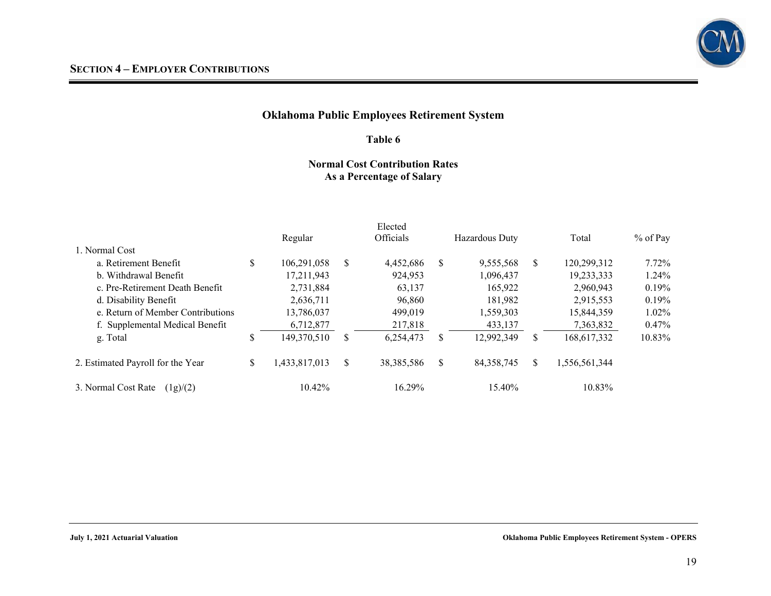## SECTION 4 – EMPLOYER CONTRIBUTIONS

### Oklahoma Public Employees Retirement System

**Table 6**

**Normal Cost Contribution Rates**
**As a Percentage of Salary**

| | Regular | Elected Officials | Hazardous Duty | Total | % of Pay |
|---|---|---|---|---|---|
| 1. Normal Cost | | | | | |
| a. Retirement Benefit | $ 106,291,058 | $ 4,452,686 | $ 9,555,568 | $ 120,299,312 | 7.72% |
| b. Withdrawal Benefit | 17,211,943 | 924,953 | 1,096,437 | 19,233,333 | 1.24% |
| c. Pre-Retirement Death Benefit | 2,731,884 | 63,137 | 165,922 | 2,960,943 | 0.19% |
| d. Disability Benefit | 2,636,711 | 96,860 | 181,982 | 2,915,553 | 0.19% |
| e. Return of Member Contributions | 13,786,037 | 499,019 | 1,559,303 | 15,844,359 | 1.02% |
| f. Supplemental Medical Benefit | 6,712,877 | 217,818 | 433,137 | 7,363,832 | 0.47% |
| g. Total | $ 149,370,510 | $ 6,254,473 | $ 12,992,349 | $ 168,617,332 | 10.83% |
| 2. Estimated Payroll for the Year | $ 1,433,817,013 | $ 38,385,586 | $ 84,358,745 | $ 1,556,561,344 | |
| 3. Normal Cost Rate (1g)/(2) | 10.42% | 16.29% | 15.40% | 10.83% | |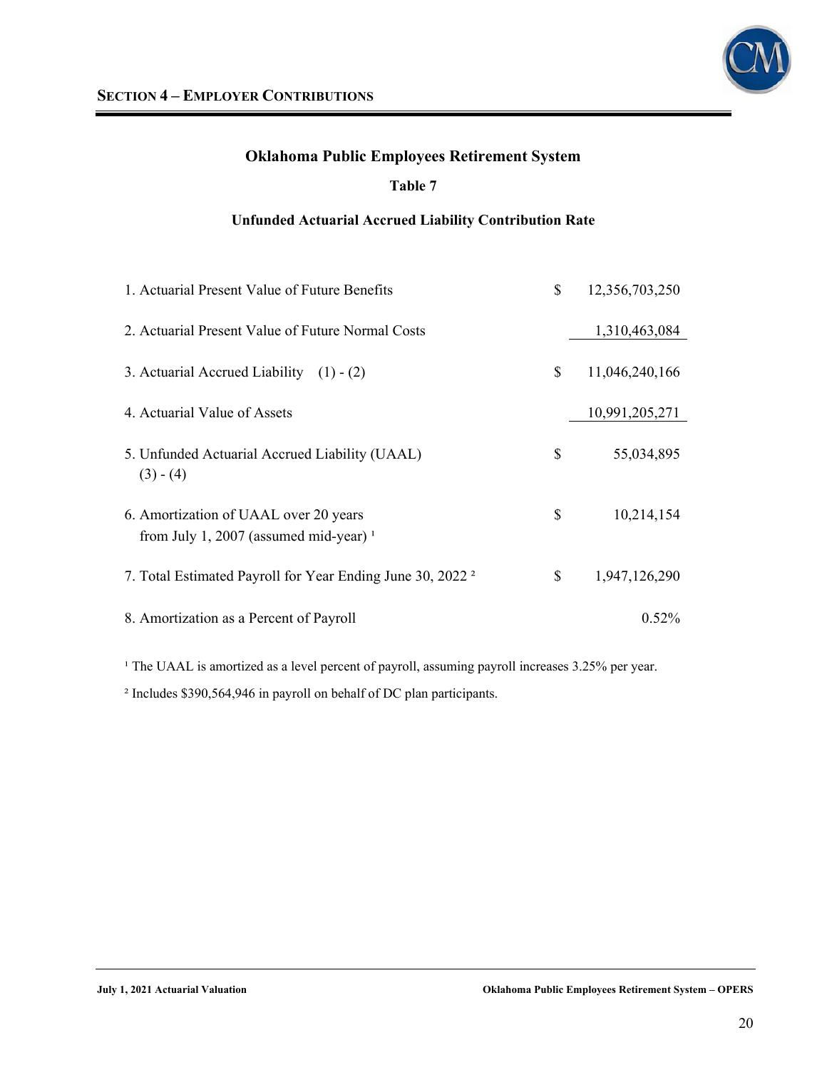**SECTION 4 – EMPLOYER CONTRIBUTIONS**

## Oklahoma Public Employees Retirement System

### Table 7

### Unfunded Actuarial Accrued Liability Contribution Rate

| | | |
|---|---|---|
| 1. Actuarial Present Value of Future Benefits | $ | 12,356,703,250 |
| 2. Actuarial Present Value of Future Normal Costs | | 1,310,463,084 |
| 3. Actuarial Accrued Liability (1) - (2) | $ | 11,046,240,166 |
| 4. Actuarial Value of Assets | | 10,991,205,271 |
| 5. Unfunded Actuarial Accrued Liability (UAAL) (3) - (4) | $ | 55,034,895 |
| 6. Amortization of UAAL over 20 years from July 1, 2007 (assumed mid-year) [1] | $ | 10,214,154 |
| 7. Total Estimated Payroll for Year Ending June 30, 2022 [2] | $ | 1,947,126,290 |
| 8. Amortization as a Percent of Payroll | | 0.52% |

[1] The UAAL is amortized as a level percent of payroll, assuming payroll increases 3.25% per year.

[2] Includes $390,564,946 in payroll on behalf of DC plan participants.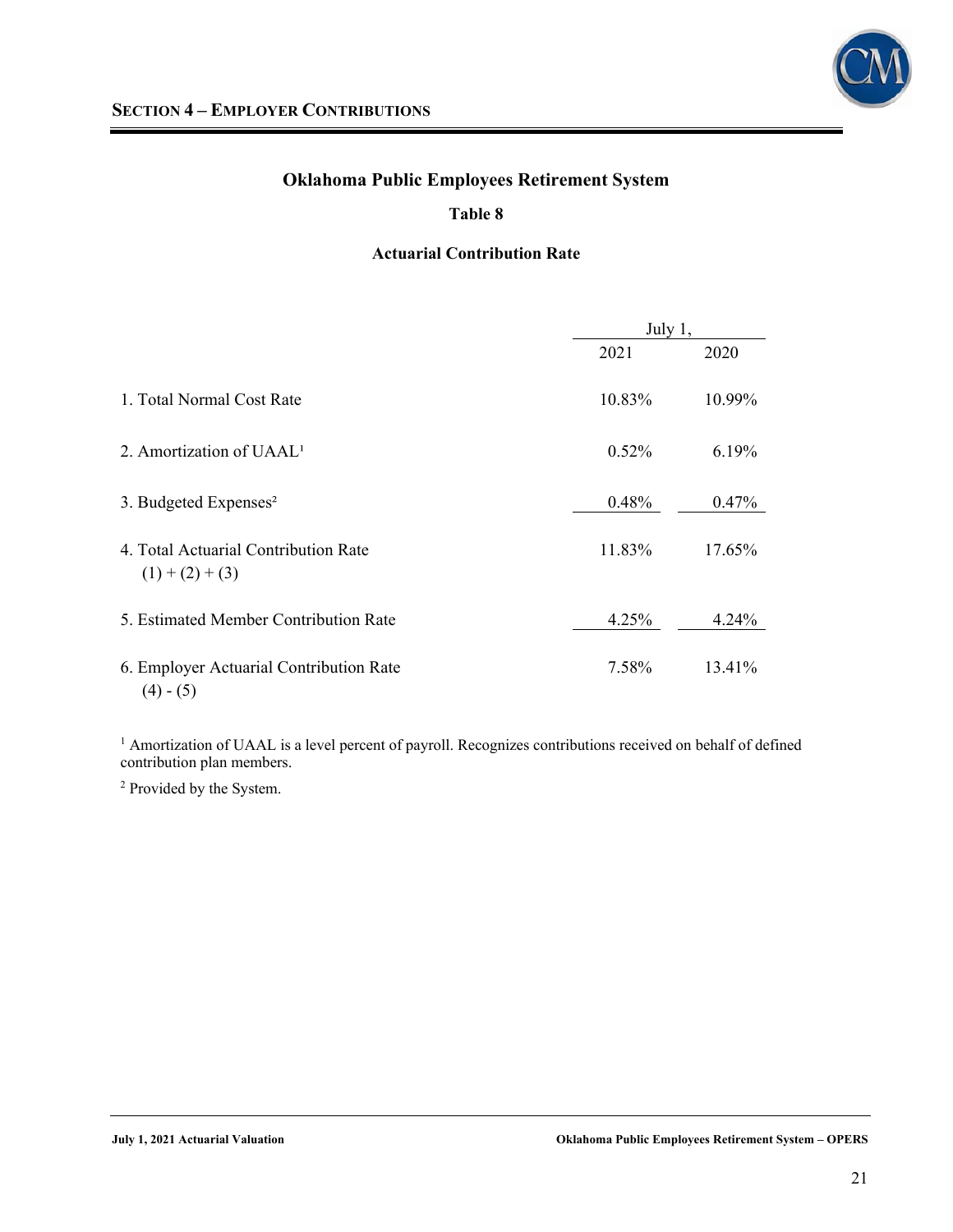## SECTION 4 – EMPLOYER CONTRIBUTIONS

### Oklahoma Public Employees Retirement System

**Table 8**

**Actuarial Contribution Rate**

| | July 1, 2021 | July 1, 2020 |
|---|---|---|
| 1. Total Normal Cost Rate | 10.83% | 10.99% |
| 2. Amortization of UAAL[1] | 0.52% | 6.19% |
| 3. Budgeted Expenses[2] | 0.48% | 0.47% |
| 4. Total Actuarial Contribution Rate (1) + (2) + (3) | 11.83% | 17.65% |
| 5. Estimated Member Contribution Rate | 4.25% | 4.24% |
| 6. Employer Actuarial Contribution Rate (4) - (5) | 7.58% | 13.41% |

[1] Amortization of UAAL is a level percent of payroll. Recognizes contributions received on behalf of defined contribution plan members.

[2] Provided by the System.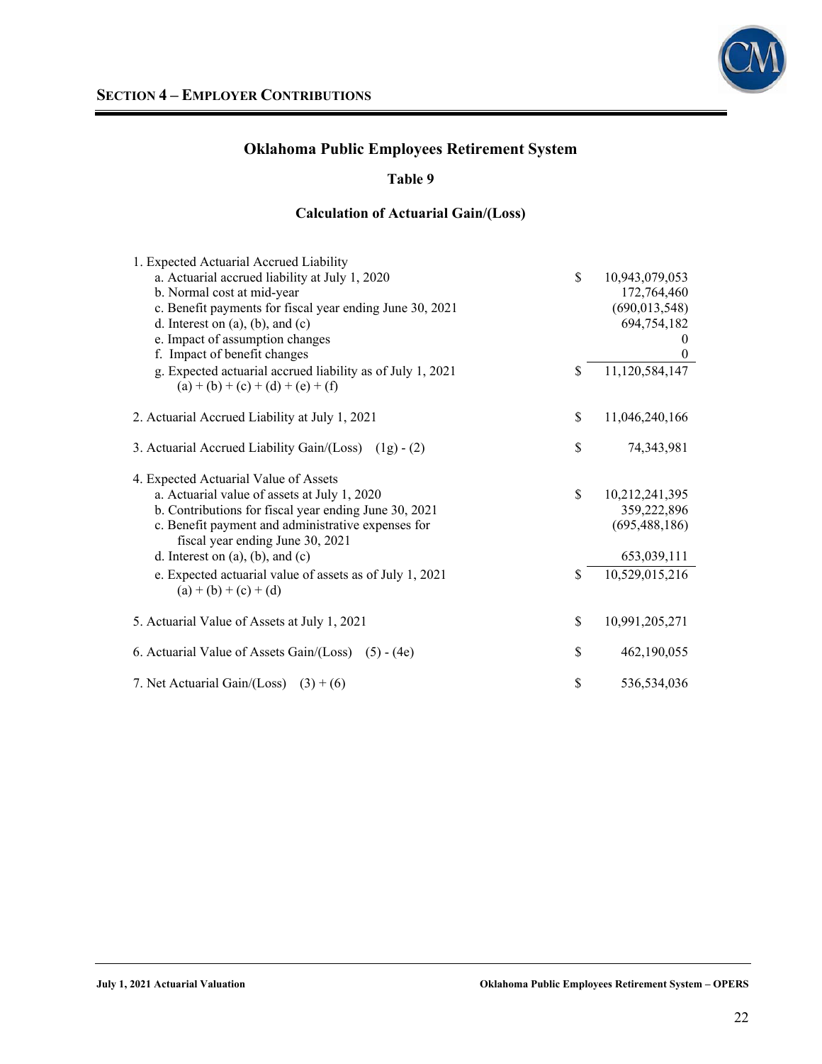## SECTION 4 – EMPLOYER CONTRIBUTIONS

### Oklahoma Public Employees Retirement System

#### Table 9

#### Calculation of Actuarial Gain/(Loss)

| | | |
|---|---|---|
| 1. Expected Actuarial Accrued Liability | | |
| a. Actuarial accrued liability at July 1, 2020 | $ | 10,943,079,053 |
| b. Normal cost at mid-year | | 172,764,460 |
| c. Benefit payments for fiscal year ending June 30, 2021 | | (690,013,548) |
| d. Interest on (a), (b), and (c) | | 694,754,182 |
| e. Impact of assumption changes | | 0 |
| f. Impact of benefit changes | | 0 |
| g. Expected actuarial accrued liability as of July 1, 2021 (a) + (b) + (c) + (d) + (e) + (f) | $ | 11,120,584,147 |
| 2. Actuarial Accrued Liability at July 1, 2021 | $ | 11,046,240,166 |
| 3. Actuarial Accrued Liability Gain/(Loss) (1g) - (2) | $ | 74,343,981 |
| 4. Expected Actuarial Value of Assets | | |
| a. Actuarial value of assets at July 1, 2020 | $ | 10,212,241,395 |
| b. Contributions for fiscal year ending June 30, 2021 | | 359,222,896 |
| c. Benefit payment and administrative expenses for fiscal year ending June 30, 2021 | | (695,488,186) |
| d. Interest on (a), (b), and (c) | | 653,039,111 |
| e. Expected actuarial value of assets as of July 1, 2021 (a) + (b) + (c) + (d) | $ | 10,529,015,216 |
| 5. Actuarial Value of Assets at July 1, 2021 | $ | 10,991,205,271 |
| 6. Actuarial Value of Assets Gain/(Loss) (5) - (4e) | $ | 462,190,055 |
| 7. Net Actuarial Gain/(Loss) (3) + (6) | $ | 536,534,036 |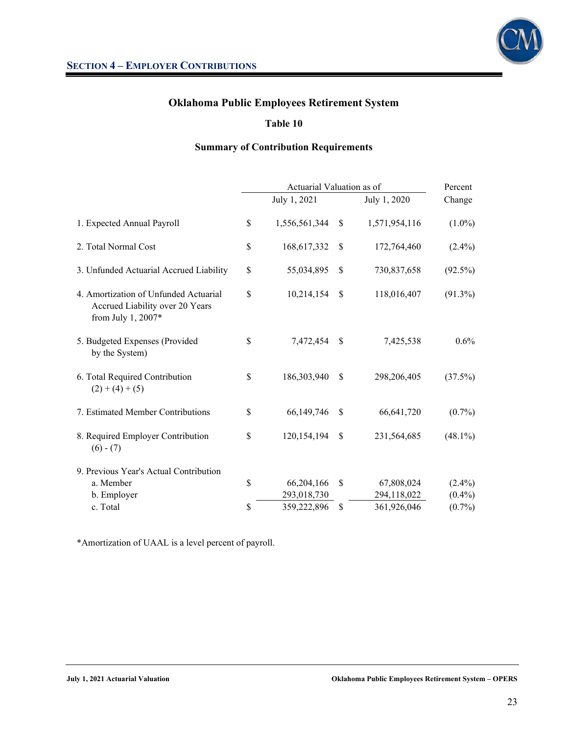## SECTION 4 – EMPLOYER CONTRIBUTIONS

### Oklahoma Public Employees Retirement System

#### Table 10

#### Summary of Contribution Requirements

| | Actuarial Valuation as of | | Percent |
|---|---|---|---|
| | July 1, 2021 | July 1, 2020 | Change |
| 1. Expected Annual Payroll | $ 1,556,561,344 | $ 1,571,954,116 | (1.0%) |
| 2. Total Normal Cost | $ 168,617,332 | $ 172,764,460 | (2.4%) |
| 3. Unfunded Actuarial Accrued Liability | $ 55,034,895 | $ 730,837,658 | (92.5%) |
| 4. Amortization of Unfunded Actuarial Accrued Liability over 20 Years from July 1, 2007* | $ 10,214,154 | $ 118,016,407 | (91.3%) |
| 5. Budgeted Expenses (Provided by the System) | $ 7,472,454 | $ 7,425,538 | 0.6% |
| 6. Total Required Contribution (2) + (4) + (5) | $ 186,303,940 | $ 298,206,405 | (37.5%) |
| 7. Estimated Member Contributions | $ 66,149,746 | $ 66,641,720 | (0.7%) |
| 8. Required Employer Contribution (6) - (7) | $ 120,154,194 | $ 231,564,685 | (48.1%) |
| 9. Previous Year's Actual Contribution | | | |
| a. Member | $ 66,204,166 | $ 67,808,024 | (2.4%) |
| b. Employer | 293,018,730 | 294,118,022 | (0.4%) |
| c. Total | $ 359,222,896 | $ 361,926,046 | (0.7%) |

*Amortization of UAAL is a level percent of payroll.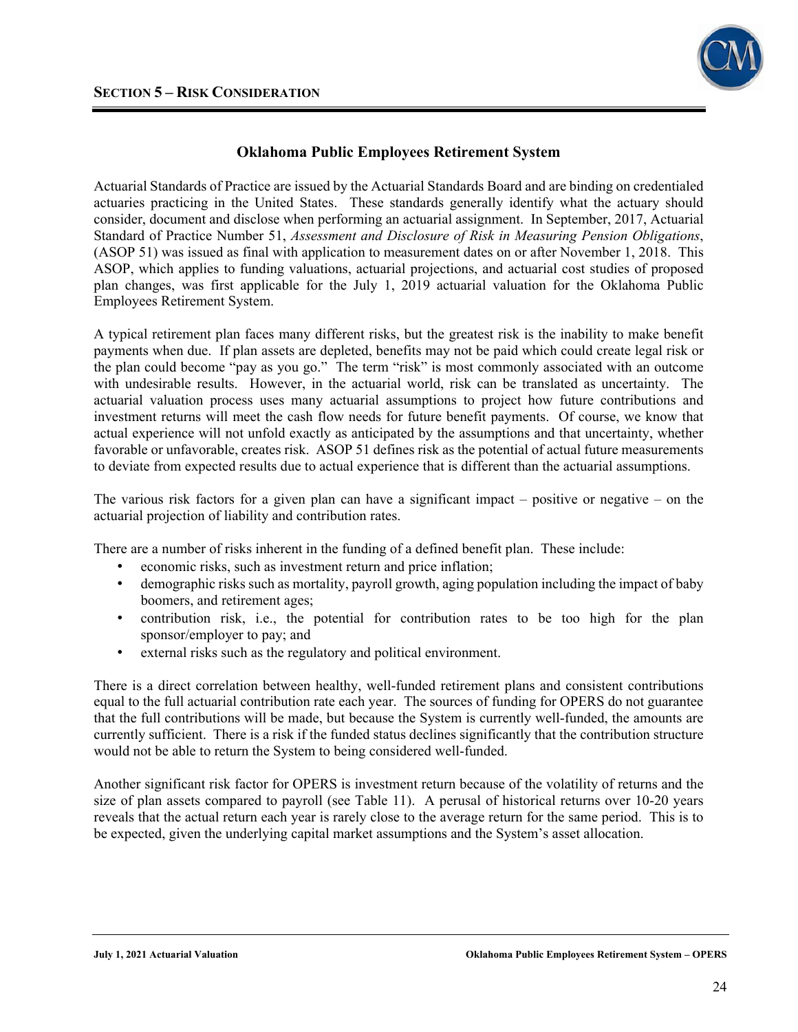## Section 5 – Risk Consideration

### Oklahoma Public Employees Retirement System

Actuarial Standards of Practice are issued by the Actuarial Standards Board and are binding on credentialed actuaries practicing in the United States. These standards generally identify what the actuary should consider, document and disclose when performing an actuarial assignment. In September, 2017, Actuarial Standard of Practice Number 51, *Assessment and Disclosure of Risk in Measuring Pension Obligations*, (ASOP 51) was issued as final with application to measurement dates on or after November 1, 2018. This ASOP, which applies to funding valuations, actuarial projections, and actuarial cost studies of proposed plan changes, was first applicable for the July 1, 2019 actuarial valuation for the Oklahoma Public Employees Retirement System.

A typical retirement plan faces many different risks, but the greatest risk is the inability to make benefit payments when due. If plan assets are depleted, benefits may not be paid which could create legal risk or the plan could become "pay as you go." The term "risk" is most commonly associated with an outcome with undesirable results. However, in the actuarial world, risk can be translated as uncertainty. The actuarial valuation process uses many actuarial assumptions to project how future contributions and investment returns will meet the cash flow needs for future benefit payments. Of course, we know that actual experience will not unfold exactly as anticipated by the assumptions and that uncertainty, whether favorable or unfavorable, creates risk. ASOP 51 defines risk as the potential of actual future measurements to deviate from expected results due to actual experience that is different than the actuarial assumptions.

The various risk factors for a given plan can have a significant impact – positive or negative – on the actuarial projection of liability and contribution rates.

There are a number of risks inherent in the funding of a defined benefit plan. These include:

- economic risks, such as investment return and price inflation;
- demographic risks such as mortality, payroll growth, aging population including the impact of baby boomers, and retirement ages;
- contribution risk, i.e., the potential for contribution rates to be too high for the plan sponsor/employer to pay; and
- external risks such as the regulatory and political environment.

There is a direct correlation between healthy, well-funded retirement plans and consistent contributions equal to the full actuarial contribution rate each year. The sources of funding for OPERS do not guarantee that the full contributions will be made, but because the System is currently well-funded, the amounts are currently sufficient. There is a risk if the funded status declines significantly that the contribution structure would not be able to return the System to being considered well-funded.

Another significant risk factor for OPERS is investment return because of the volatility of returns and the size of plan assets compared to payroll (see Table 11). A perusal of historical returns over 10-20 years reveals that the actual return each year is rarely close to the average return for the same period. This is to be expected, given the underlying capital market assumptions and the System's asset allocation.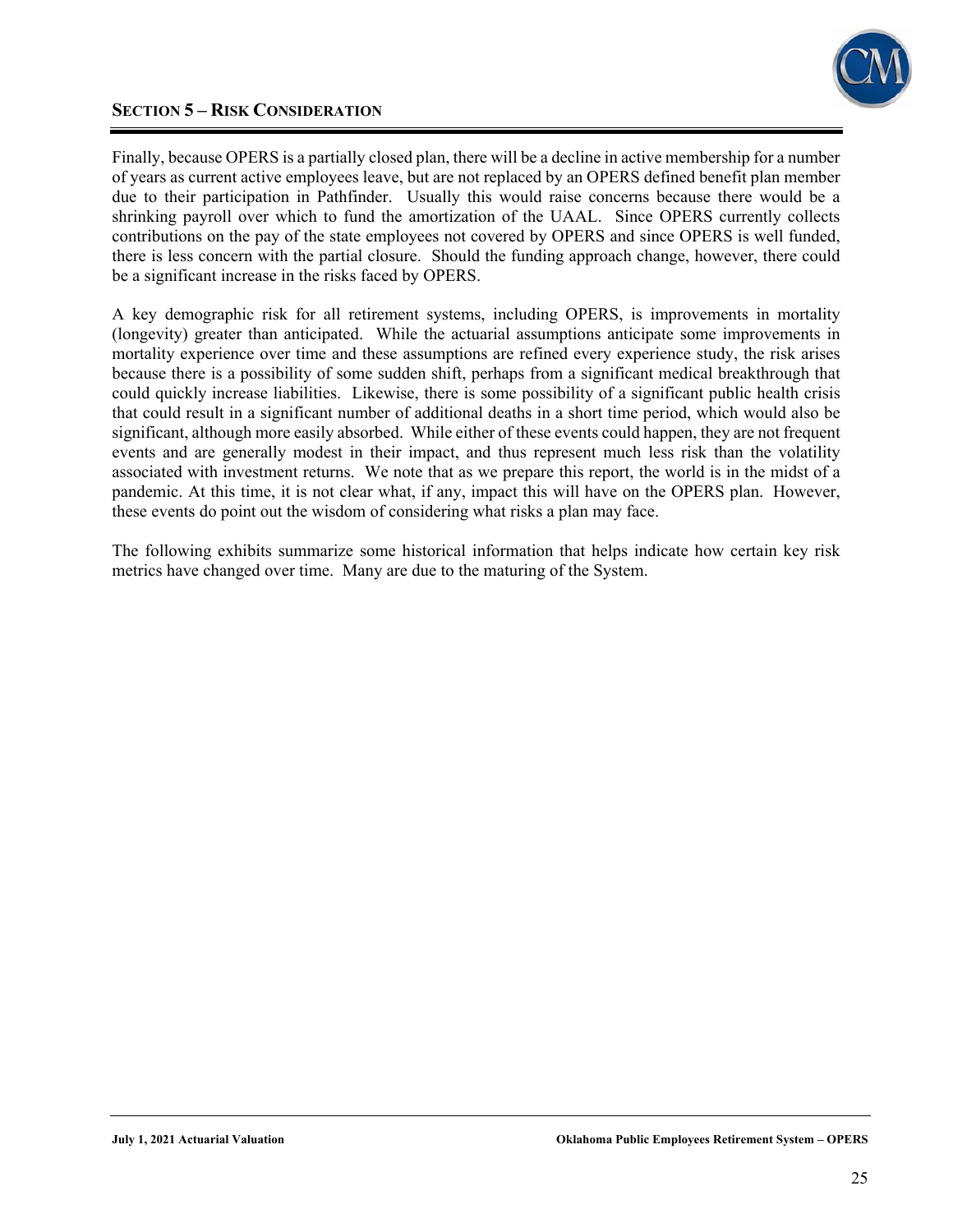## SECTION 5 – RISK CONSIDERATION

Finally, because OPERS is a partially closed plan, there will be a decline in active membership for a number of years as current active employees leave, but are not replaced by an OPERS defined benefit plan member due to their participation in Pathfinder. Usually this would raise concerns because there would be a shrinking payroll over which to fund the amortization of the UAAL. Since OPERS currently collects contributions on the pay of the state employees not covered by OPERS and since OPERS is well funded, there is less concern with the partial closure. Should the funding approach change, however, there could be a significant increase in the risks faced by OPERS.

A key demographic risk for all retirement systems, including OPERS, is improvements in mortality (longevity) greater than anticipated. While the actuarial assumptions anticipate some improvements in mortality experience over time and these assumptions are refined every experience study, the risk arises because there is a possibility of some sudden shift, perhaps from a significant medical breakthrough that could quickly increase liabilities. Likewise, there is some possibility of a significant public health crisis that could result in a significant number of additional deaths in a short time period, which would also be significant, although more easily absorbed. While either of these events could happen, they are not frequent events and are generally modest in their impact, and thus represent much less risk than the volatility associated with investment returns. We note that as we prepare this report, the world is in the midst of a pandemic. At this time, it is not clear what, if any, impact this will have on the OPERS plan. However, these events do point out the wisdom of considering what risks a plan may face.

The following exhibits summarize some historical information that helps indicate how certain key risk metrics have changed over time. Many are due to the maturing of the System.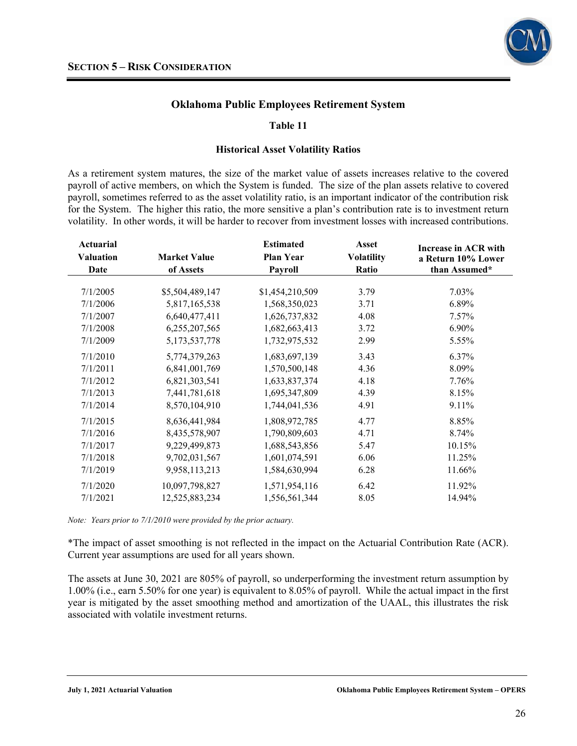## SECTION 5 – RISK CONSIDERATION

### Oklahoma Public Employees Retirement System

**Table 11**

**Historical Asset Volatility Ratios**

As a retirement system matures, the size of the market value of assets increases relative to the covered payroll of active members, on which the System is funded. The size of the plan assets relative to covered payroll, sometimes referred to as the asset volatility ratio, is an important indicator of the contribution risk for the System. The higher this ratio, the more sensitive a plan's contribution rate is to investment return volatility. In other words, it will be harder to recover from investment losses with increased contributions.

| Actuarial Valuation Date | Market Value of Assets | Estimated Plan Year Payroll | Asset Volatility Ratio | Increase in ACR with a Return 10% Lower than Assumed* |
|---|---|---|---|---|
| 7/1/2005 | $5,504,489,147 | $1,454,210,509 | 3.79 | 7.03% |
| 7/1/2006 | 5,817,165,538 | 1,568,350,023 | 3.71 | 6.89% |
| 7/1/2007 | 6,640,477,411 | 1,626,737,832 | 4.08 | 7.57% |
| 7/1/2008 | 6,255,207,565 | 1,682,663,413 | 3.72 | 6.90% |
| 7/1/2009 | 5,173,537,778 | 1,732,975,532 | 2.99 | 5.55% |
| 7/1/2010 | 5,774,379,263 | 1,683,697,139 | 3.43 | 6.37% |
| 7/1/2011 | 6,841,001,769 | 1,570,500,148 | 4.36 | 8.09% |
| 7/1/2012 | 6,821,303,541 | 1,633,837,374 | 4.18 | 7.76% |
| 7/1/2013 | 7,441,781,618 | 1,695,347,809 | 4.39 | 8.15% |
| 7/1/2014 | 8,570,104,910 | 1,744,041,536 | 4.91 | 9.11% |
| 7/1/2015 | 8,636,441,984 | 1,808,972,785 | 4.77 | 8.85% |
| 7/1/2016 | 8,435,578,907 | 1,790,809,603 | 4.71 | 8.74% |
| 7/1/2017 | 9,229,499,873 | 1,688,543,856 | 5.47 | 10.15% |
| 7/1/2018 | 9,702,031,567 | 1,601,074,591 | 6.06 | 11.25% |
| 7/1/2019 | 9,958,113,213 | 1,584,630,994 | 6.28 | 11.66% |
| 7/1/2020 | 10,097,798,827 | 1,571,954,116 | 6.42 | 11.92% |
| 7/1/2021 | 12,525,883,234 | 1,556,561,344 | 8.05 | 14.94% |

*Note: Years prior to 7/1/2010 were provided by the prior actuary.*

*The impact of asset smoothing is not reflected in the impact on the Actuarial Contribution Rate (ACR). Current year assumptions are used for all years shown.

The assets at June 30, 2021 are 805% of payroll, so underperforming the investment return assumption by 1.00% (i.e., earn 5.50% for one year) is equivalent to 8.05% of payroll. While the actual impact in the first year is mitigated by the asset smoothing method and amortization of the UAAL, this illustrates the risk associated with volatile investment returns.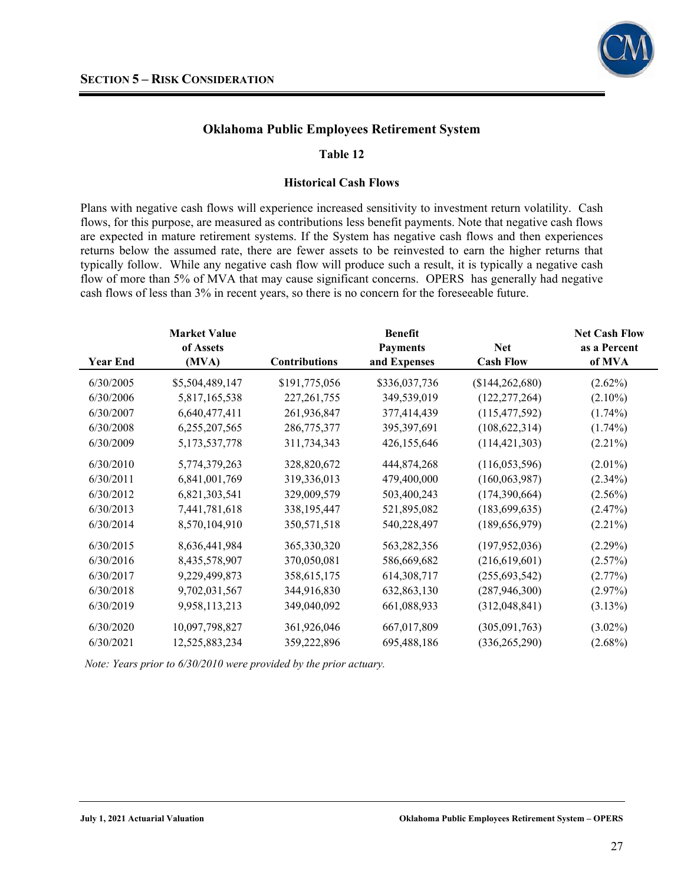## Section 5 – Risk Consideration

### Oklahoma Public Employees Retirement System

#### Table 12

#### Historical Cash Flows

Plans with negative cash flows will experience increased sensitivity to investment return volatility. Cash flows, for this purpose, are measured as contributions less benefit payments. Note that negative cash flows are expected in mature retirement systems. If the System has negative cash flows and then experiences returns below the assumed rate, there are fewer assets to be reinvested to earn the higher returns that typically follow. While any negative cash flow will produce such a result, it is typically a negative cash flow of more than 5% of MVA that may cause significant concerns. OPERS has generally had negative cash flows of less than 3% in recent years, so there is no concern for the foreseeable future.

| Year End | Market Value of Assets (MVA) | Contributions | Benefit Payments and Expenses | Net Cash Flow | Net Cash Flow as a Percent of MVA |
|---|---|---|---|---|---|
| 6/30/2005 | $5,504,489,147 | $191,775,056 | $336,037,736 | ($144,262,680) | (2.62%) |
| 6/30/2006 | 5,817,165,538 | 227,261,755 | 349,539,019 | (122,277,264) | (2.10%) |
| 6/30/2007 | 6,640,477,411 | 261,936,847 | 377,414,439 | (115,477,592) | (1.74%) |
| 6/30/2008 | 6,255,207,565 | 286,775,377 | 395,397,691 | (108,622,314) | (1.74%) |
| 6/30/2009 | 5,173,537,778 | 311,734,343 | 426,155,646 | (114,421,303) | (2.21%) |
| 6/30/2010 | 5,774,379,263 | 328,820,672 | 444,874,268 | (116,053,596) | (2.01%) |
| 6/30/2011 | 6,841,001,769 | 319,336,013 | 479,400,000 | (160,063,987) | (2.34%) |
| 6/30/2012 | 6,821,303,541 | 329,009,579 | 503,400,243 | (174,390,664) | (2.56%) |
| 6/30/2013 | 7,441,781,618 | 338,195,447 | 521,895,082 | (183,699,635) | (2.47%) |
| 6/30/2014 | 8,570,104,910 | 350,571,518 | 540,228,497 | (189,656,979) | (2.21%) |
| 6/30/2015 | 8,636,441,984 | 365,330,320 | 563,282,356 | (197,952,036) | (2.29%) |
| 6/30/2016 | 8,435,578,907 | 370,050,081 | 586,669,682 | (216,619,601) | (2.57%) |
| 6/30/2017 | 9,229,499,873 | 358,615,175 | 614,308,717 | (255,693,542) | (2.77%) |
| 6/30/2018 | 9,702,031,567 | 344,916,830 | 632,863,130 | (287,946,300) | (2.97%) |
| 6/30/2019 | 9,958,113,213 | 349,040,092 | 661,088,933 | (312,048,841) | (3.13%) |
| 6/30/2020 | 10,097,798,827 | 361,926,046 | 667,017,809 | (305,091,763) | (3.02%) |
| 6/30/2021 | 12,525,883,234 | 359,222,896 | 695,488,186 | (336,265,290) | (2.68%) |

*Note: Years prior to 6/30/2010 were provided by the prior actuary.*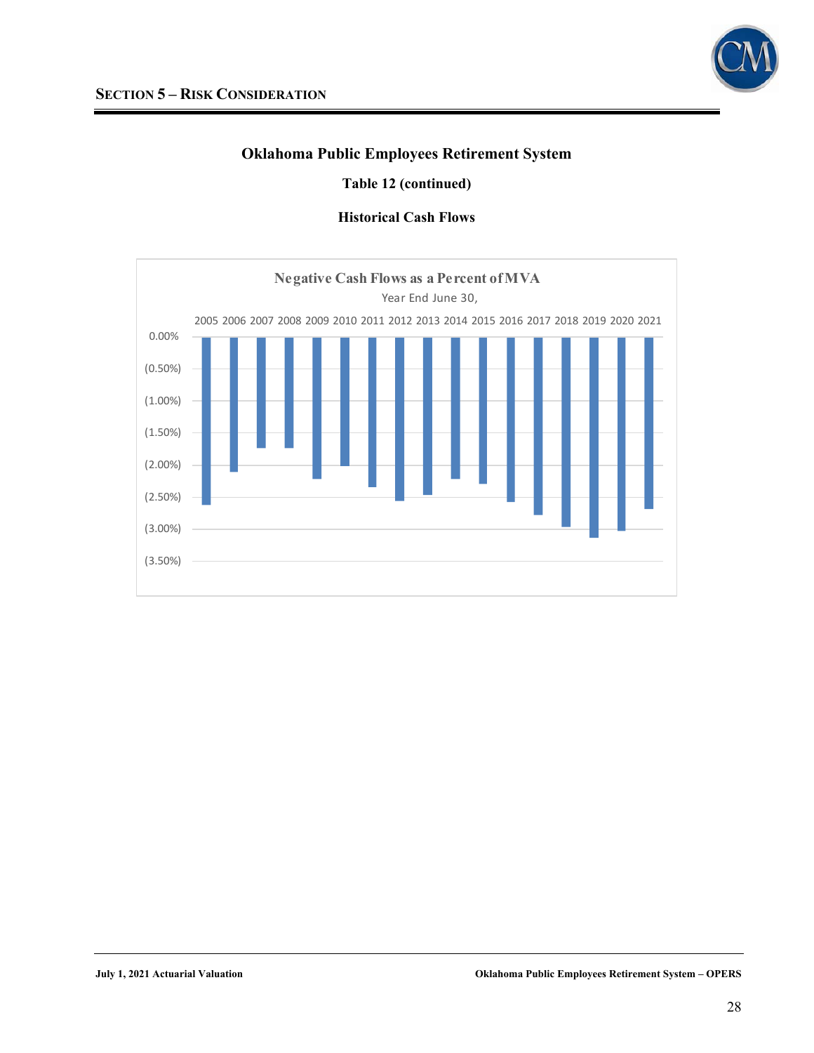## Oklahoma Public Employees Retirement System

### Table 12 (continued)

### Historical Cash Flows

**Negative Cash Flows as a Percent of MVA**

Year End June 30,

2005 2006 2007 2008 2009 2010 2011 2012 2013 2014 2015 2016 2017 2018 2019 2020 2021

0.00%

(0.50%)

(1.00%)

(1.50%)

(2.00%)

(2.50%)

(3.00%)

(3.50%)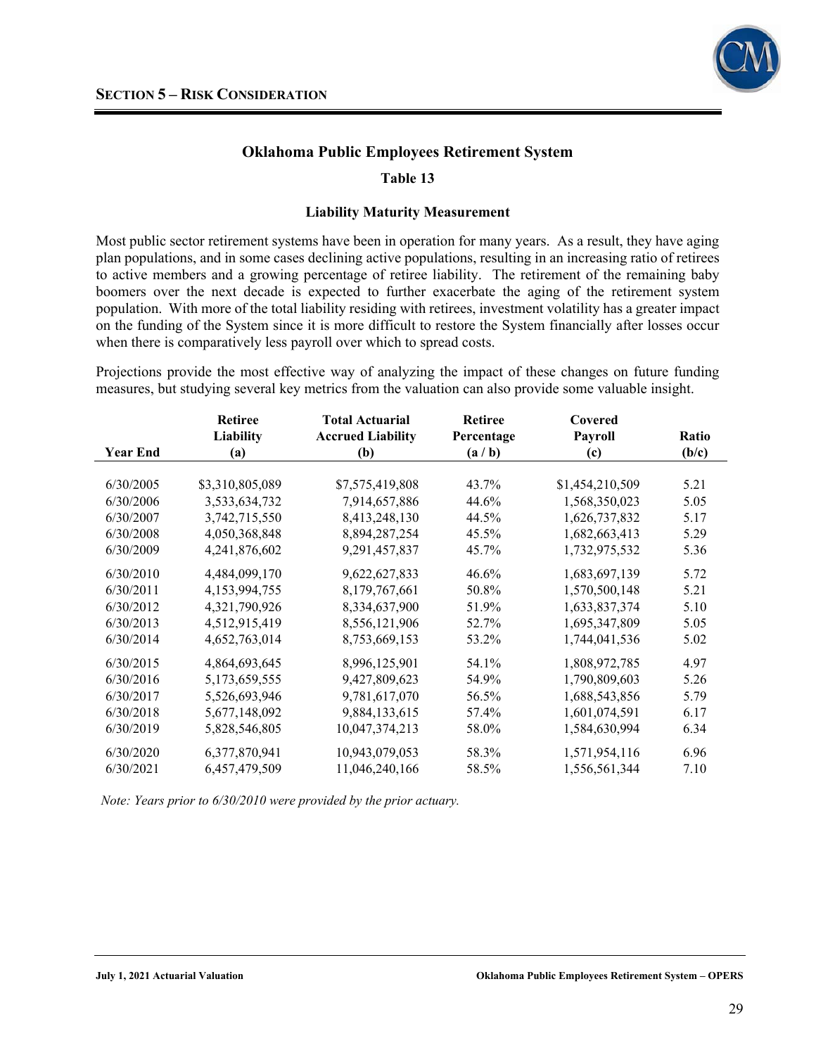## Section 5 – Risk Consideration

### Oklahoma Public Employees Retirement System

#### Table 13

#### Liability Maturity Measurement

Most public sector retirement systems have been in operation for many years. As a result, they have aging plan populations, and in some cases declining active populations, resulting in an increasing ratio of retirees to active members and a growing percentage of retiree liability. The retirement of the remaining baby boomers over the next decade is expected to further exacerbate the aging of the retirement system population. With more of the total liability residing with retirees, investment volatility has a greater impact on the funding of the System since it is more difficult to restore the System financially after losses occur when there is comparatively less payroll over which to spread costs.

Projections provide the most effective way of analyzing the impact of these changes on future funding measures, but studying several key metrics from the valuation can also provide some valuable insight.

| Year End | Retiree Liability (a) | Total Actuarial Accrued Liability (b) | Retiree Percentage (a / b) | Covered Payroll (c) | Ratio (b/c) |
|---|---|---|---|---|---|
| 6/30/2005 | $3,310,805,089 | $7,575,419,808 | 43.7% | $1,454,210,509 | 5.21 |
| 6/30/2006 | 3,533,634,732 | 7,914,657,886 | 44.6% | 1,568,350,023 | 5.05 |
| 6/30/2007 | 3,742,715,550 | 8,413,248,130 | 44.5% | 1,626,737,832 | 5.17 |
| 6/30/2008 | 4,050,368,848 | 8,894,287,254 | 45.5% | 1,682,663,413 | 5.29 |
| 6/30/2009 | 4,241,876,602 | 9,291,457,837 | 45.7% | 1,732,975,532 | 5.36 |
| 6/30/2010 | 4,484,099,170 | 9,622,627,833 | 46.6% | 1,683,697,139 | 5.72 |
| 6/30/2011 | 4,153,994,755 | 8,179,767,661 | 50.8% | 1,570,500,148 | 5.21 |
| 6/30/2012 | 4,321,790,926 | 8,334,637,900 | 51.9% | 1,633,837,374 | 5.10 |
| 6/30/2013 | 4,512,915,419 | 8,556,121,906 | 52.7% | 1,695,347,809 | 5.05 |
| 6/30/2014 | 4,652,763,014 | 8,753,669,153 | 53.2% | 1,744,041,536 | 5.02 |
| 6/30/2015 | 4,864,693,645 | 8,996,125,901 | 54.1% | 1,808,972,785 | 4.97 |
| 6/30/2016 | 5,173,659,555 | 9,427,809,623 | 54.9% | 1,790,809,603 | 5.26 |
| 6/30/2017 | 5,526,693,946 | 9,781,617,070 | 56.5% | 1,688,543,856 | 5.79 |
| 6/30/2018 | 5,677,148,092 | 9,884,133,615 | 57.4% | 1,601,074,591 | 6.17 |
| 6/30/2019 | 5,828,546,805 | 10,047,374,213 | 58.0% | 1,584,630,994 | 6.34 |
| 6/30/2020 | 6,377,870,941 | 10,943,079,053 | 58.3% | 1,571,954,116 | 6.96 |
| 6/30/2021 | 6,457,479,509 | 11,046,240,166 | 58.5% | 1,556,561,344 | 7.10 |

*Note: Years prior to 6/30/2010 were provided by the prior actuary.*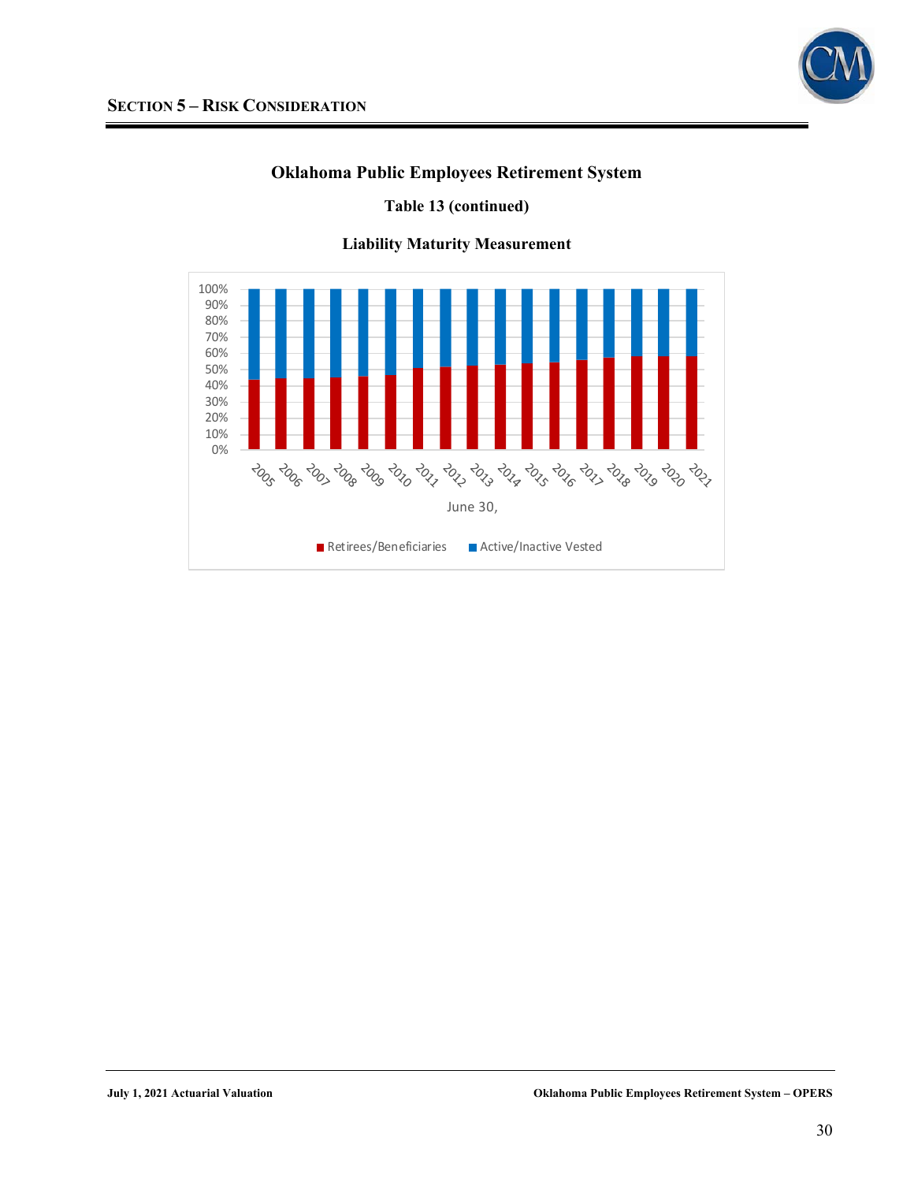## SECTION 5 – RISK CONSIDERATION

### Oklahoma Public Employees Retirement System

**Table 13 (continued)**

**Liability Maturity Measurement**

100%
90%
80%
70%
60%
50%
40%
30%
20%
10%
0%

2005 2006 2007 2008 2009 2010 2011 2012 2013 2014 2015 2016 2017 2018 2019 2020 2021

June 30,

Retirees/Beneficiaries    Active/Inactive Vested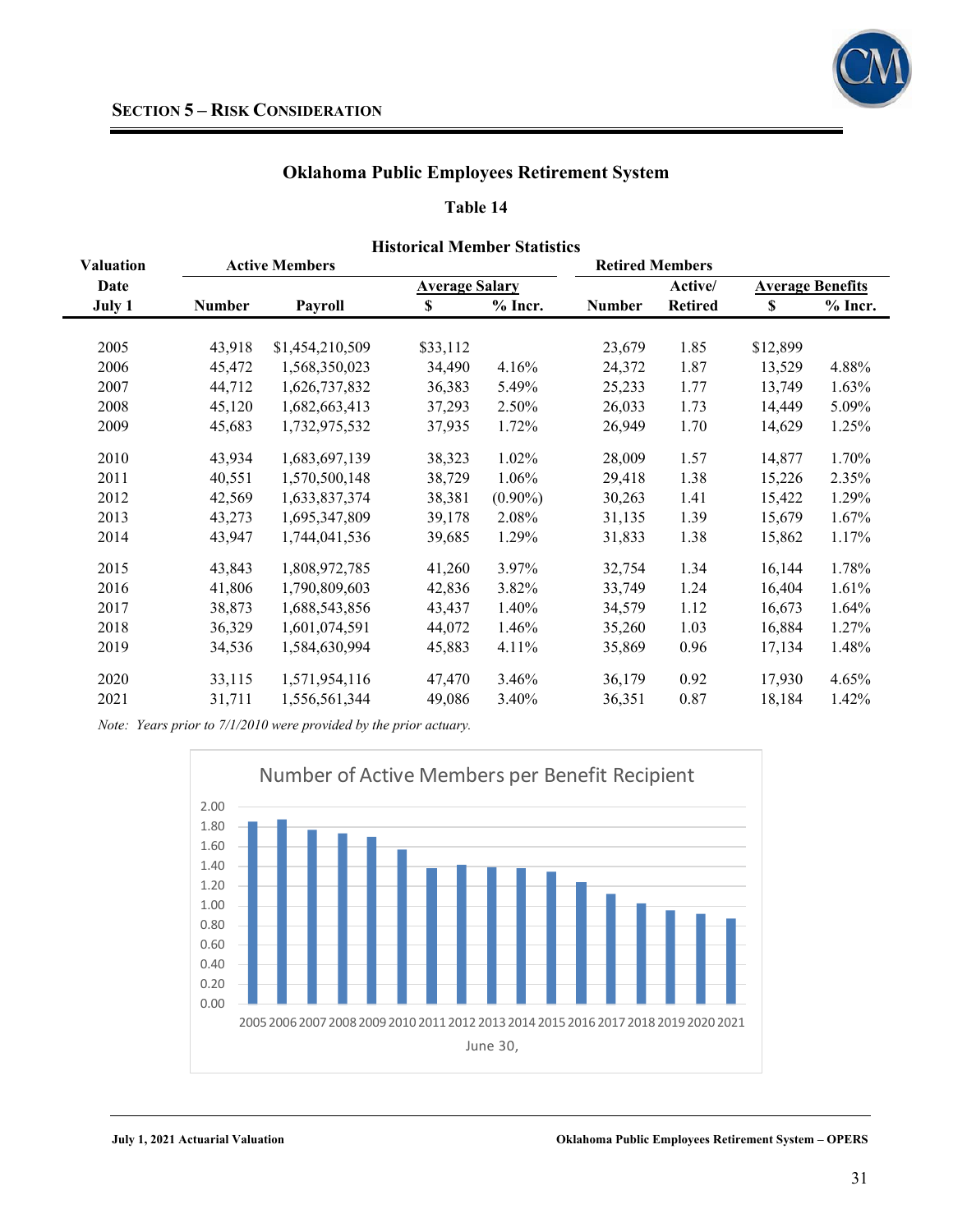## Section 5 – Risk Consideration

### Oklahoma Public Employees Retirement System

**Table 14**

**Historical Member Statistics**

| Valuation Date July 1 | Active Members | | | | Retired Members | | | |
|---|---|---|---|---|---|---|---|---|
| | Number | Payroll | Average Salary $ | Average Salary % Incr. | Number | Active/ Retired | Average Benefits $ | Average Benefits % Incr. |
| 2005 | 43,918 | $1,454,210,509 | $33,112 | | 23,679 | 1.85 | $12,899 | |
| 2006 | 45,472 | 1,568,350,023 | 34,490 | 4.16% | 24,372 | 1.87 | 13,529 | 4.88% |
| 2007 | 44,712 | 1,626,737,832 | 36,383 | 5.49% | 25,233 | 1.77 | 13,749 | 1.63% |
| 2008 | 45,120 | 1,682,663,413 | 37,293 | 2.50% | 26,033 | 1.73 | 14,449 | 5.09% |
| 2009 | 45,683 | 1,732,975,532 | 37,935 | 1.72% | 26,949 | 1.70 | 14,629 | 1.25% |
| 2010 | 43,934 | 1,683,697,139 | 38,323 | 1.02% | 28,009 | 1.57 | 14,877 | 1.70% |
| 2011 | 40,551 | 1,570,500,148 | 38,729 | 1.06% | 29,418 | 1.38 | 15,226 | 2.35% |
| 2012 | 42,569 | 1,633,837,374 | 38,381 | (0.90%) | 30,263 | 1.41 | 15,422 | 1.29% |
| 2013 | 43,273 | 1,695,347,809 | 39,178 | 2.08% | 31,135 | 1.39 | 15,679 | 1.67% |
| 2014 | 43,947 | 1,744,041,536 | 39,685 | 1.29% | 31,833 | 1.38 | 15,862 | 1.17% |
| 2015 | 43,843 | 1,808,972,785 | 41,260 | 3.97% | 32,754 | 1.34 | 16,144 | 1.78% |
| 2016 | 41,806 | 1,790,809,603 | 42,836 | 3.82% | 33,749 | 1.24 | 16,404 | 1.61% |
| 2017 | 38,873 | 1,688,543,856 | 43,437 | 1.40% | 34,579 | 1.12 | 16,673 | 1.64% |
| 2018 | 36,329 | 1,601,074,591 | 44,072 | 1.46% | 35,260 | 1.03 | 16,884 | 1.27% |
| 2019 | 34,536 | 1,584,630,994 | 45,883 | 4.11% | 35,869 | 0.96 | 17,134 | 1.48% |
| 2020 | 33,115 | 1,571,954,116 | 47,470 | 3.46% | 36,179 | 0.92 | 17,930 | 4.65% |
| 2021 | 31,711 | 1,556,561,344 | 49,086 | 3.40% | 36,351 | 0.87 | 18,184 | 1.42% |

*Note: Years prior to 7/1/2010 were provided by the prior actuary.*

**Number of Active Members per Benefit Recipient**

| June 30, | Active Members per Benefit Recipient |
|---|---|
| 2005 | 1.85 |
| 2006 | 1.87 |
| 2007 | 1.77 |
| 2008 | 1.73 |
| 2009 | 1.70 |
| 2010 | 1.57 |
| 2011 | 1.38 |
| 2012 | 1.41 |
| 2013 | 1.39 |
| 2014 | 1.38 |
| 2015 | 1.34 |
| 2016 | 1.24 |
| 2017 | 1.12 |
| 2018 | 1.03 |
| 2019 | 0.96 |
| 2020 | 0.92 |
| 2021 | 0.87 |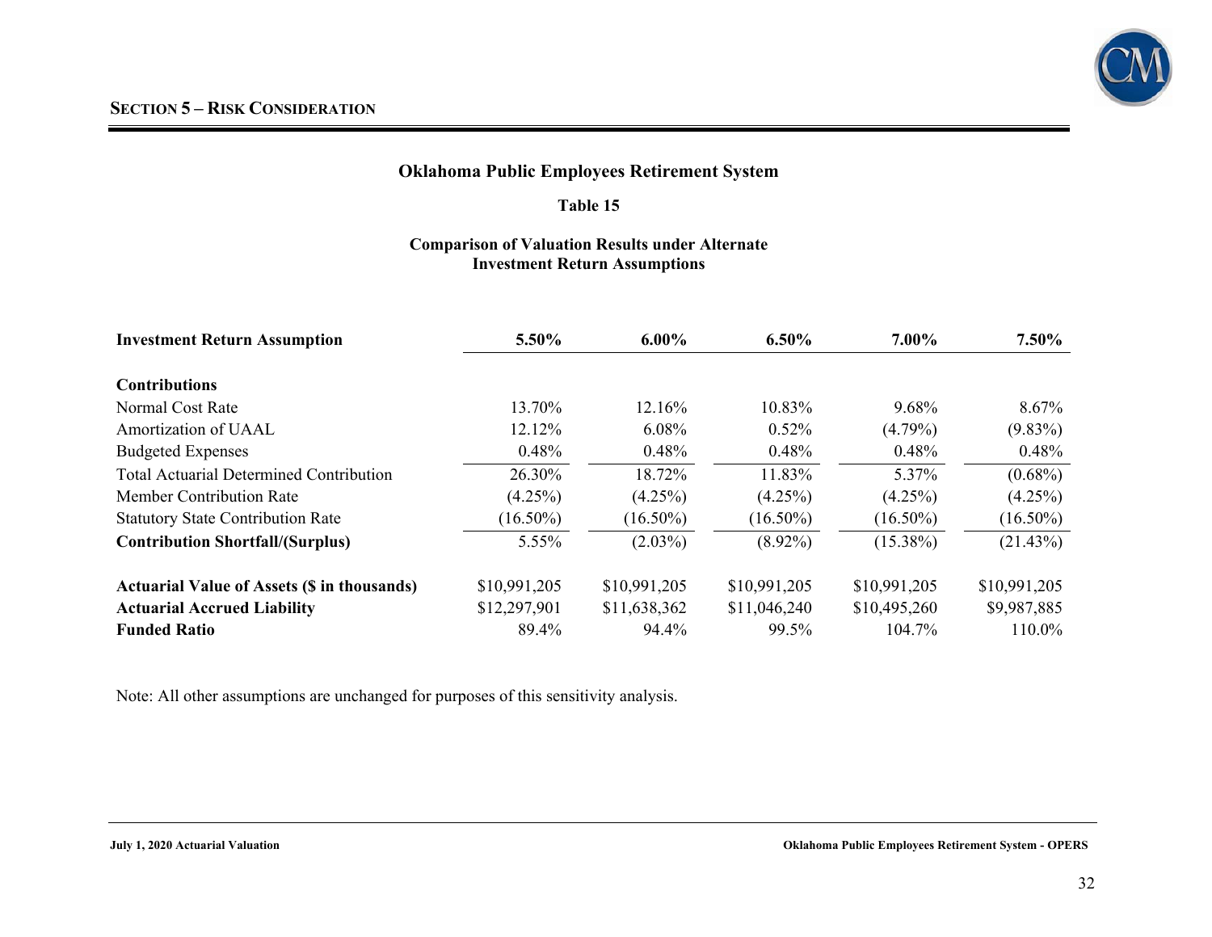## SECTION 5 – RISK CONSIDERATION

### Oklahoma Public Employees Retirement System

**Table 15**

**Comparison of Valuation Results under Alternate Investment Return Assumptions**

| **Investment Return Assumption** | **5.50%** | **6.00%** | **6.50%** | **7.00%** | **7.50%** |
|---|---|---|---|---|---|
| **Contributions** | | | | | |
| Normal Cost Rate | 13.70% | 12.16% | 10.83% | 9.68% | 8.67% |
| Amortization of UAAL | 12.12% | 6.08% | 0.52% | (4.79%) | (9.83%) |
| Budgeted Expenses | 0.48% | 0.48% | 0.48% | 0.48% | 0.48% |
| Total Actuarial Determined Contribution | 26.30% | 18.72% | 11.83% | 5.37% | (0.68%) |
| Member Contribution Rate | (4.25%) | (4.25%) | (4.25%) | (4.25%) | (4.25%) |
| Statutory State Contribution Rate | (16.50%) | (16.50%) | (16.50%) | (16.50%) | (16.50%) |
| **Contribution Shortfall/(Surplus)** | 5.55% | (2.03%) | (8.92%) | (15.38%) | (21.43%) |
| **Actuarial Value of Assets ($ in thousands)** | $10,991,205 | $10,991,205 | $10,991,205 | $10,991,205 | $10,991,205 |
| **Actuarial Accrued Liability** | $12,297,901 | $11,638,362 | $11,046,240 | $10,495,260 | $9,987,885 |
| **Funded Ratio** | 89.4% | 94.4% | 99.5% | 104.7% | 110.0% |

Note: All other assumptions are unchanged for purposes of this sensitivity analysis.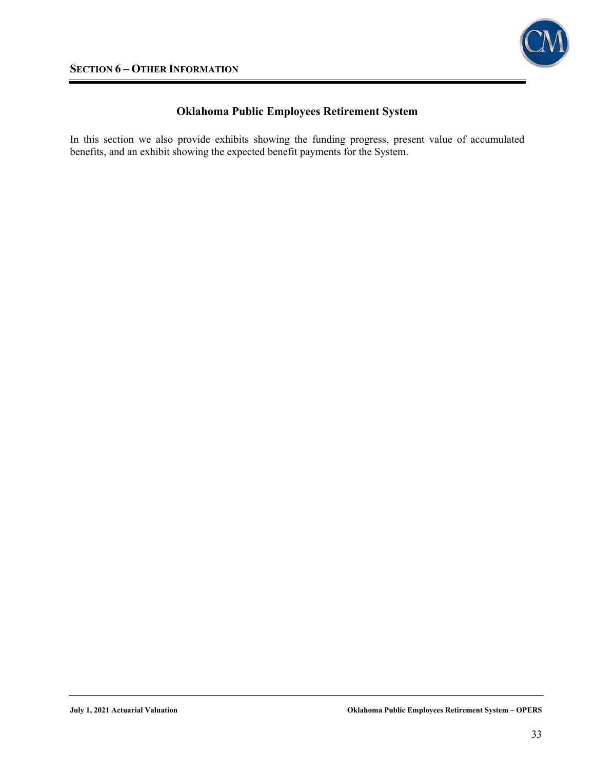# SECTION 6 – OTHER INFORMATION

## Oklahoma Public Employees Retirement System

In this section we also provide exhibits showing the funding progress, present value of accumulated benefits, and an exhibit showing the expected benefit payments for the System.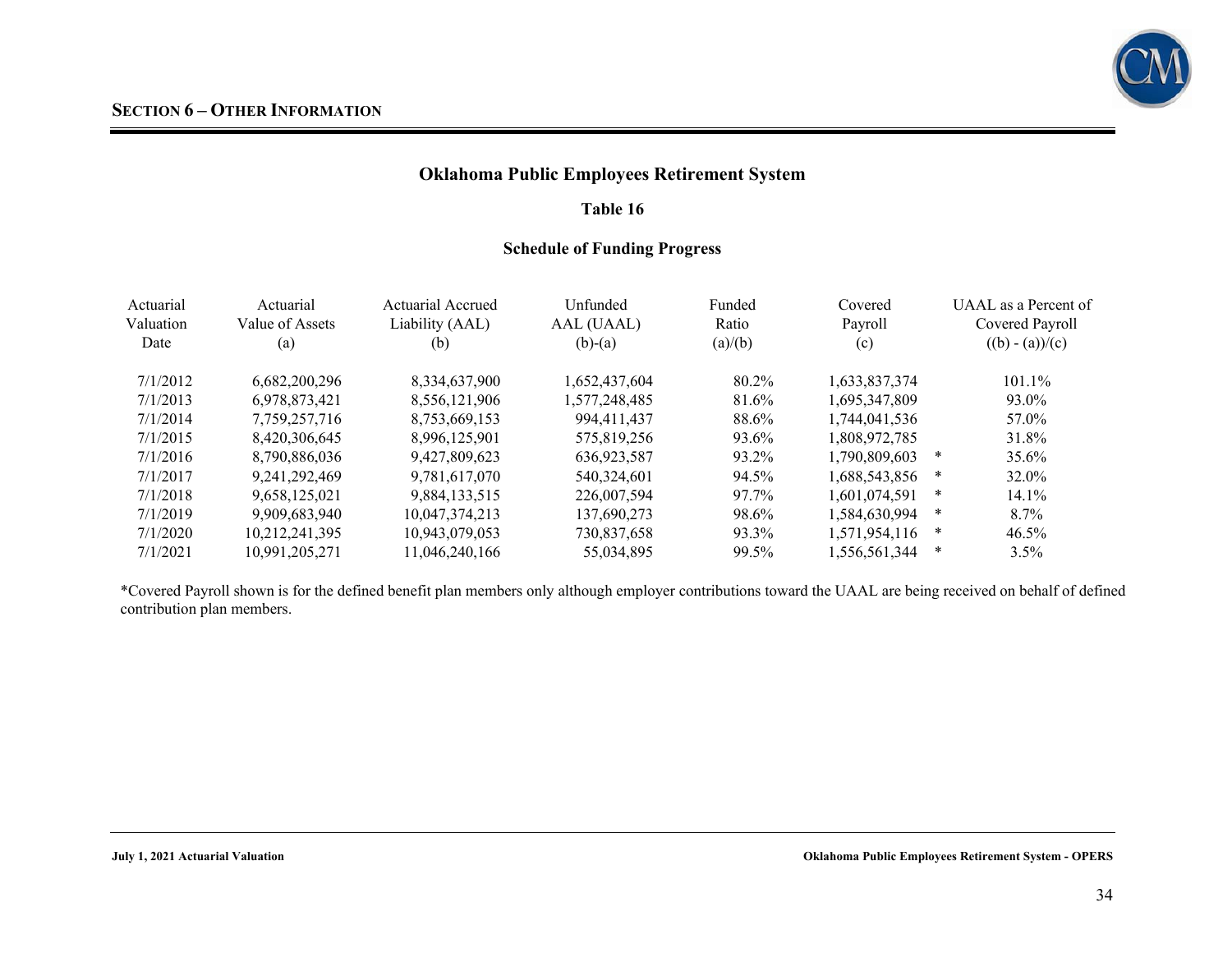## SECTION 6 – OTHER INFORMATION

### Oklahoma Public Employees Retirement System

#### Table 16

#### Schedule of Funding Progress

| Actuarial Valuation Date | Actuarial Value of Assets (a) | Actuarial Accrued Liability (AAL) (b) | Unfunded AAL (UAAL) (b)-(a) | Funded Ratio (a)/(b) | Covered Payroll (c) | | UAAL as a Percent of Covered Payroll ((b) - (a))/(c) |
|---|---|---|---|---|---|---|---|
| 7/1/2012 | 6,682,200,296 | 8,334,637,900 | 1,652,437,604 | 80.2% | 1,633,837,374 | | 101.1% |
| 7/1/2013 | 6,978,873,421 | 8,556,121,906 | 1,577,248,485 | 81.6% | 1,695,347,809 | | 93.0% |
| 7/1/2014 | 7,759,257,716 | 8,753,669,153 | 994,411,437 | 88.6% | 1,744,041,536 | | 57.0% |
| 7/1/2015 | 8,420,306,645 | 8,996,125,901 | 575,819,256 | 93.6% | 1,808,972,785 | | 31.8% |
| 7/1/2016 | 8,790,886,036 | 9,427,809,623 | 636,923,587 | 93.2% | 1,790,809,603 | * | 35.6% |
| 7/1/2017 | 9,241,292,469 | 9,781,617,070 | 540,324,601 | 94.5% | 1,688,543,856 | * | 32.0% |
| 7/1/2018 | 9,658,125,021 | 9,884,133,515 | 226,007,594 | 97.7% | 1,601,074,591 | * | 14.1% |
| 7/1/2019 | 9,909,683,940 | 10,047,374,213 | 137,690,273 | 98.6% | 1,584,630,994 | * | 8.7% |
| 7/1/2020 | 10,212,241,395 | 10,943,079,053 | 730,837,658 | 93.3% | 1,571,954,116 | * | 46.5% |
| 7/1/2021 | 10,991,205,271 | 11,046,240,166 | 55,034,895 | 99.5% | 1,556,561,344 | * | 3.5% |

*Covered Payroll shown is for the defined benefit plan members only although employer contributions toward the UAAL are being received on behalf of defined contribution plan members.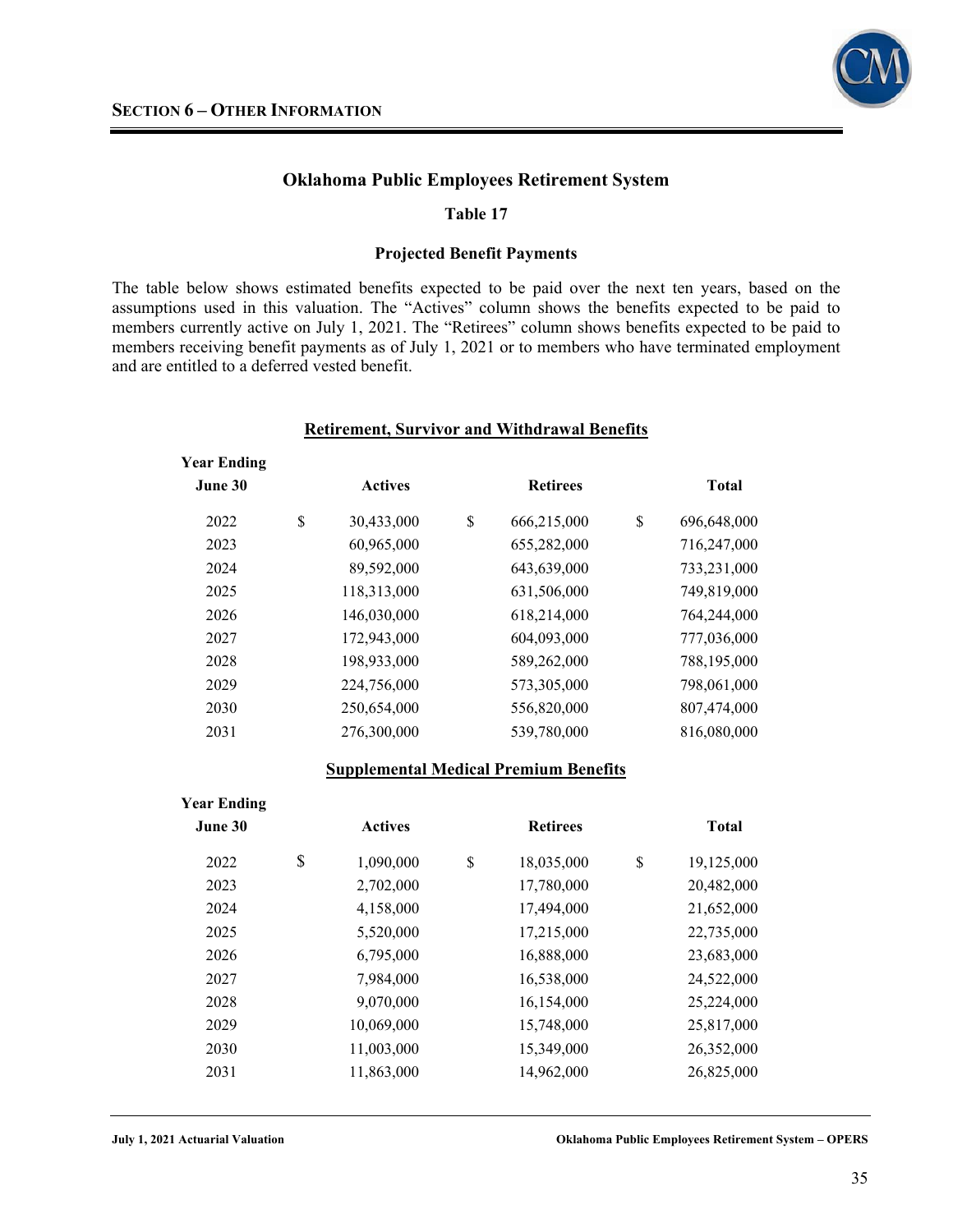# Oklahoma Public Employees Retirement System

## Table 17

### Projected Benefit Payments

The table below shows estimated benefits expected to be paid over the next ten years, based on the assumptions used in this valuation. The "Actives" column shows the benefits expected to be paid to members currently active on July 1, 2021. The "Retirees" column shows benefits expected to be paid to members receiving benefit payments as of July 1, 2021 or to members who have terminated employment and are entitled to a deferred vested benefit.

**Retirement, Survivor and Withdrawal Benefits**

| Year Ending June 30 | Actives | Retirees | Total |
|---|---|---|---|
| 2022 | $ 30,433,000 | $ 666,215,000 | $ 696,648,000 |
| 2023 | 60,965,000 | 655,282,000 | 716,247,000 |
| 2024 | 89,592,000 | 643,639,000 | 733,231,000 |
| 2025 | 118,313,000 | 631,506,000 | 749,819,000 |
| 2026 | 146,030,000 | 618,214,000 | 764,244,000 |
| 2027 | 172,943,000 | 604,093,000 | 777,036,000 |
| 2028 | 198,933,000 | 589,262,000 | 788,195,000 |
| 2029 | 224,756,000 | 573,305,000 | 798,061,000 |
| 2030 | 250,654,000 | 556,820,000 | 807,474,000 |
| 2031 | 276,300,000 | 539,780,000 | 816,080,000 |

**Supplemental Medical Premium Benefits**

| Year Ending June 30 | Actives | Retirees | Total |
|---|---|---|---|
| 2022 | $ 1,090,000 | $ 18,035,000 | $ 19,125,000 |
| 2023 | 2,702,000 | 17,780,000 | 20,482,000 |
| 2024 | 4,158,000 | 17,494,000 | 21,652,000 |
| 2025 | 5,520,000 | 17,215,000 | 22,735,000 |
| 2026 | 6,795,000 | 16,888,000 | 23,683,000 |
| 2027 | 7,984,000 | 16,538,000 | 24,522,000 |
| 2028 | 9,070,000 | 16,154,000 | 25,224,000 |
| 2029 | 10,069,000 | 15,748,000 | 25,817,000 |
| 2030 | 11,003,000 | 15,349,000 | 26,352,000 |
| 2031 | 11,863,000 | 14,962,000 | 26,825,000 |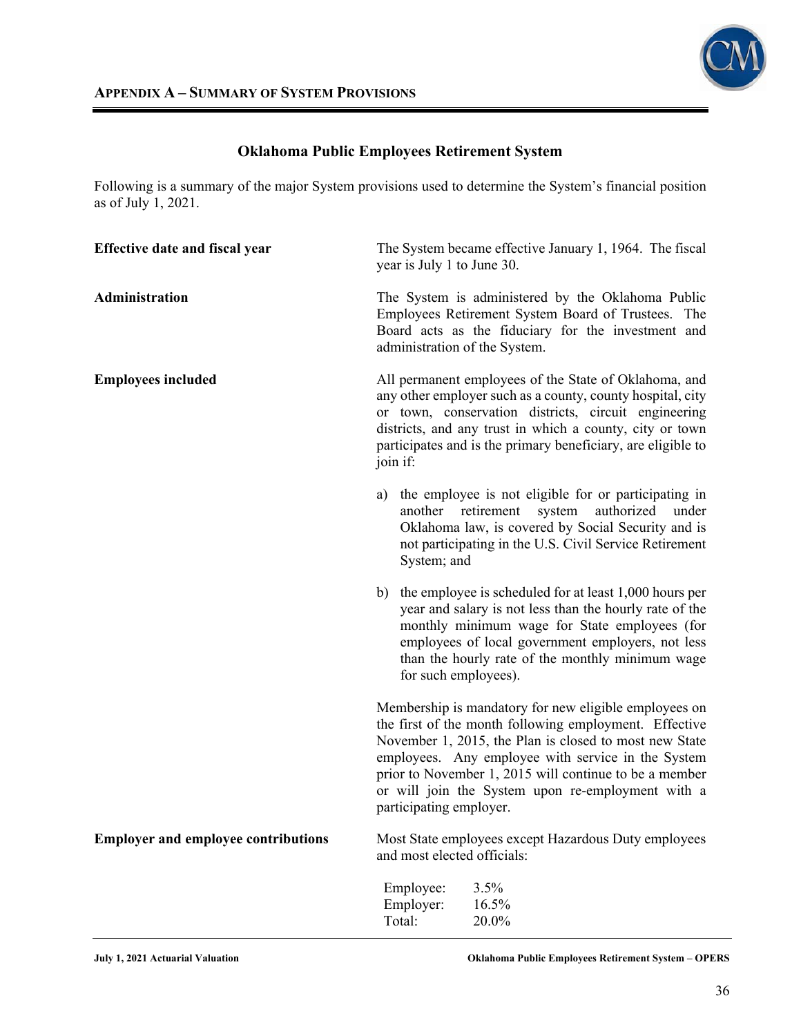## Appendix A – Summary of System Provisions

### Oklahoma Public Employees Retirement System

Following is a summary of the major System provisions used to determine the System's financial position as of July 1, 2021.

**Effective date and fiscal year**

The System became effective January 1, 1964. The fiscal year is July 1 to June 30.

**Administration**

The System is administered by the Oklahoma Public Employees Retirement System Board of Trustees. The Board acts as the fiduciary for the investment and administration of the System.

**Employees included**

All permanent employees of the State of Oklahoma, and any other employer such as a county, county hospital, city or town, conservation districts, circuit engineering districts, and any trust in which a county, city or town participates and is the primary beneficiary, are eligible to join if:

a) the employee is not eligible for or participating in another retirement system authorized under Oklahoma law, is covered by Social Security and is not participating in the U.S. Civil Service Retirement System; and

b) the employee is scheduled for at least 1,000 hours per year and salary is not less than the hourly rate of the monthly minimum wage for State employees (for employees of local government employers, not less than the hourly rate of the monthly minimum wage for such employees).

Membership is mandatory for new eligible employees on the first of the month following employment. Effective November 1, 2015, the Plan is closed to most new State employees. Any employee with service in the System prior to November 1, 2015 will continue to be a member or will join the System upon re-employment with a participating employer.

**Employer and employee contributions**

Most State employees except Hazardous Duty employees and most elected officials:

| | |
|---|---|
| Employee: | 3.5% |
| Employer: | 16.5% |
| Total: | 20.0% |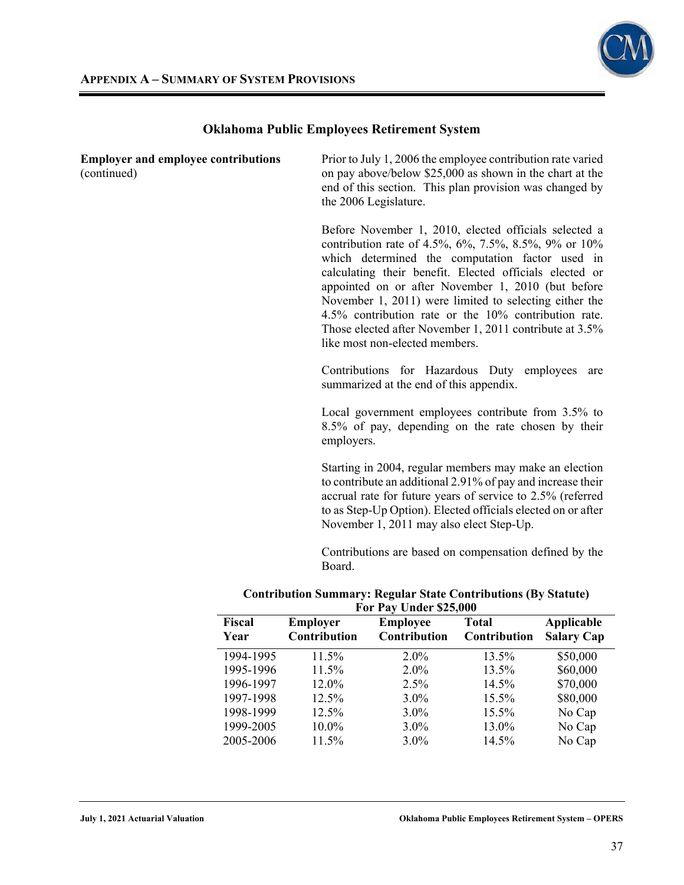## Oklahoma Public Employees Retirement System

**Employer and employee contributions** (continued)

Prior to July 1, 2006 the employee contribution rate varied on pay above/below $25,000 as shown in the chart at the end of this section. This plan provision was changed by the 2006 Legislature.

Before November 1, 2010, elected officials selected a contribution rate of 4.5%, 6%, 7.5%, 8.5%, 9% or 10% which determined the computation factor used in calculating their benefit. Elected officials elected or appointed on or after November 1, 2010 (but before November 1, 2011) were limited to selecting either the 4.5% contribution rate or the 10% contribution rate. Those elected after November 1, 2011 contribute at 3.5% like most non-elected members.

Contributions for Hazardous Duty employees are summarized at the end of this appendix.

Local government employees contribute from 3.5% to 8.5% of pay, depending on the rate chosen by their employers.

Starting in 2004, regular members may make an election to contribute an additional 2.91% of pay and increase their accrual rate for future years of service to 2.5% (referred to as Step-Up Option). Elected officials elected on or after November 1, 2011 may also elect Step-Up.

Contributions are based on compensation defined by the Board.

**Contribution Summary: Regular State Contributions (By Statute)**
**For Pay Under $25,000**

| Fiscal Year | Employer Contribution | Employee Contribution | Total Contribution | Applicable Salary Cap |
|---|---|---|---|---|
| 1994-1995 | 11.5% | 2.0% | 13.5% | $50,000 |
| 1995-1996 | 11.5% | 2.0% | 13.5% | $60,000 |
| 1996-1997 | 12.0% | 2.5% | 14.5% | $70,000 |
| 1997-1998 | 12.5% | 3.0% | 15.5% | $80,000 |
| 1998-1999 | 12.5% | 3.0% | 15.5% | No Cap |
| 1999-2005 | 10.0% | 3.0% | 13.0% | No Cap |
| 2005-2006 | 11.5% | 3.0% | 14.5% | No Cap |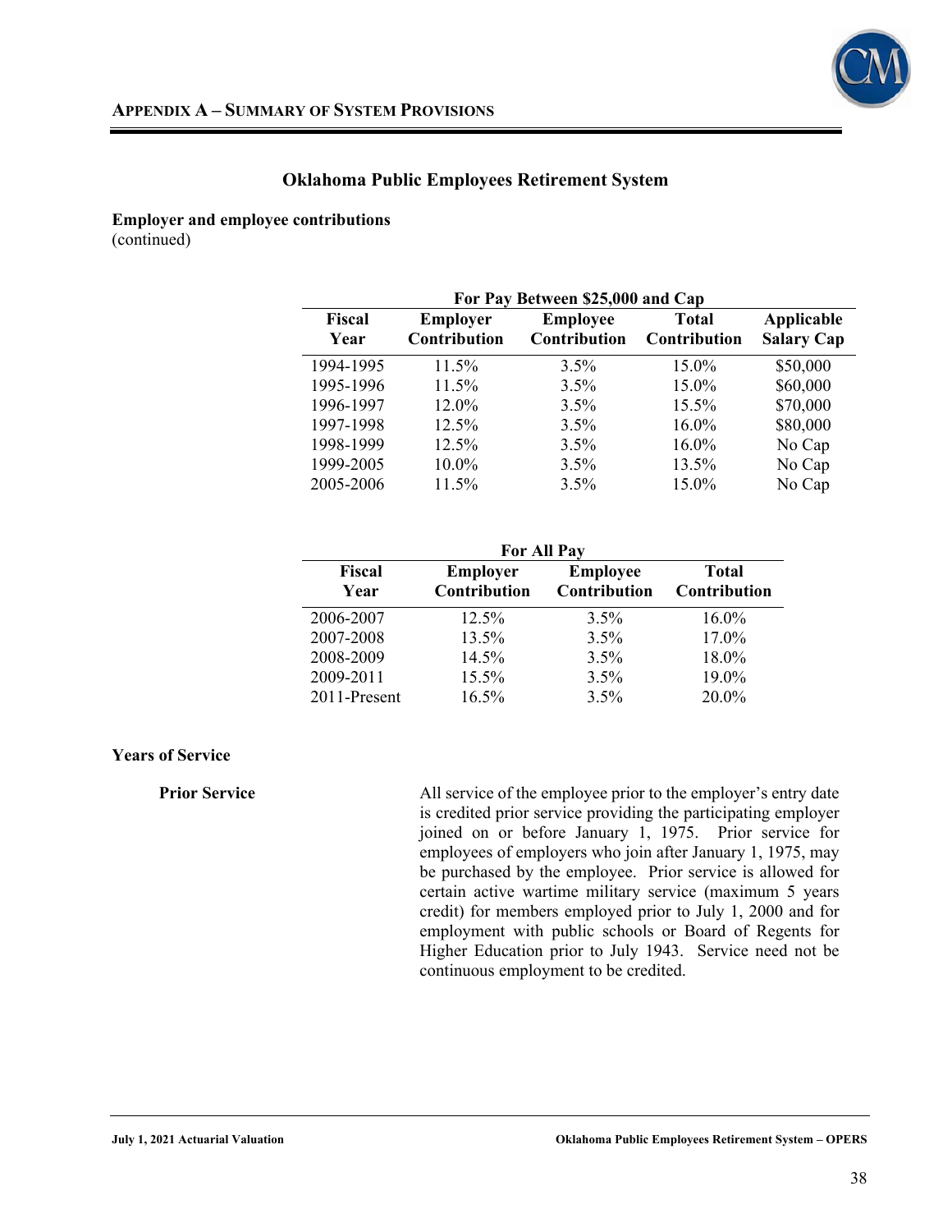## Oklahoma Public Employees Retirement System

**Employer and employee contributions**
(continued)

| For Pay Between $25,000 and Cap | | | | |
|---|---|---|---|---|
| **Fiscal Year** | **Employer Contribution** | **Employee Contribution** | **Total Contribution** | **Applicable Salary Cap** |
| 1994-1995 | 11.5% | 3.5% | 15.0% | $50,000 |
| 1995-1996 | 11.5% | 3.5% | 15.0% | $60,000 |
| 1996-1997 | 12.0% | 3.5% | 15.5% | $70,000 |
| 1997-1998 | 12.5% | 3.5% | 16.0% | $80,000 |
| 1998-1999 | 12.5% | 3.5% | 16.0% | No Cap |
| 1999-2005 | 10.0% | 3.5% | 13.5% | No Cap |
| 2005-2006 | 11.5% | 3.5% | 15.0% | No Cap |

| For All Pay | | | |
|---|---|---|---|
| **Fiscal Year** | **Employer Contribution** | **Employee Contribution** | **Total Contribution** |
| 2006-2007 | 12.5% | 3.5% | 16.0% |
| 2007-2008 | 13.5% | 3.5% | 17.0% |
| 2008-2009 | 14.5% | 3.5% | 18.0% |
| 2009-2011 | 15.5% | 3.5% | 19.0% |
| 2011-Present | 16.5% | 3.5% | 20.0% |

**Years of Service**

**Prior Service**

All service of the employee prior to the employer's entry date is credited prior service providing the participating employer joined on or before January 1, 1975. Prior service for employees of employers who join after January 1, 1975, may be purchased by the employee. Prior service is allowed for certain active wartime military service (maximum 5 years credit) for members employed prior to July 1, 2000 and for employment with public schools or Board of Regents for Higher Education prior to July 1943. Service need not be continuous employment to be credited.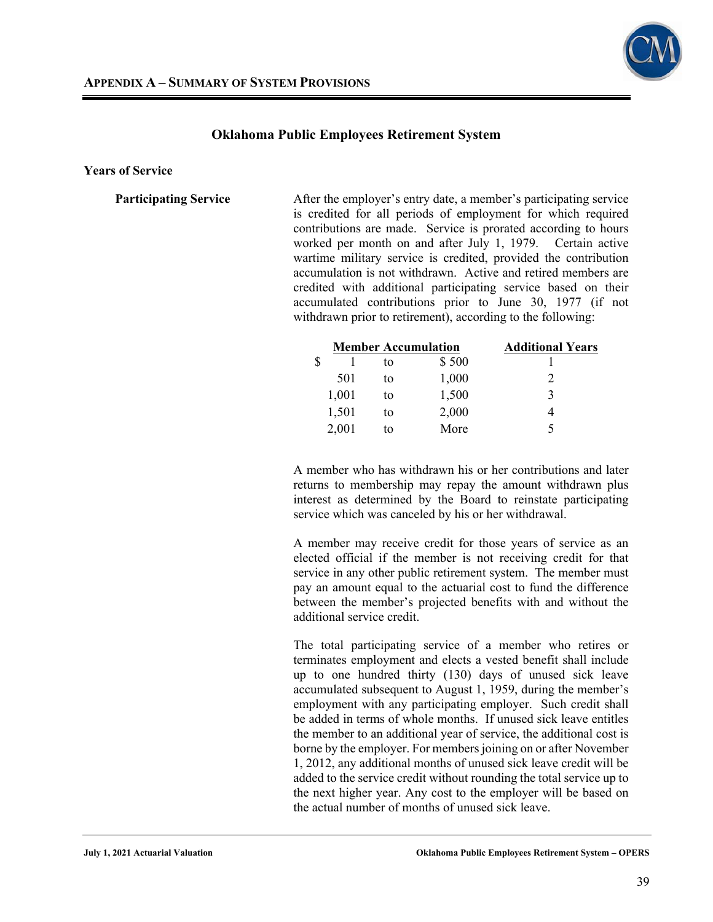## Appendix A – Summary of System Provisions

### Oklahoma Public Employees Retirement System

**Years of Service**

**Participating Service**

After the employer's entry date, a member's participating service is credited for all periods of employment for which required contributions are made. Service is prorated according to hours worked per month on and after July 1, 1979. Certain active wartime military service is credited, provided the contribution accumulation is not withdrawn. Active and retired members are credited with additional participating service based on their accumulated contributions prior to June 30, 1977 (if not withdrawn prior to retirement), according to the following:

| Member Accumulation | | | Additional Years |
|---|---|---|---|
| $ 1 | to | $ 500 | 1 |
| 501 | to | 1,000 | 2 |
| 1,001 | to | 1,500 | 3 |
| 1,501 | to | 2,000 | 4 |
| 2,001 | to | More | 5 |

A member who has withdrawn his or her contributions and later returns to membership may repay the amount withdrawn plus interest as determined by the Board to reinstate participating service which was canceled by his or her withdrawal.

A member may receive credit for those years of service as an elected official if the member is not receiving credit for that service in any other public retirement system. The member must pay an amount equal to the actuarial cost to fund the difference between the member's projected benefits with and without the additional service credit.

The total participating service of a member who retires or terminates employment and elects a vested benefit shall include up to one hundred thirty (130) days of unused sick leave accumulated subsequent to August 1, 1959, during the member's employment with any participating employer. Such credit shall be added in terms of whole months. If unused sick leave entitles the member to an additional year of service, the additional cost is borne by the employer. For members joining on or after November 1, 2012, any additional months of unused sick leave credit will be added to the service credit without rounding the total service up to the next higher year. Any cost to the employer will be based on the actual number of months of unused sick leave.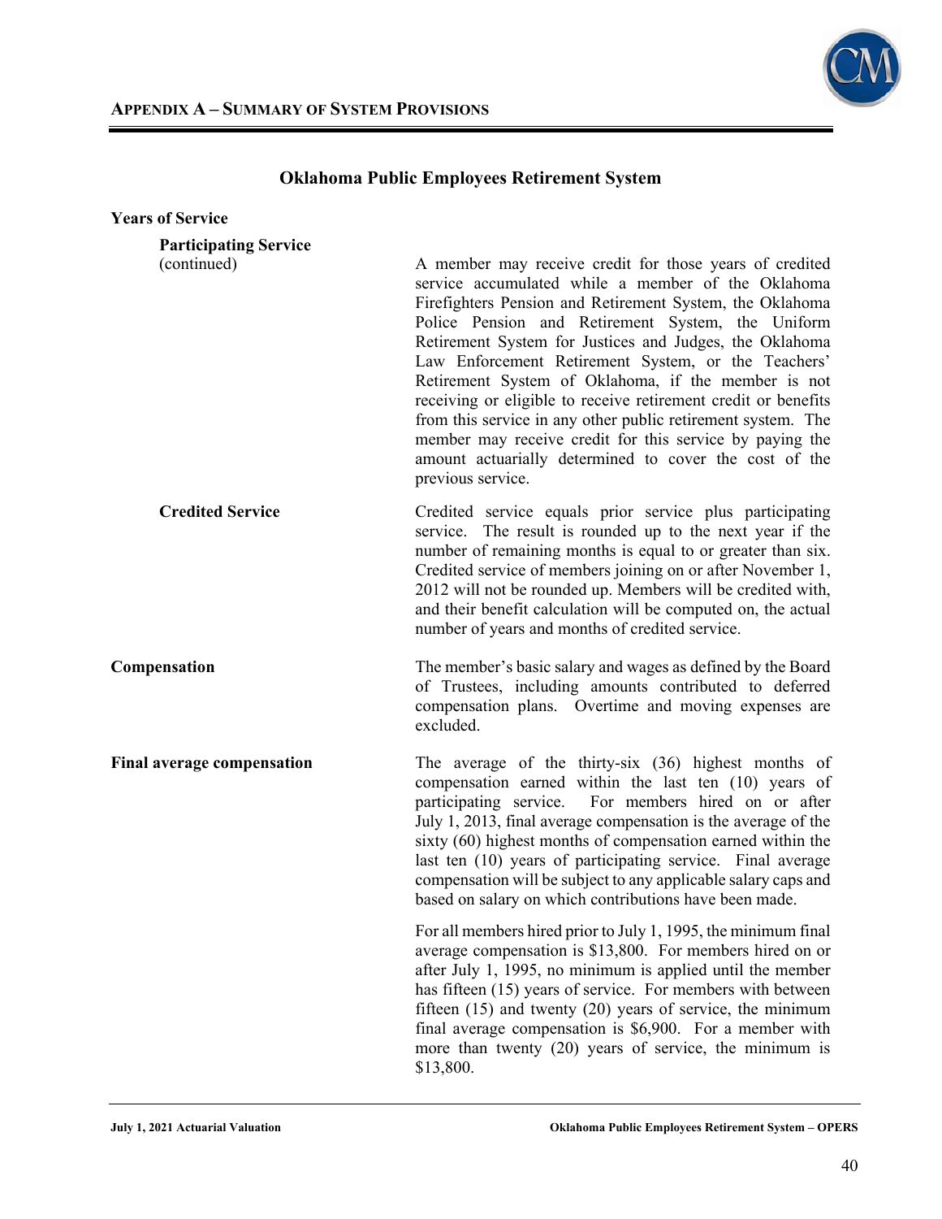## Oklahoma Public Employees Retirement System

### Years of Service

**Participating Service** (continued)

A member may receive credit for those years of credited service accumulated while a member of the Oklahoma Firefighters Pension and Retirement System, the Oklahoma Police Pension and Retirement System, the Uniform Retirement System for Justices and Judges, the Oklahoma Law Enforcement Retirement System, or the Teachers' Retirement System of Oklahoma, if the member is not receiving or eligible to receive retirement credit or benefits from this service in any other public retirement system. The member may receive credit for this service by paying the amount actuarially determined to cover the cost of the previous service.

**Credited Service**

Credited service equals prior service plus participating service. The result is rounded up to the next year if the number of remaining months is equal to or greater than six. Credited service of members joining on or after November 1, 2012 will not be rounded up. Members will be credited with, and their benefit calculation will be computed on, the actual number of years and months of credited service.

### Compensation

The member's basic salary and wages as defined by the Board of Trustees, including amounts contributed to deferred compensation plans. Overtime and moving expenses are excluded.

### Final average compensation

The average of the thirty-six (36) highest months of compensation earned within the last ten (10) years of participating service. For members hired on or after July 1, 2013, final average compensation is the average of the sixty (60) highest months of compensation earned within the last ten (10) years of participating service. Final average compensation will be subject to any applicable salary caps and based on salary on which contributions have been made.

For all members hired prior to July 1, 1995, the minimum final average compensation is $13,800. For members hired on or after July 1, 1995, no minimum is applied until the member has fifteen (15) years of service. For members with between fifteen (15) and twenty (20) years of service, the minimum final average compensation is $6,900. For a member with more than twenty (20) years of service, the minimum is $13,800.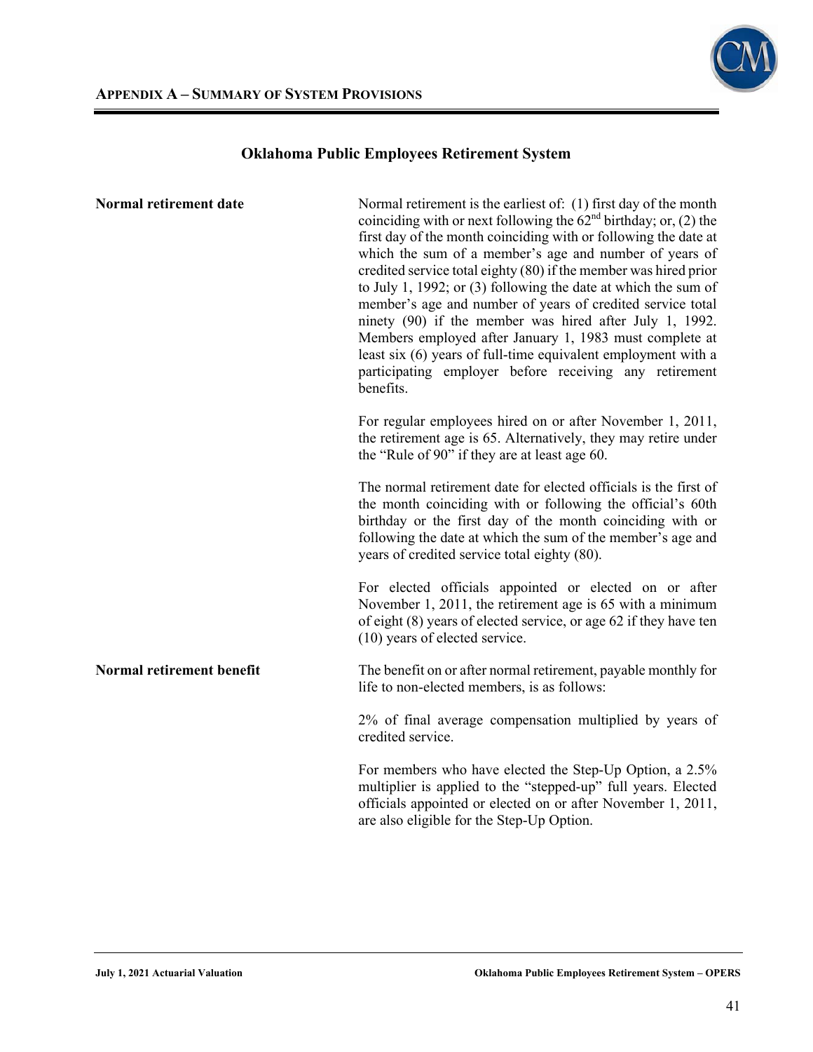## Appendix A – Summary of System Provisions

### Oklahoma Public Employees Retirement System

**Normal retirement date**

Normal retirement is the earliest of: (1) first day of the month coinciding with or next following the 62nd birthday; or, (2) the first day of the month coinciding with or following the date at which the sum of a member's age and number of years of credited service total eighty (80) if the member was hired prior to July 1, 1992; or (3) following the date at which the sum of member's age and number of years of credited service total ninety (90) if the member was hired after July 1, 1992. Members employed after January 1, 1983 must complete at least six (6) years of full-time equivalent employment with a participating employer before receiving any retirement benefits.

For regular employees hired on or after November 1, 2011, the retirement age is 65. Alternatively, they may retire under the "Rule of 90" if they are at least age 60.

The normal retirement date for elected officials is the first of the month coinciding with or following the official's 60th birthday or the first day of the month coinciding with or following the date at which the sum of the member's age and years of credited service total eighty (80).

For elected officials appointed or elected on or after November 1, 2011, the retirement age is 65 with a minimum of eight (8) years of elected service, or age 62 if they have ten (10) years of elected service.

**Normal retirement benefit**

The benefit on or after normal retirement, payable monthly for life to non-elected members, is as follows:

2% of final average compensation multiplied by years of credited service.

For members who have elected the Step-Up Option, a 2.5% multiplier is applied to the "stepped-up" full years. Elected officials appointed or elected on or after November 1, 2011, are also eligible for the Step-Up Option.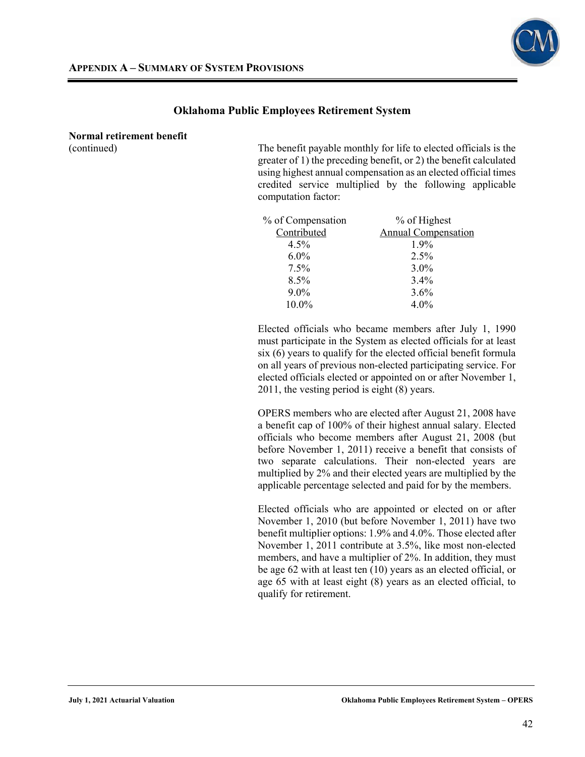## Oklahoma Public Employees Retirement System

**Normal retirement benefit**
(continued)

The benefit payable monthly for life to elected officials is the greater of 1) the preceding benefit, or 2) the benefit calculated using highest annual compensation as an elected official times credited service multiplied by the following applicable computation factor:

| % of Compensation Contributed | % of Highest Annual Compensation |
|---|---|
| 4.5% | 1.9% |
| 6.0% | 2.5% |
| 7.5% | 3.0% |
| 8.5% | 3.4% |
| 9.0% | 3.6% |
| 10.0% | 4.0% |

Elected officials who became members after July 1, 1990 must participate in the System as elected officials for at least six (6) years to qualify for the elected official benefit formula on all years of previous non-elected participating service. For elected officials elected or appointed on or after November 1, 2011, the vesting period is eight (8) years.

OPERS members who are elected after August 21, 2008 have a benefit cap of 100% of their highest annual salary. Elected officials who become members after August 21, 2008 (but before November 1, 2011) receive a benefit that consists of two separate calculations. Their non-elected years are multiplied by 2% and their elected years are multiplied by the applicable percentage selected and paid for by the members.

Elected officials who are appointed or elected on or after November 1, 2010 (but before November 1, 2011) have two benefit multiplier options: 1.9% and 4.0%. Those elected after November 1, 2011 contribute at 3.5%, like most non-elected members, and have a multiplier of 2%. In addition, they must be age 62 with at least ten (10) years as an elected official, or age 65 with at least eight (8) years as an elected official, to qualify for retirement.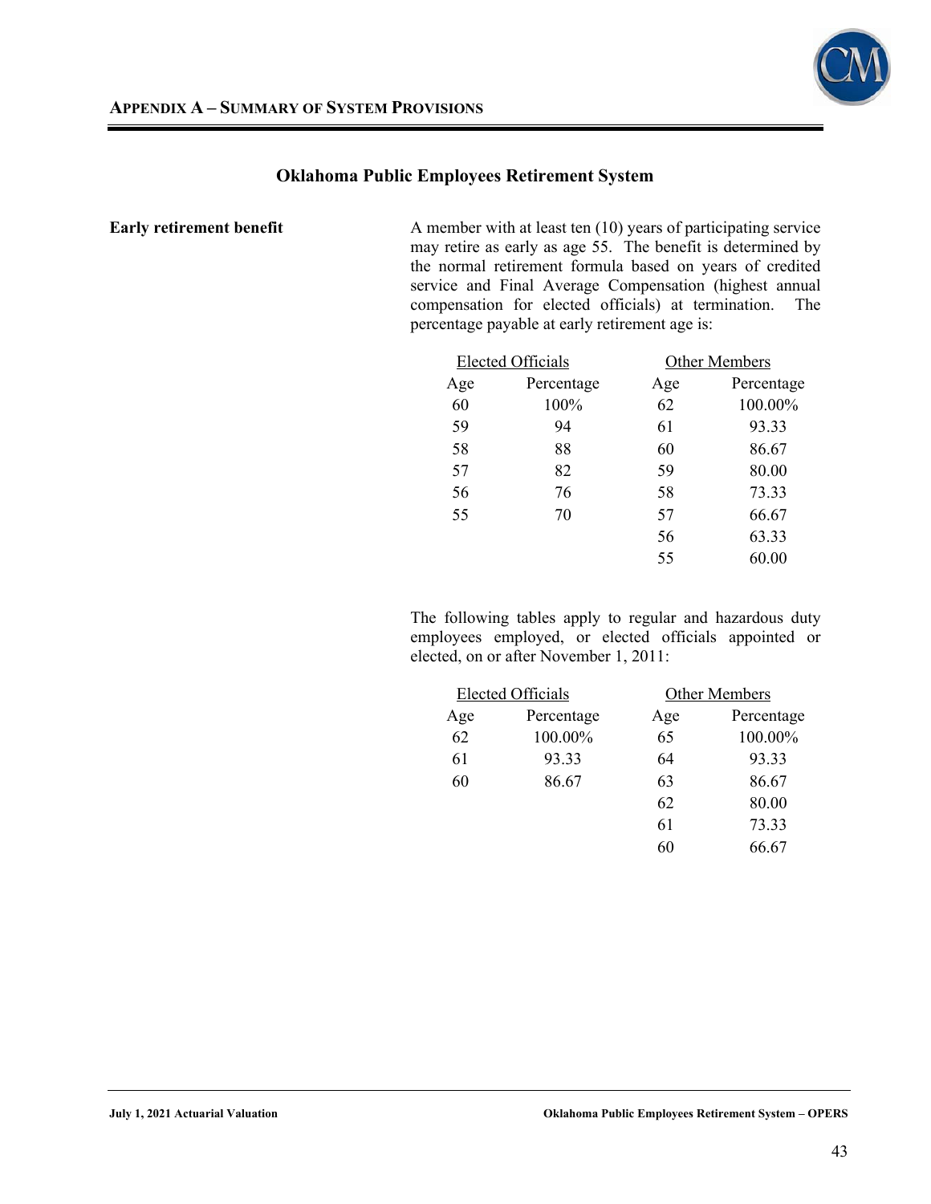## Oklahoma Public Employees Retirement System

**Early retirement benefit**

A member with at least ten (10) years of participating service may retire as early as age 55. The benefit is determined by the normal retirement formula based on years of credited service and Final Average Compensation (highest annual compensation for elected officials) at termination. The percentage payable at early retirement age is:

| Elected Officials | | Other Members | |
|---|---|---|---|
| Age | Percentage | Age | Percentage |
| 60 | 100% | 62 | 100.00% |
| 59 | 94 | 61 | 93.33 |
| 58 | 88 | 60 | 86.67 |
| 57 | 82 | 59 | 80.00 |
| 56 | 76 | 58 | 73.33 |
| 55 | 70 | 57 | 66.67 |
| | | 56 | 63.33 |
| | | 55 | 60.00 |

The following tables apply to regular and hazardous duty employees employed, or elected officials appointed or elected, on or after November 1, 2011:

| Elected Officials | | Other Members | |
|---|---|---|---|
| Age | Percentage | Age | Percentage |
| 62 | 100.00% | 65 | 100.00% |
| 61 | 93.33 | 64 | 93.33 |
| 60 | 86.67 | 63 | 86.67 |
| | | 62 | 80.00 |
| | | 61 | 73.33 |
| | | 60 | 66.67 |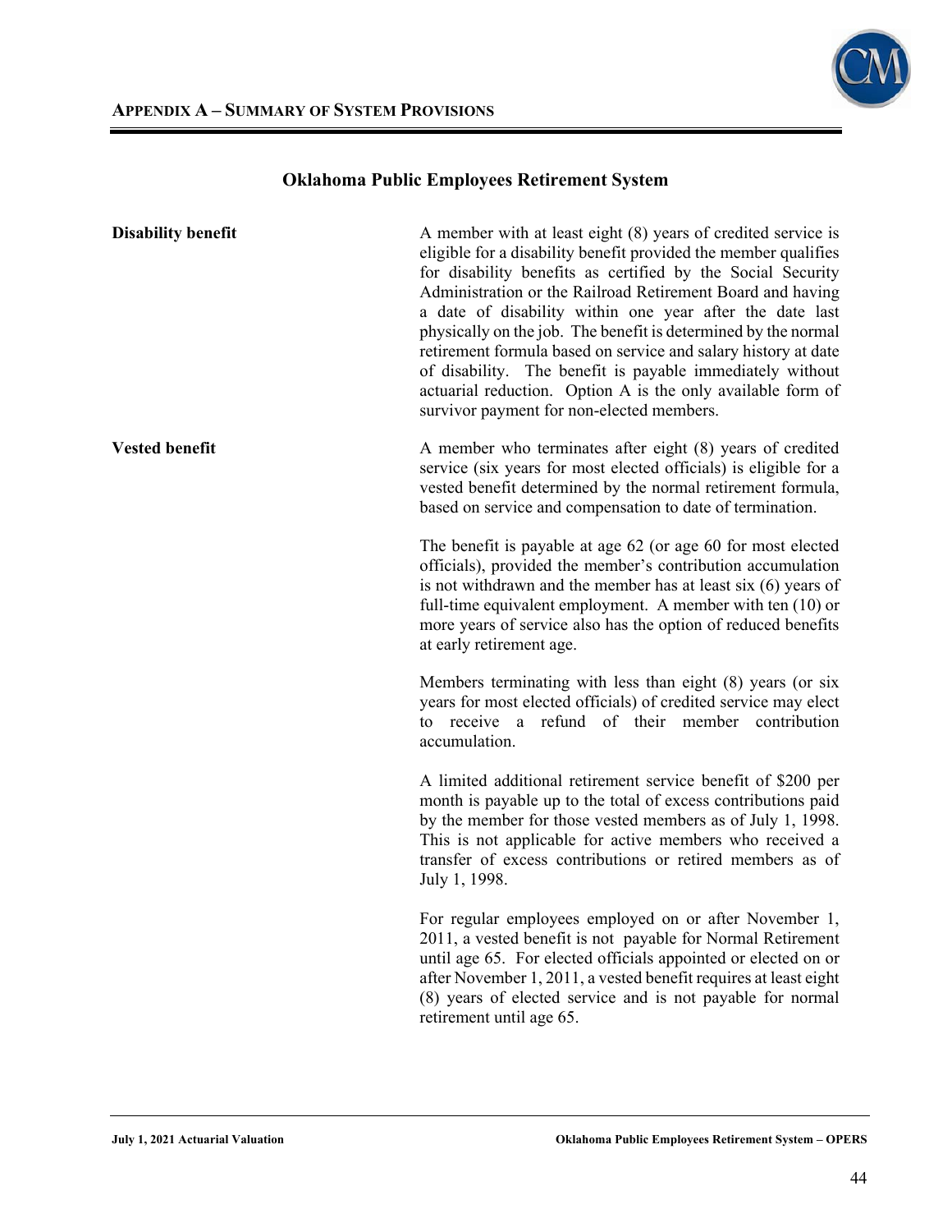## Oklahoma Public Employees Retirement System

**Disability benefit**

A member with at least eight (8) years of credited service is eligible for a disability benefit provided the member qualifies for disability benefits as certified by the Social Security Administration or the Railroad Retirement Board and having a date of disability within one year after the date last physically on the job. The benefit is determined by the normal retirement formula based on service and salary history at date of disability. The benefit is payable immediately without actuarial reduction. Option A is the only available form of survivor payment for non-elected members.

**Vested benefit**

A member who terminates after eight (8) years of credited service (six years for most elected officials) is eligible for a vested benefit determined by the normal retirement formula, based on service and compensation to date of termination.

The benefit is payable at age 62 (or age 60 for most elected officials), provided the member's contribution accumulation is not withdrawn and the member has at least six (6) years of full-time equivalent employment. A member with ten (10) or more years of service also has the option of reduced benefits at early retirement age.

Members terminating with less than eight (8) years (or six years for most elected officials) of credited service may elect to receive a refund of their member contribution accumulation.

A limited additional retirement service benefit of $200 per month is payable up to the total of excess contributions paid by the member for those vested members as of July 1, 1998. This is not applicable for active members who received a transfer of excess contributions or retired members as of July 1, 1998.

For regular employees employed on or after November 1, 2011, a vested benefit is not payable for Normal Retirement until age 65. For elected officials appointed or elected on or after November 1, 2011, a vested benefit requires at least eight (8) years of elected service and is not payable for normal retirement until age 65.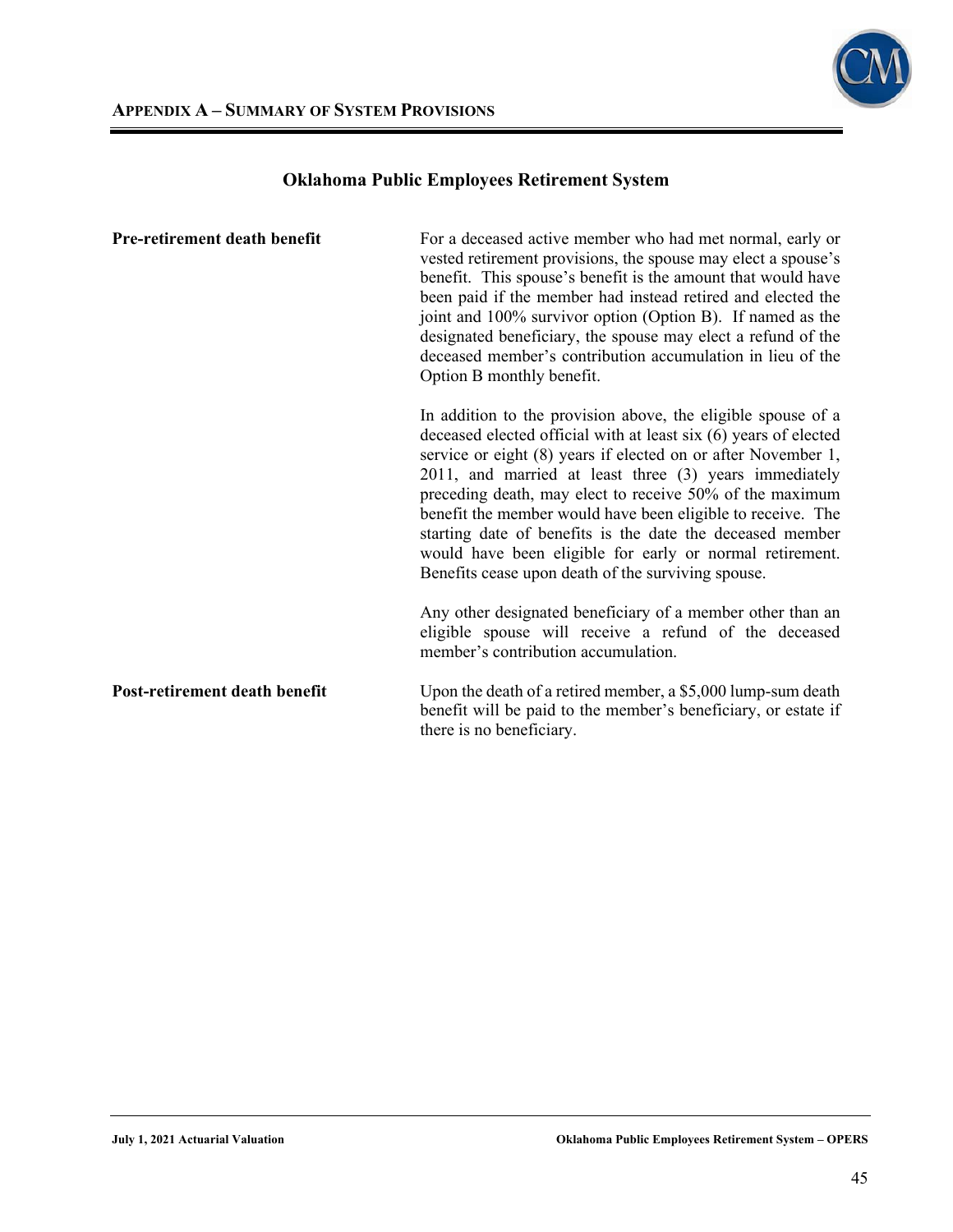## Oklahoma Public Employees Retirement System

**Pre-retirement death benefit**

For a deceased active member who had met normal, early or vested retirement provisions, the spouse may elect a spouse's benefit. This spouse's benefit is the amount that would have been paid if the member had instead retired and elected the joint and 100% survivor option (Option B). If named as the designated beneficiary, the spouse may elect a refund of the deceased member's contribution accumulation in lieu of the Option B monthly benefit.

In addition to the provision above, the eligible spouse of a deceased elected official with at least six (6) years of elected service or eight (8) years if elected on or after November 1, 2011, and married at least three (3) years immediately preceding death, may elect to receive 50% of the maximum benefit the member would have been eligible to receive. The starting date of benefits is the date the deceased member would have been eligible for early or normal retirement. Benefits cease upon death of the surviving spouse.

Any other designated beneficiary of a member other than an eligible spouse will receive a refund of the deceased member's contribution accumulation.

**Post-retirement death benefit**

Upon the death of a retired member, a $5,000 lump-sum death benefit will be paid to the member's beneficiary, or estate if there is no beneficiary.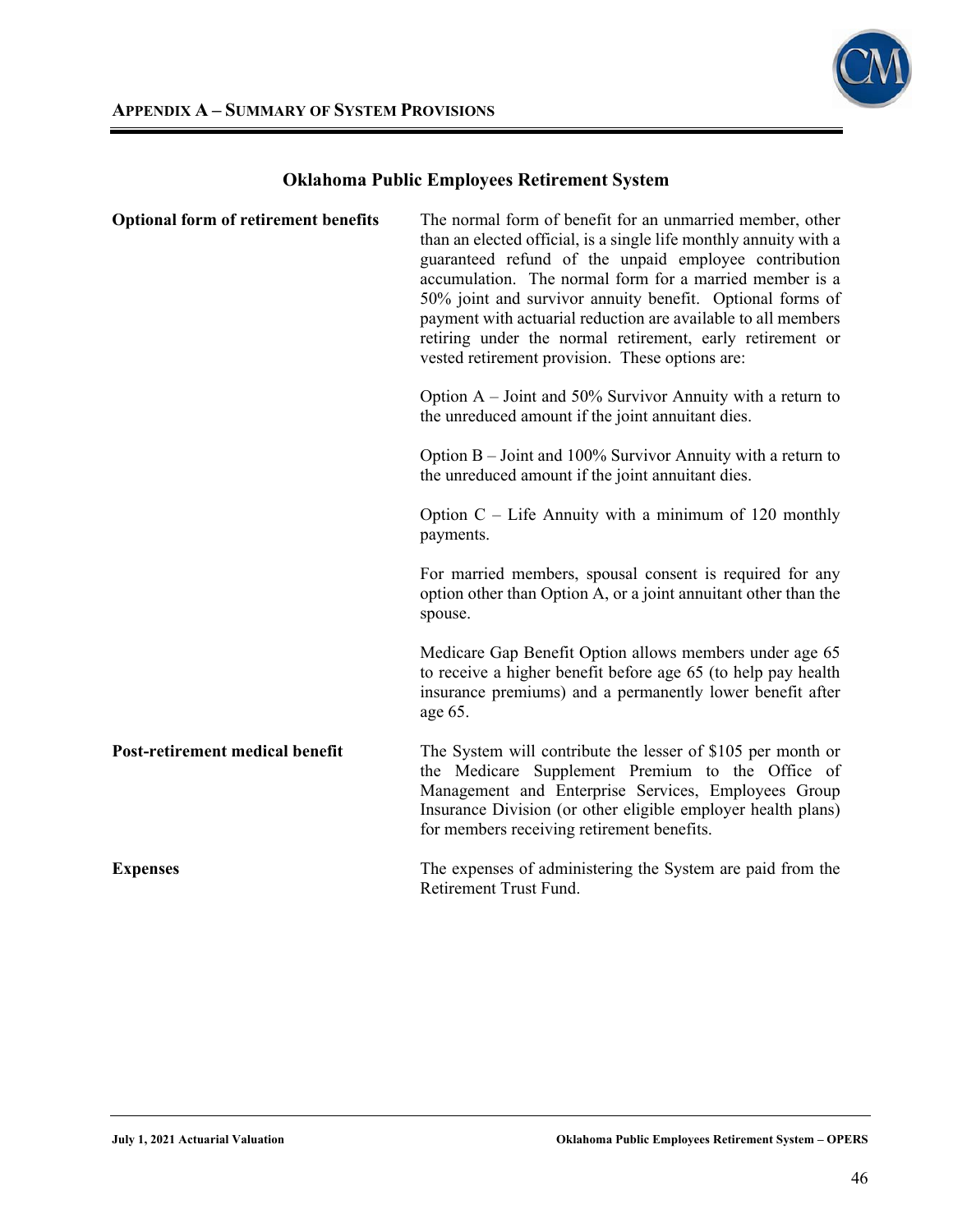## Appendix A – Summary of System Provisions

### Oklahoma Public Employees Retirement System

**Optional form of retirement benefits**

The normal form of benefit for an unmarried member, other than an elected official, is a single life monthly annuity with a guaranteed refund of the unpaid employee contribution accumulation. The normal form for a married member is a 50% joint and survivor annuity benefit. Optional forms of payment with actuarial reduction are available to all members retiring under the normal retirement, early retirement or vested retirement provision. These options are:

Option A – Joint and 50% Survivor Annuity with a return to the unreduced amount if the joint annuitant dies.

Option B – Joint and 100% Survivor Annuity with a return to the unreduced amount if the joint annuitant dies.

Option C – Life Annuity with a minimum of 120 monthly payments.

For married members, spousal consent is required for any option other than Option A, or a joint annuitant other than the spouse.

Medicare Gap Benefit Option allows members under age 65 to receive a higher benefit before age 65 (to help pay health insurance premiums) and a permanently lower benefit after age 65.

**Post-retirement medical benefit**

The System will contribute the lesser of $105 per month or the Medicare Supplement Premium to the Office of Management and Enterprise Services, Employees Group Insurance Division (or other eligible employer health plans) for members receiving retirement benefits.

**Expenses**

The expenses of administering the System are paid from the Retirement Trust Fund.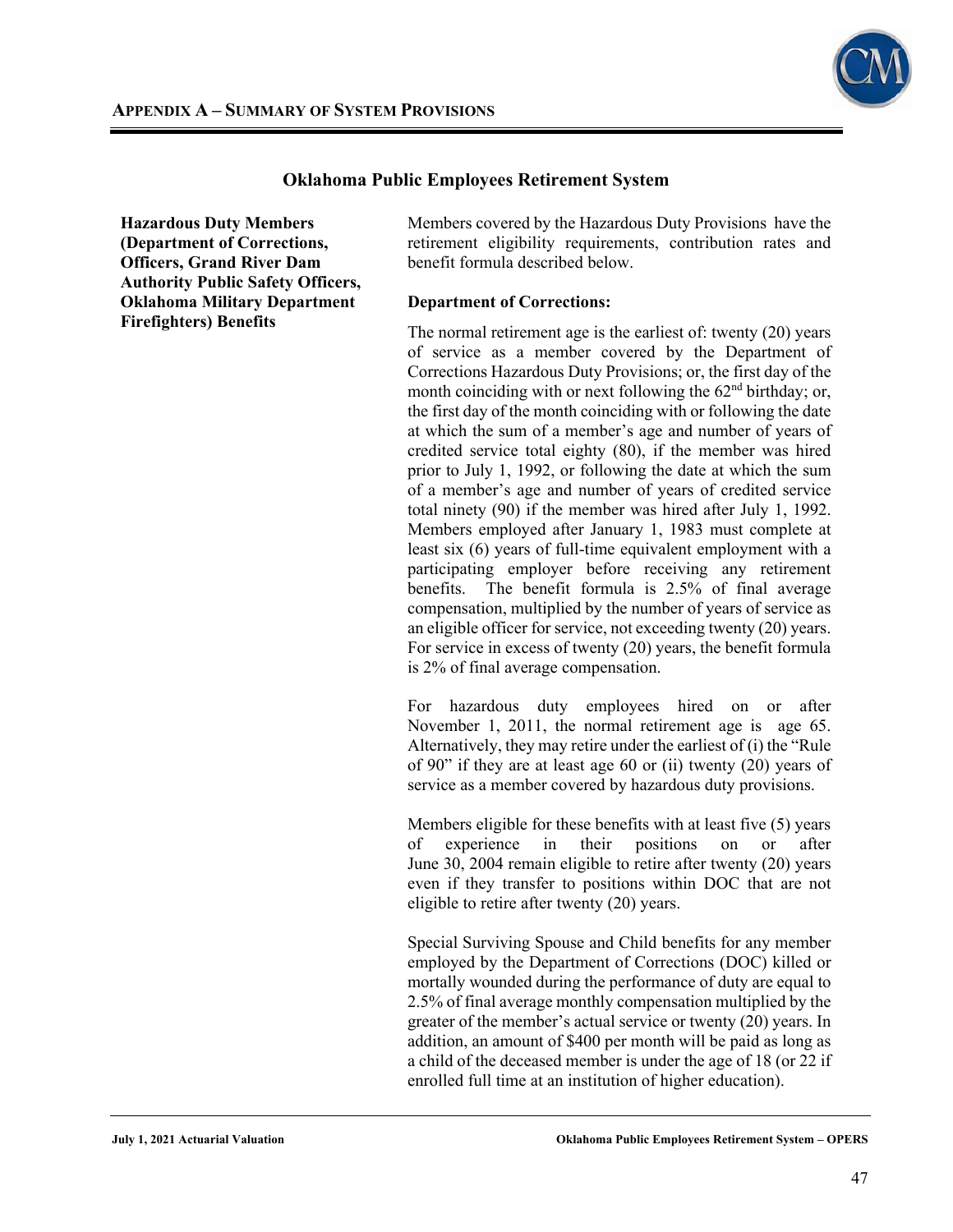**Appendix A – Summary of System Provisions**

## Oklahoma Public Employees Retirement System

**Hazardous Duty Members (Department of Corrections, Officers, Grand River Dam Authority Public Safety Officers, Oklahoma Military Department Firefighters) Benefits**

Members covered by the Hazardous Duty Provisions have the retirement eligibility requirements, contribution rates and benefit formula described below.

**Department of Corrections:**

The normal retirement age is the earliest of: twenty (20) years of service as a member covered by the Department of Corrections Hazardous Duty Provisions; or, the first day of the month coinciding with or next following the 62nd birthday; or, the first day of the month coinciding with or following the date at which the sum of a member's age and number of years of credited service total eighty (80), if the member was hired prior to July 1, 1992, or following the date at which the sum of a member's age and number of years of credited service total ninety (90) if the member was hired after July 1, 1992. Members employed after January 1, 1983 must complete at least six (6) years of full-time equivalent employment with a participating employer before receiving any retirement benefits. The benefit formula is 2.5% of final average compensation, multiplied by the number of years of service as an eligible officer for service, not exceeding twenty (20) years. For service in excess of twenty (20) years, the benefit formula is 2% of final average compensation.

For hazardous duty employees hired on or after November 1, 2011, the normal retirement age is age 65. Alternatively, they may retire under the earliest of (i) the "Rule of 90" if they are at least age 60 or (ii) twenty (20) years of service as a member covered by hazardous duty provisions.

Members eligible for these benefits with at least five (5) years of experience in their positions on or after June 30, 2004 remain eligible to retire after twenty (20) years even if they transfer to positions within DOC that are not eligible to retire after twenty (20) years.

Special Surviving Spouse and Child benefits for any member employed by the Department of Corrections (DOC) killed or mortally wounded during the performance of duty are equal to 2.5% of final average monthly compensation multiplied by the greater of the member's actual service or twenty (20) years. In addition, an amount of $400 per month will be paid as long as a child of the deceased member is under the age of 18 (or 22 if enrolled full time at an institution of higher education).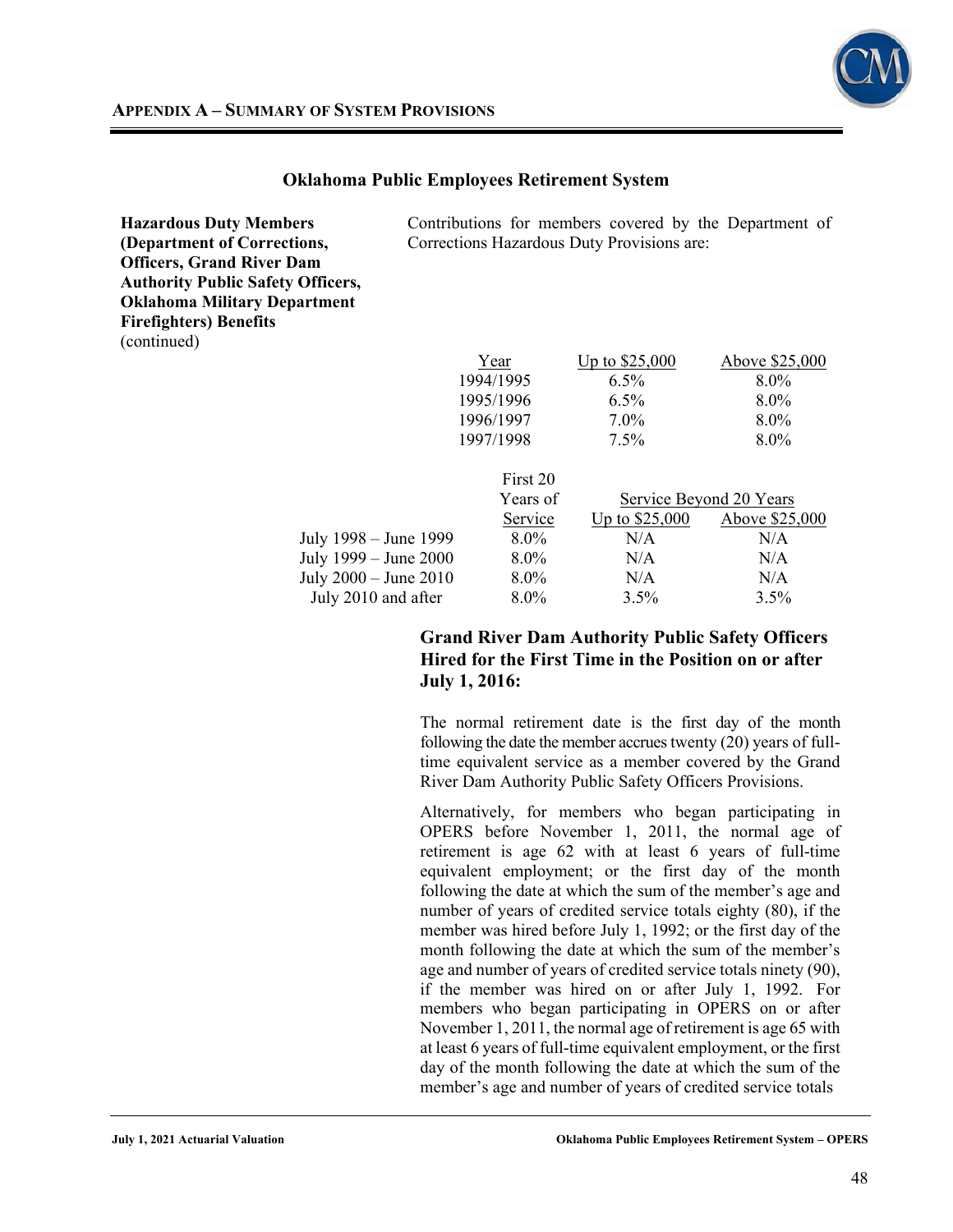## Oklahoma Public Employees Retirement System

**Hazardous Duty Members (Department of Corrections, Officers, Grand River Dam Authority Public Safety Officers, Oklahoma Military Department Firefighters) Benefits** (continued)

Contributions for members covered by the Department of Corrections Hazardous Duty Provisions are:

| Year | Up to $25,000 | Above $25,000 |
|---|---|---|
| 1994/1995 | 6.5% | 8.0% |
| 1995/1996 | 6.5% | 8.0% |
| 1996/1997 | 7.0% | 8.0% |
| 1997/1998 | 7.5% | 8.0% |

| | First 20 Years of Service | Service Beyond 20 Years | |
|---|---|---|---|
| | | Up to $25,000 | Above $25,000 |
| July 1998 – June 1999 | 8.0% | N/A | N/A |
| July 1999 – June 2000 | 8.0% | N/A | N/A |
| July 2000 – June 2010 | 8.0% | N/A | N/A |
| July 2010 and after | 8.0% | 3.5% | 3.5% |

### Grand River Dam Authority Public Safety Officers Hired for the First Time in the Position on or after July 1, 2016:

The normal retirement date is the first day of the month following the date the member accrues twenty (20) years of full-time equivalent service as a member covered by the Grand River Dam Authority Public Safety Officers Provisions.

Alternatively, for members who began participating in OPERS before November 1, 2011, the normal age of retirement is age 62 with at least 6 years of full-time equivalent employment; or the first day of the month following the date at which the sum of the member's age and number of years of credited service totals eighty (80), if the member was hired before July 1, 1992; or the first day of the month following the date at which the sum of the member's age and number of years of credited service totals ninety (90), if the member was hired on or after July 1, 1992. For members who began participating in OPERS on or after November 1, 2011, the normal age of retirement is age 65 with at least 6 years of full-time equivalent employment, or the first day of the month following the date at which the sum of the member's age and number of years of credited service totals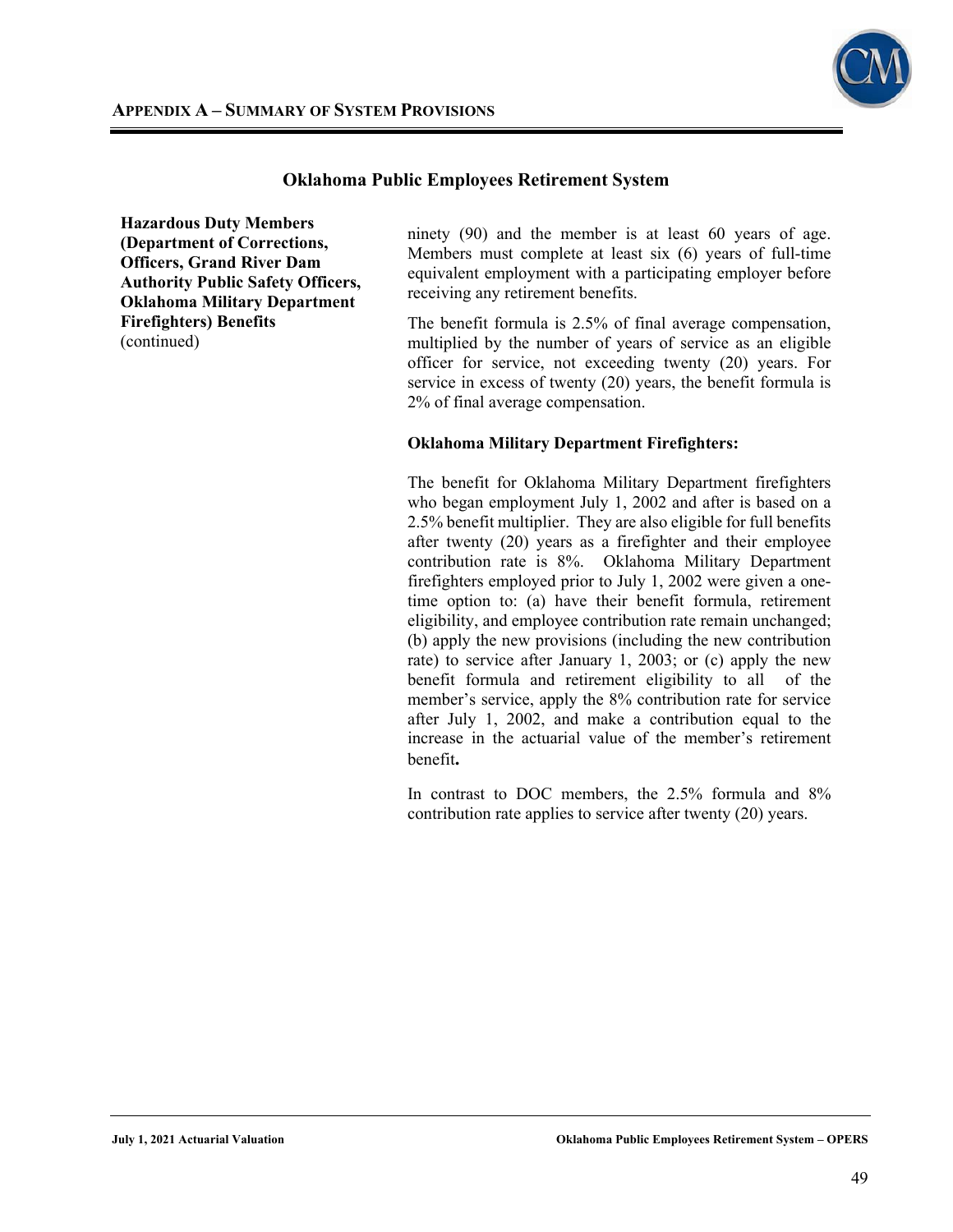## Oklahoma Public Employees Retirement System

**Hazardous Duty Members (Department of Corrections, Officers, Grand River Dam Authority Public Safety Officers, Oklahoma Military Department Firefighters) Benefits** (continued)

ninety (90) and the member is at least 60 years of age. Members must complete at least six (6) years of full-time equivalent employment with a participating employer before receiving any retirement benefits.

The benefit formula is 2.5% of final average compensation, multiplied by the number of years of service as an eligible officer for service, not exceeding twenty (20) years. For service in excess of twenty (20) years, the benefit formula is 2% of final average compensation.

**Oklahoma Military Department Firefighters:**

The benefit for Oklahoma Military Department firefighters who began employment July 1, 2002 and after is based on a 2.5% benefit multiplier. They are also eligible for full benefits after twenty (20) years as a firefighter and their employee contribution rate is 8%. Oklahoma Military Department firefighters employed prior to July 1, 2002 were given a one-time option to: (a) have their benefit formula, retirement eligibility, and employee contribution rate remain unchanged; (b) apply the new provisions (including the new contribution rate) to service after January 1, 2003; or (c) apply the new benefit formula and retirement eligibility to all of the member's service, apply the 8% contribution rate for service after July 1, 2002, and make a contribution equal to the increase in the actuarial value of the member's retirement benefit**.**

In contrast to DOC members, the 2.5% formula and 8% contribution rate applies to service after twenty (20) years.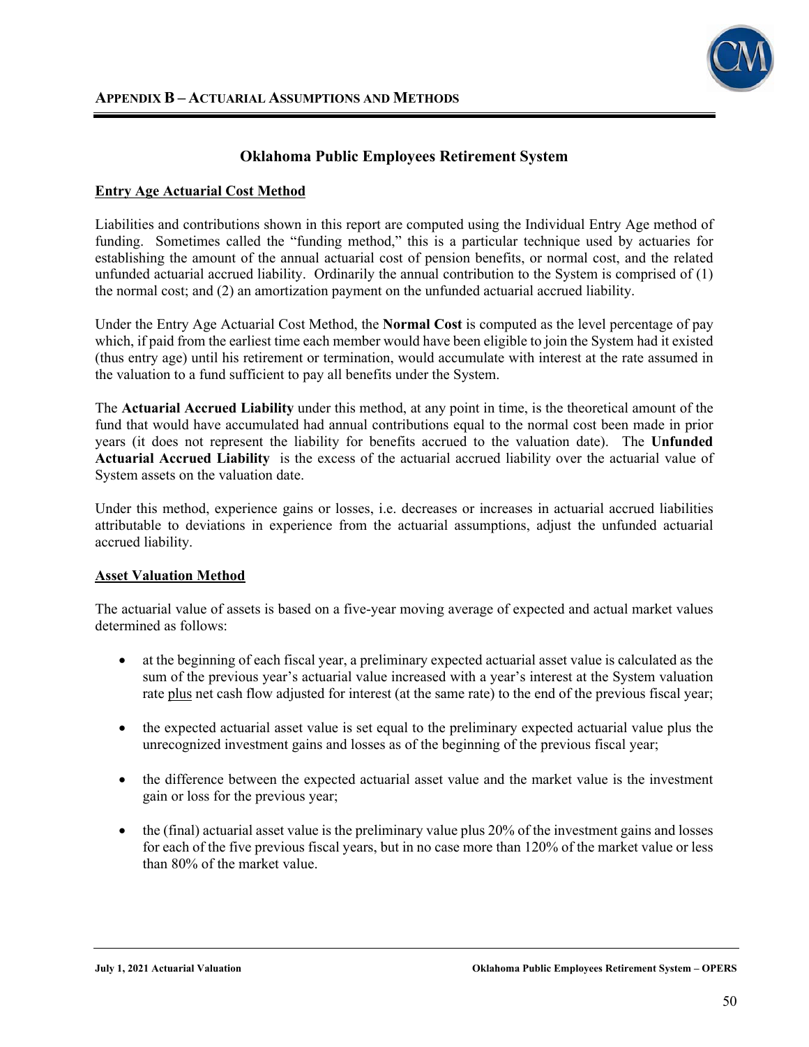## Appendix B – Actuarial Assumptions and Methods

### Oklahoma Public Employees Retirement System

**Entry Age Actuarial Cost Method**

Liabilities and contributions shown in this report are computed using the Individual Entry Age method of funding. Sometimes called the "funding method," this is a particular technique used by actuaries for establishing the amount of the annual actuarial cost of pension benefits, or normal cost, and the related unfunded actuarial accrued liability. Ordinarily the annual contribution to the System is comprised of (1) the normal cost; and (2) an amortization payment on the unfunded actuarial accrued liability.

Under the Entry Age Actuarial Cost Method, the **Normal Cost** is computed as the level percentage of pay which, if paid from the earliest time each member would have been eligible to join the System had it existed (thus entry age) until his retirement or termination, would accumulate with interest at the rate assumed in the valuation to a fund sufficient to pay all benefits under the System.

The **Actuarial Accrued Liability** under this method, at any point in time, is the theoretical amount of the fund that would have accumulated had annual contributions equal to the normal cost been made in prior years (it does not represent the liability for benefits accrued to the valuation date). The **Unfunded Actuarial Accrued Liability** is the excess of the actuarial accrued liability over the actuarial value of System assets on the valuation date.

Under this method, experience gains or losses, i.e. decreases or increases in actuarial accrued liabilities attributable to deviations in experience from the actuarial assumptions, adjust the unfunded actuarial accrued liability.

**Asset Valuation Method**

The actuarial value of assets is based on a five-year moving average of expected and actual market values determined as follows:

- at the beginning of each fiscal year, a preliminary expected actuarial asset value is calculated as the sum of the previous year's actuarial value increased with a year's interest at the System valuation rate plus net cash flow adjusted for interest (at the same rate) to the end of the previous fiscal year;
- the expected actuarial asset value is set equal to the preliminary expected actuarial value plus the unrecognized investment gains and losses as of the beginning of the previous fiscal year;
- the difference between the expected actuarial asset value and the market value is the investment gain or loss for the previous year;
- the (final) actuarial asset value is the preliminary value plus 20% of the investment gains and losses for each of the five previous fiscal years, but in no case more than 120% of the market value or less than 80% of the market value.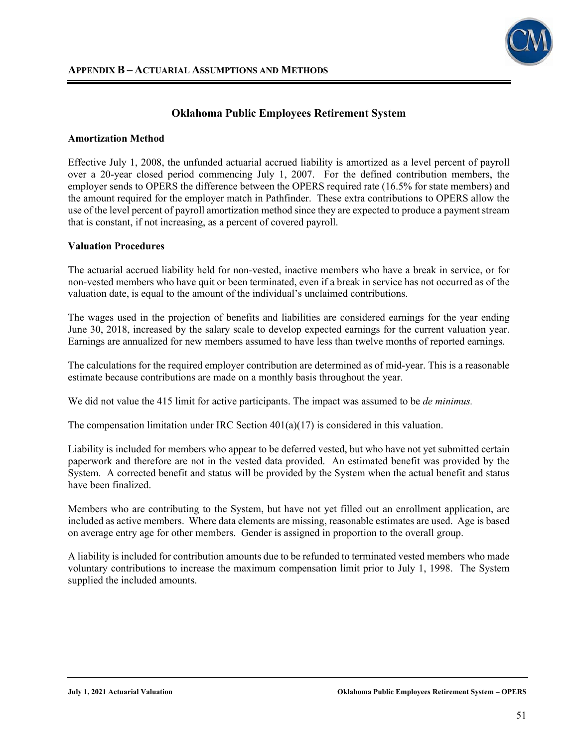## APPENDIX B – ACTUARIAL ASSUMPTIONS AND METHODS

### Oklahoma Public Employees Retirement System

**Amortization Method**

Effective July 1, 2008, the unfunded actuarial accrued liability is amortized as a level percent of payroll over a 20-year closed period commencing July 1, 2007. For the defined contribution members, the employer sends to OPERS the difference between the OPERS required rate (16.5% for state members) and the amount required for the employer match in Pathfinder. These extra contributions to OPERS allow the use of the level percent of payroll amortization method since they are expected to produce a payment stream that is constant, if not increasing, as a percent of covered payroll.

**Valuation Procedures**

The actuarial accrued liability held for non-vested, inactive members who have a break in service, or for non-vested members who have quit or been terminated, even if a break in service has not occurred as of the valuation date, is equal to the amount of the individual's unclaimed contributions.

The wages used in the projection of benefits and liabilities are considered earnings for the year ending June 30, 2018, increased by the salary scale to develop expected earnings for the current valuation year. Earnings are annualized for new members assumed to have less than twelve months of reported earnings.

The calculations for the required employer contribution are determined as of mid-year. This is a reasonable estimate because contributions are made on a monthly basis throughout the year.

We did not value the 415 limit for active participants. The impact was assumed to be *de minimus.*

The compensation limitation under IRC Section 401(a)(17) is considered in this valuation.

Liability is included for members who appear to be deferred vested, but who have not yet submitted certain paperwork and therefore are not in the vested data provided. An estimated benefit was provided by the System. A corrected benefit and status will be provided by the System when the actual benefit and status have been finalized.

Members who are contributing to the System, but have not yet filled out an enrollment application, are included as active members. Where data elements are missing, reasonable estimates are used. Age is based on average entry age for other members. Gender is assigned in proportion to the overall group.

A liability is included for contribution amounts due to be refunded to terminated vested members who made voluntary contributions to increase the maximum compensation limit prior to July 1, 1998. The System supplied the included amounts.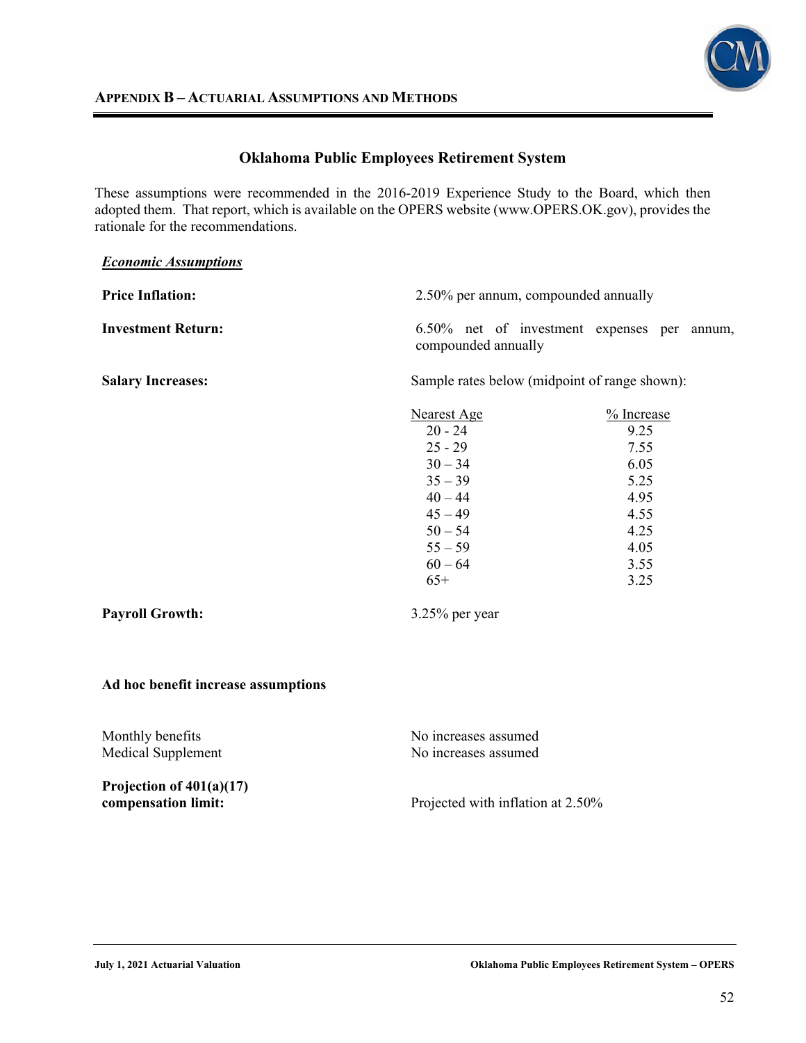## APPENDIX B – ACTUARIAL ASSUMPTIONS AND METHODS

### Oklahoma Public Employees Retirement System

These assumptions were recommended in the 2016-2019 Experience Study to the Board, which then adopted them. That report, which is available on the OPERS website (www.OPERS.OK.gov), provides the rationale for the recommendations.

***Economic Assumptions***

**Price Inflation:** 2.50% per annum, compounded annually

**Investment Return:** 6.50% net of investment expenses per annum, compounded annually

**Salary Increases:** Sample rates below (midpoint of range shown):

| Nearest Age | % Increase |
|---|---|
| 20 - 24 | 9.25 |
| 25 - 29 | 7.55 |
| 30 – 34 | 6.05 |
| 35 – 39 | 5.25 |
| 40 – 44 | 4.95 |
| 45 – 49 | 4.55 |
| 50 – 54 | 4.25 |
| 55 – 59 | 4.05 |
| 60 – 64 | 3.55 |
| 65+ | 3.25 |

**Payroll Growth:** 3.25% per year

**Ad hoc benefit increase assumptions**

Monthly benefits: No increases assumed
Medical Supplement: No increases assumed

**Projection of 401(a)(17) compensation limit:** Projected with inflation at 2.50%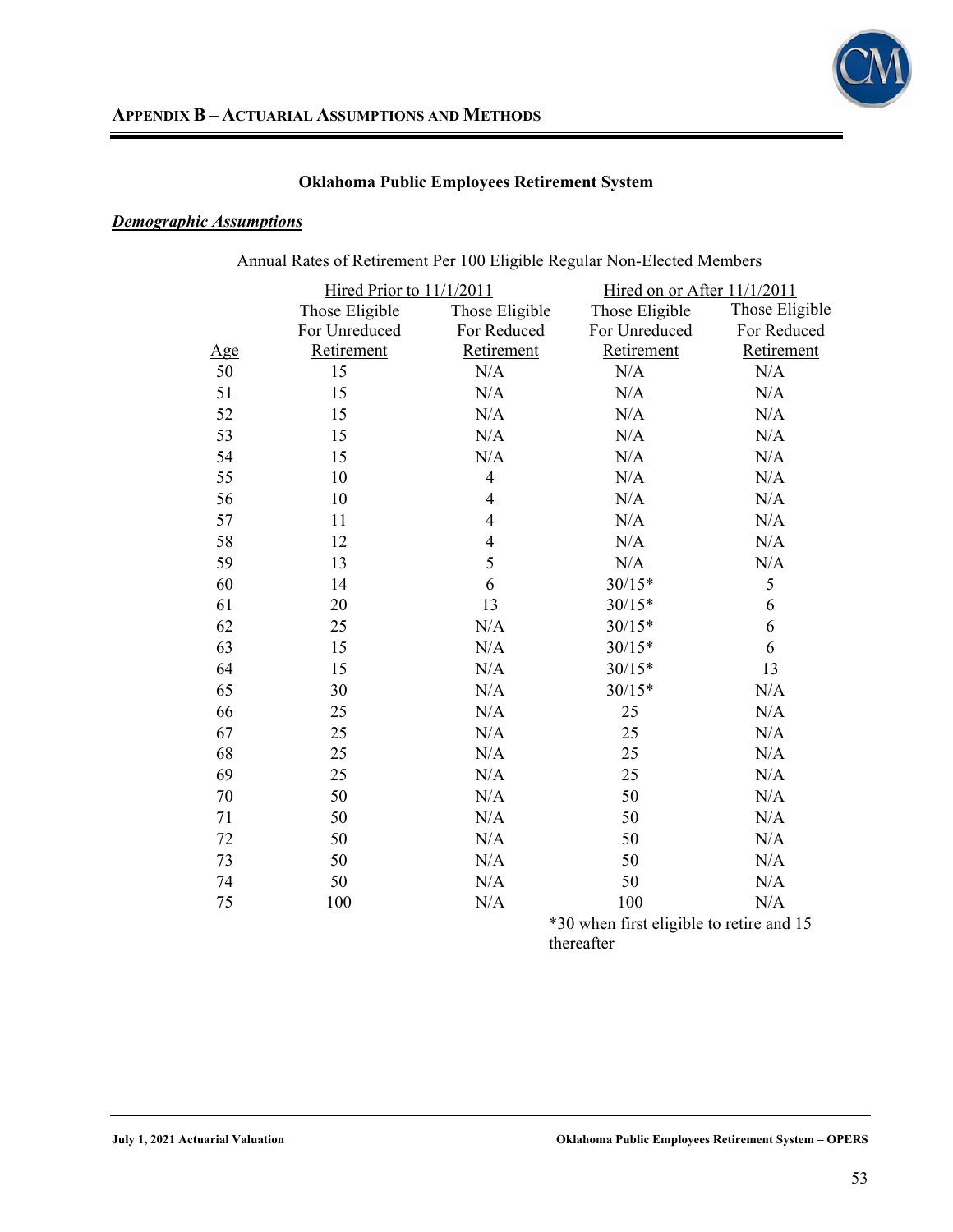## Appendix B – Actuarial Assumptions and Methods

### Oklahoma Public Employees Retirement System

***Demographic Assumptions***

Annual Rates of Retirement Per 100 Eligible Regular Non-Elected Members

| | Hired Prior to 11/1/2011 | | Hired on or After 11/1/2011 | |
|---|---|---|---|---|
| Age | Those Eligible For Unreduced Retirement | Those Eligible For Reduced Retirement | Those Eligible For Unreduced Retirement | Those Eligible For Reduced Retirement |
| 50 | 15 | N/A | N/A | N/A |
| 51 | 15 | N/A | N/A | N/A |
| 52 | 15 | N/A | N/A | N/A |
| 53 | 15 | N/A | N/A | N/A |
| 54 | 15 | N/A | N/A | N/A |
| 55 | 10 | 4 | N/A | N/A |
| 56 | 10 | 4 | N/A | N/A |
| 57 | 11 | 4 | N/A | N/A |
| 58 | 12 | 4 | N/A | N/A |
| 59 | 13 | 5 | N/A | N/A |
| 60 | 14 | 6 | 30/15* | 5 |
| 61 | 20 | 13 | 30/15* | 6 |
| 62 | 25 | N/A | 30/15* | 6 |
| 63 | 15 | N/A | 30/15* | 6 |
| 64 | 15 | N/A | 30/15* | 13 |
| 65 | 30 | N/A | 30/15* | N/A |
| 66 | 25 | N/A | 25 | N/A |
| 67 | 25 | N/A | 25 | N/A |
| 68 | 25 | N/A | 25 | N/A |
| 69 | 25 | N/A | 25 | N/A |
| 70 | 50 | N/A | 50 | N/A |
| 71 | 50 | N/A | 50 | N/A |
| 72 | 50 | N/A | 50 | N/A |
| 73 | 50 | N/A | 50 | N/A |
| 74 | 50 | N/A | 50 | N/A |
| 75 | 100 | N/A | 100 | N/A |

*30 when first eligible to retire and 15 thereafter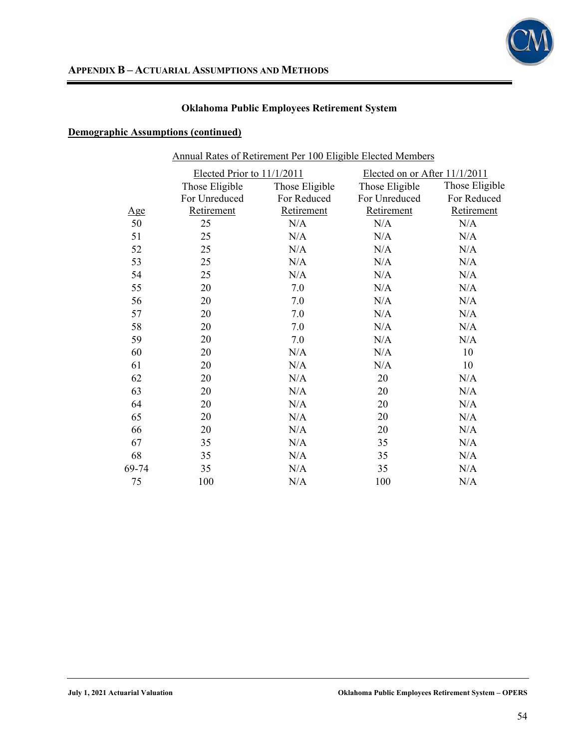## Appendix B – Actuarial Assumptions and Methods

### Oklahoma Public Employees Retirement System

**Demographic Assumptions (continued)**

Annual Rates of Retirement Per 100 Eligible Elected Members

| | Elected Prior to 11/1/2011 | | Elected on or After 11/1/2011 | |
|---|---|---|---|---|
| Age | Those Eligible For Unreduced Retirement | Those Eligible For Reduced Retirement | Those Eligible For Unreduced Retirement | Those Eligible For Reduced Retirement |
| 50 | 25 | N/A | N/A | N/A |
| 51 | 25 | N/A | N/A | N/A |
| 52 | 25 | N/A | N/A | N/A |
| 53 | 25 | N/A | N/A | N/A |
| 54 | 25 | N/A | N/A | N/A |
| 55 | 20 | 7.0 | N/A | N/A |
| 56 | 20 | 7.0 | N/A | N/A |
| 57 | 20 | 7.0 | N/A | N/A |
| 58 | 20 | 7.0 | N/A | N/A |
| 59 | 20 | 7.0 | N/A | N/A |
| 60 | 20 | N/A | N/A | 10 |
| 61 | 20 | N/A | N/A | 10 |
| 62 | 20 | N/A | 20 | N/A |
| 63 | 20 | N/A | 20 | N/A |
| 64 | 20 | N/A | 20 | N/A |
| 65 | 20 | N/A | 20 | N/A |
| 66 | 20 | N/A | 20 | N/A |
| 67 | 35 | N/A | 35 | N/A |
| 68 | 35 | N/A | 35 | N/A |
| 69-74 | 35 | N/A | 35 | N/A |
| 75 | 100 | N/A | 100 | N/A |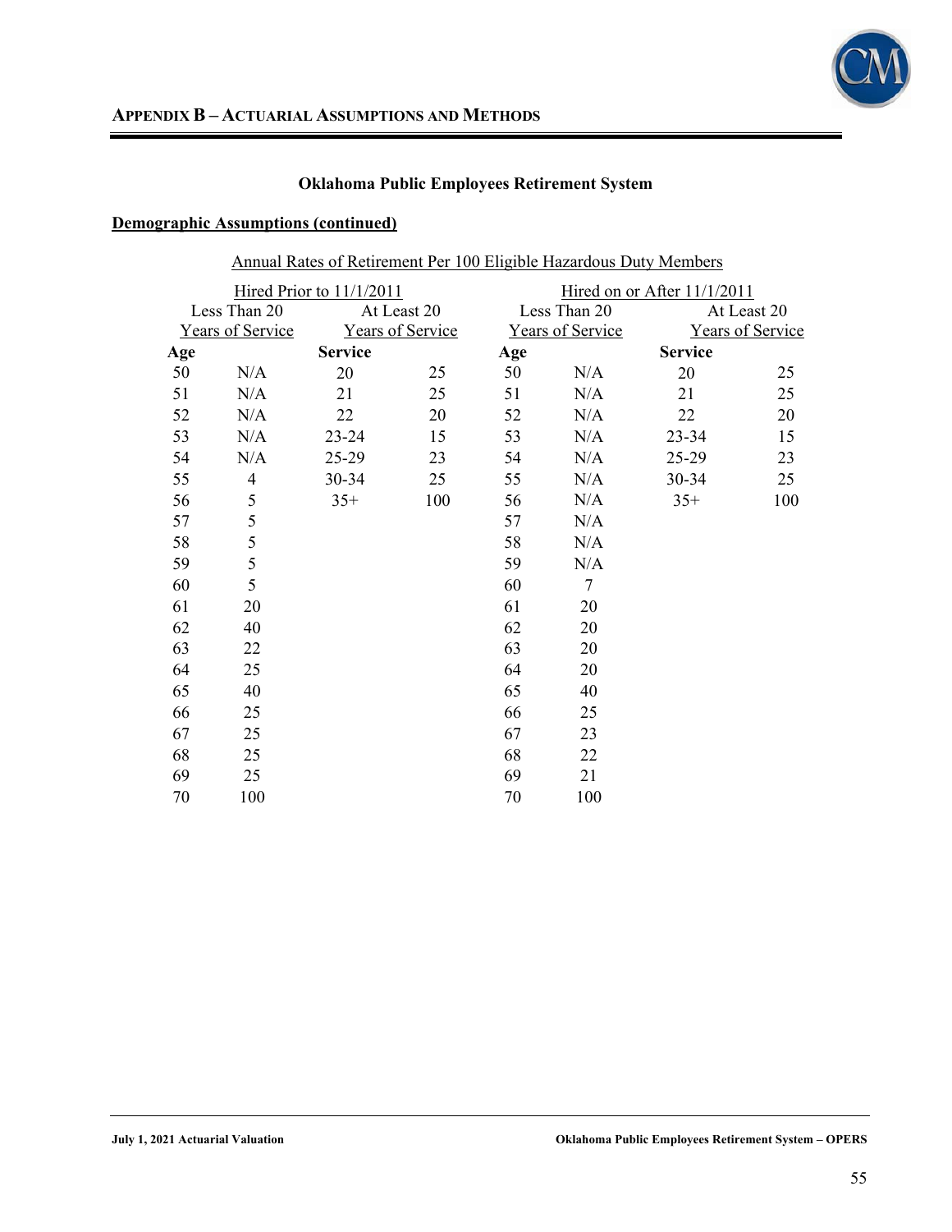## APPENDIX B – ACTUARIAL ASSUMPTIONS AND METHODS

### Oklahoma Public Employees Retirement System

**Demographic Assumptions (continued)**

Annual Rates of Retirement Per 100 Eligible Hazardous Duty Members

| Hired Prior to 11/1/2011 | | | | Hired on or After 11/1/2011 | | | |
|---|---|---|---|---|---|---|---|
| Less Than 20 Years of Service | | At Least 20 Years of Service | | Less Than 20 Years of Service | | At Least 20 Years of Service | |
| **Age** | | **Service** | | **Age** | | **Service** | |
| 50 | N/A | 20 | 25 | 50 | N/A | 20 | 25 |
| 51 | N/A | 21 | 25 | 51 | N/A | 21 | 25 |
| 52 | N/A | 22 | 20 | 52 | N/A | 22 | 20 |
| 53 | N/A | 23-24 | 15 | 53 | N/A | 23-34 | 15 |
| 54 | N/A | 25-29 | 23 | 54 | N/A | 25-29 | 23 |
| 55 | 4 | 30-34 | 25 | 55 | N/A | 30-34 | 25 |
| 56 | 5 | 35+ | 100 | 56 | N/A | 35+ | 100 |
| 57 | 5 | | | 57 | N/A | | |
| 58 | 5 | | | 58 | N/A | | |
| 59 | 5 | | | 59 | N/A | | |
| 60 | 5 | | | 60 | 7 | | |
| 61 | 20 | | | 61 | 20 | | |
| 62 | 40 | | | 62 | 20 | | |
| 63 | 22 | | | 63 | 20 | | |
| 64 | 25 | | | 64 | 20 | | |
| 65 | 40 | | | 65 | 40 | | |
| 66 | 25 | | | 66 | 25 | | |
| 67 | 25 | | | 67 | 23 | | |
| 68 | 25 | | | 68 | 22 | | |
| 69 | 25 | | | 69 | 21 | | |
| 70 | 100 | | | 70 | 100 | | |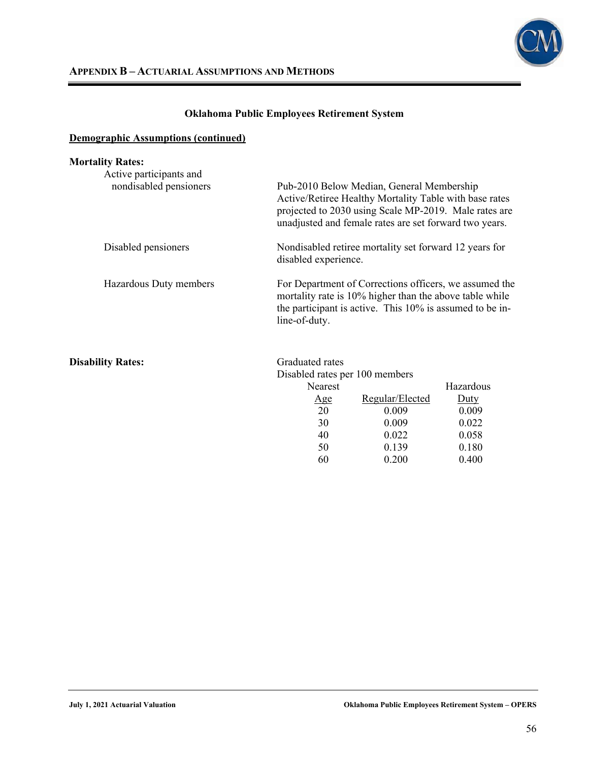## APPENDIX B – ACTUARIAL ASSUMPTIONS AND METHODS

### Oklahoma Public Employees Retirement System

**Demographic Assumptions (continued)**

**Mortality Rates:**

Active participants and nondisabled pensioners: Pub-2010 Below Median, General Membership Active/Retiree Healthy Mortality Table with base rates projected to 2030 using Scale MP-2019. Male rates are unadjusted and female rates are set forward two years.

Disabled pensioners: Nondisabled retiree mortality set forward 12 years for disabled experience.

Hazardous Duty members: For Department of Corrections officers, we assumed the mortality rate is 10% higher than the above table while the participant is active. This 10% is assumed to be in-line-of-duty.

**Disability Rates:**

Graduated rates
Disabled rates per 100 members

| Nearest Age | Regular/Elected | Hazardous Duty |
|---|---|---|
| 20 | 0.009 | 0.009 |
| 30 | 0.009 | 0.022 |
| 40 | 0.022 | 0.058 |
| 50 | 0.139 | 0.180 |
| 60 | 0.200 | 0.400 |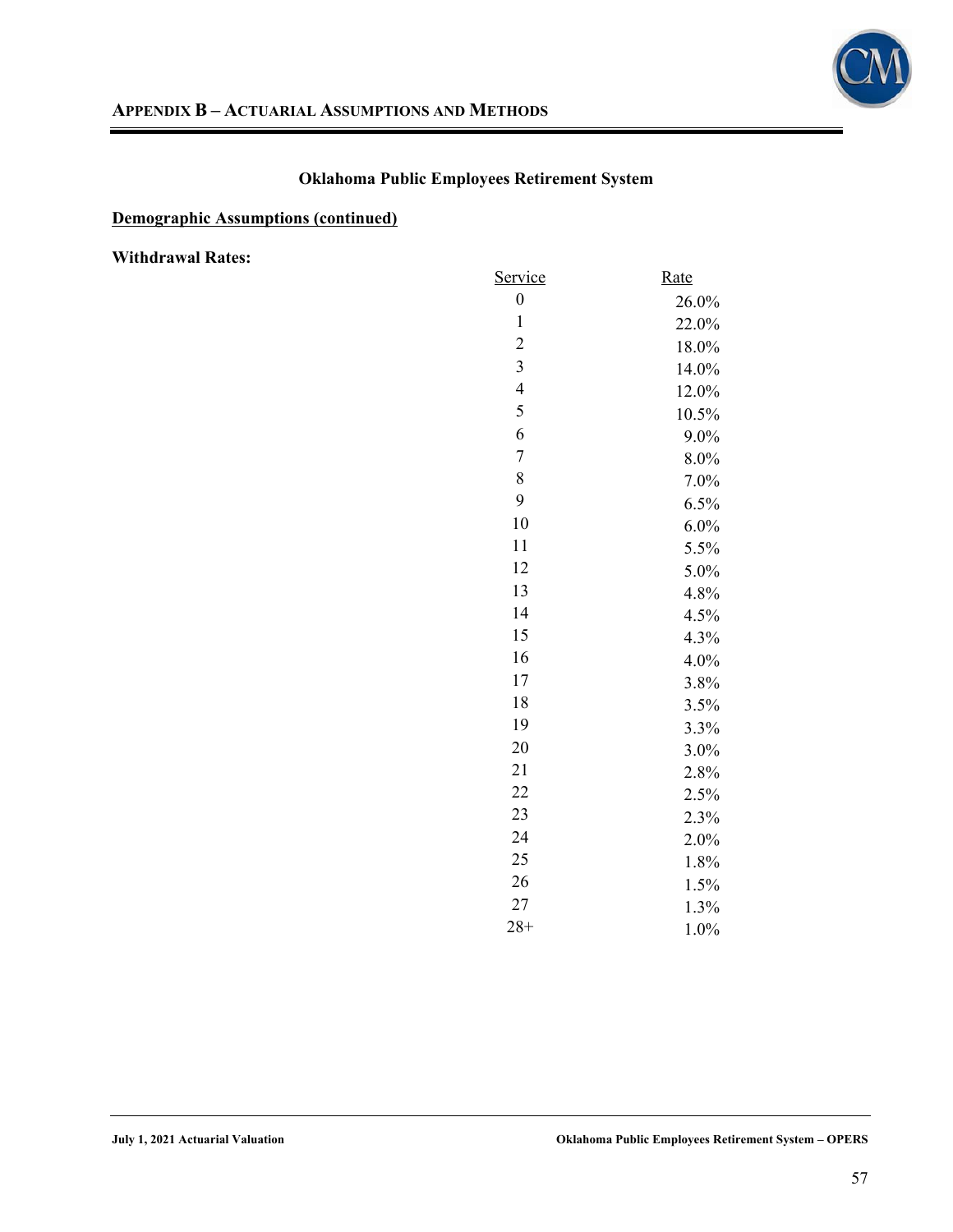## Appendix B – Actuarial Assumptions and Methods

### Oklahoma Public Employees Retirement System

**Demographic Assumptions (continued)**

**Withdrawal Rates:**

| Service | Rate |
|---|---|
| 0 | 26.0% |
| 1 | 22.0% |
| 2 | 18.0% |
| 3 | 14.0% |
| 4 | 12.0% |
| 5 | 10.5% |
| 6 | 9.0% |
| 7 | 8.0% |
| 8 | 7.0% |
| 9 | 6.5% |
| 10 | 6.0% |
| 11 | 5.5% |
| 12 | 5.0% |
| 13 | 4.8% |
| 14 | 4.5% |
| 15 | 4.3% |
| 16 | 4.0% |
| 17 | 3.8% |
| 18 | 3.5% |
| 19 | 3.3% |
| 20 | 3.0% |
| 21 | 2.8% |
| 22 | 2.5% |
| 23 | 2.3% |
| 24 | 2.0% |
| 25 | 1.8% |
| 26 | 1.5% |
| 27 | 1.3% |
| 28+ | 1.0% |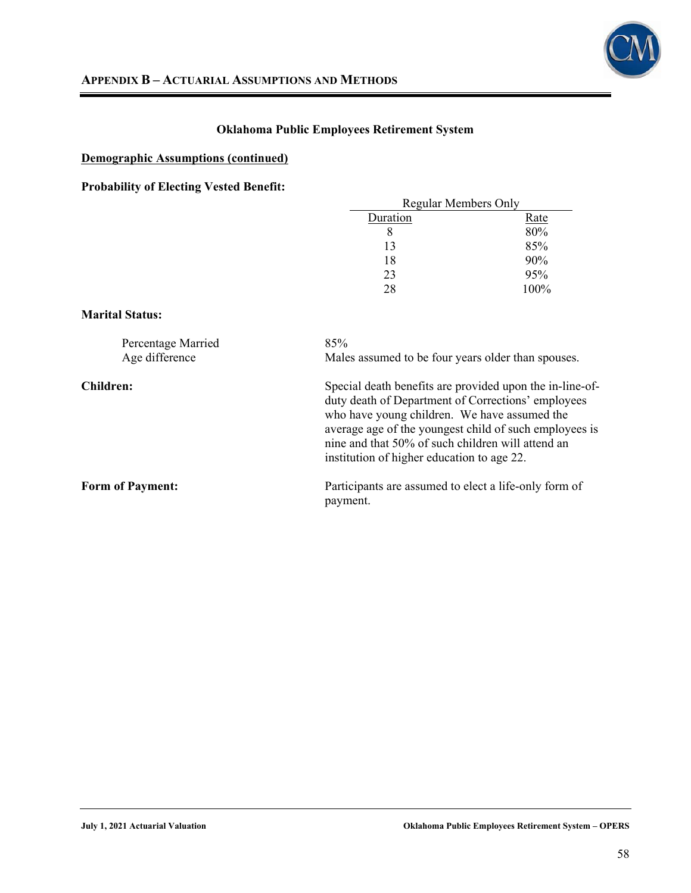## APPENDIX B – ACTUARIAL ASSUMPTIONS AND METHODS

**Oklahoma Public Employees Retirement System**

**Demographic Assumptions (continued)**

**Probability of Electing Vested Benefit:**

| Regular Members Only | |
|---|---|
| Duration | Rate |
| 8 | 80% |
| 13 | 85% |
| 18 | 90% |
| 23 | 95% |
| 28 | 100% |

**Marital Status:**

Percentage Married: 85%

Age difference: Males assumed to be four years older than spouses.

**Children:** Special death benefits are provided upon the in-line-of-duty death of Department of Corrections' employees who have young children. We have assumed the average age of the youngest child of such employees is nine and that 50% of such children will attend an institution of higher education to age 22.

**Form of Payment:** Participants are assumed to elect a life-only form of payment.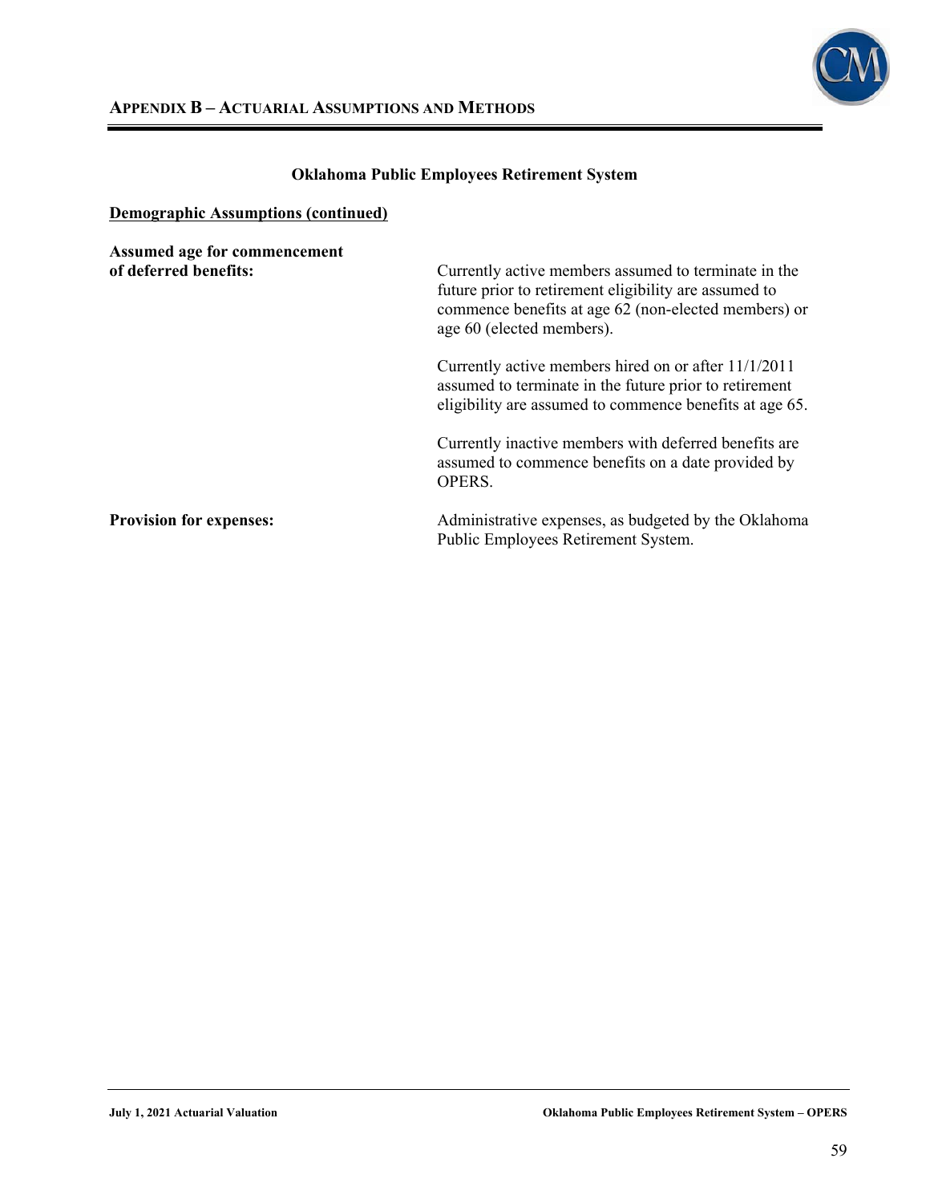## Appendix B – Actuarial Assumptions and Methods

### Oklahoma Public Employees Retirement System

**Demographic Assumptions (continued)**

**Assumed age for commencement of deferred benefits:**

Currently active members assumed to terminate in the future prior to retirement eligibility are assumed to commence benefits at age 62 (non-elected members) or age 60 (elected members).

Currently active members hired on or after 11/1/2011 assumed to terminate in the future prior to retirement eligibility are assumed to commence benefits at age 65.

Currently inactive members with deferred benefits are assumed to commence benefits on a date provided by OPERS.

**Provision for expenses:**

Administrative expenses, as budgeted by the Oklahoma Public Employees Retirement System.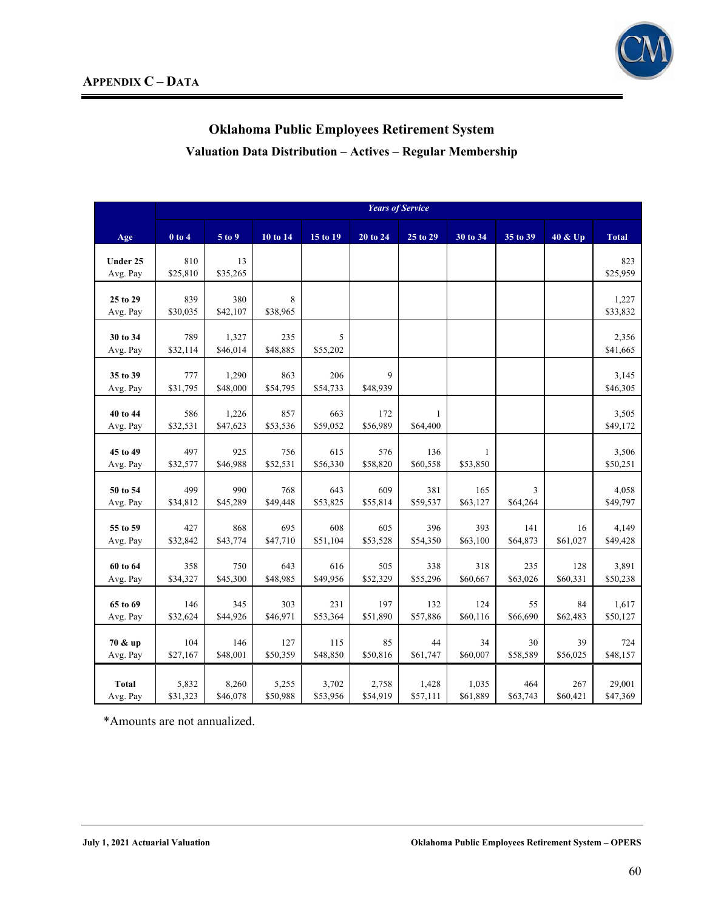## Appendix C – Data

### Oklahoma Public Employees Retirement System

### Valuation Data Distribution – Actives – Regular Membership

| | *Years of Service* | | | | | | | | | |
|---|---|---|---|---|---|---|---|---|---|---|
| **Age** | **0 to 4** | **5 to 9** | **10 to 14** | **15 to 19** | **20 to 24** | **25 to 29** | **30 to 34** | **35 to 39** | **40 & Up** | **Total** |
| **Under 25** | 810 | 13 | | | | | | | | 823 |
| Avg. Pay | $25,810 | $35,265 | | | | | | | | $25,959 |
| **25 to 29** | 839 | 380 | 8 | | | | | | | 1,227 |
| Avg. Pay | $30,035 | $42,107 | $38,965 | | | | | | | $33,832 |
| **30 to 34** | 789 | 1,327 | 235 | 5 | | | | | | 2,356 |
| Avg. Pay | $32,114 | $46,014 | $48,885 | $55,202 | | | | | | $41,665 |
| **35 to 39** | 777 | 1,290 | 863 | 206 | 9 | | | | | 3,145 |
| Avg. Pay | $31,795 | $48,000 | $54,795 | $54,733 | $48,939 | | | | | $46,305 |
| **40 to 44** | 586 | 1,226 | 857 | 663 | 172 | 1 | | | | 3,505 |
| Avg. Pay | $32,531 | $47,623 | $53,536 | $59,052 | $56,989 | $64,400 | | | | $49,172 |
| **45 to 49** | 497 | 925 | 756 | 615 | 576 | 136 | 1 | | | 3,506 |
| Avg. Pay | $32,577 | $46,988 | $52,531 | $56,330 | $58,820 | $60,558 | $53,850 | | | $50,251 |
| **50 to 54** | 499 | 990 | 768 | 643 | 609 | 381 | 165 | 3 | | 4,058 |
| Avg. Pay | $34,812 | $45,289 | $49,448 | $53,825 | $55,814 | $59,537 | $63,127 | $64,264 | | $49,797 |
| **55 to 59** | 427 | 868 | 695 | 608 | 605 | 396 | 393 | 141 | 16 | 4,149 |
| Avg. Pay | $32,842 | $43,774 | $47,710 | $51,104 | $53,528 | $54,350 | $63,100 | $64,873 | $61,027 | $49,428 |
| **60 to 64** | 358 | 750 | 643 | 616 | 505 | 338 | 318 | 235 | 128 | 3,891 |
| Avg. Pay | $34,327 | $45,300 | $48,985 | $49,956 | $52,329 | $55,296 | $60,667 | $63,026 | $60,331 | $50,238 |
| **65 to 69** | 146 | 345 | 303 | 231 | 197 | 132 | 124 | 55 | 84 | 1,617 |
| Avg. Pay | $32,624 | $44,926 | $46,971 | $53,364 | $51,890 | $57,886 | $60,116 | $66,690 | $62,483 | $50,127 |
| **70 & up** | 104 | 146 | 127 | 115 | 85 | 44 | 34 | 30 | 39 | 724 |
| Avg. Pay | $27,167 | $48,001 | $50,359 | $48,850 | $50,816 | $61,747 | $60,007 | $58,589 | $56,025 | $48,157 |
| **Total** | 5,832 | 8,260 | 5,255 | 3,702 | 2,758 | 1,428 | 1,035 | 464 | 267 | 29,001 |
| Avg. Pay | $31,323 | $46,078 | $50,988 | $53,956 | $54,919 | $57,111 | $61,889 | $63,743 | $60,421 | $47,369 |

*Amounts are not annualized.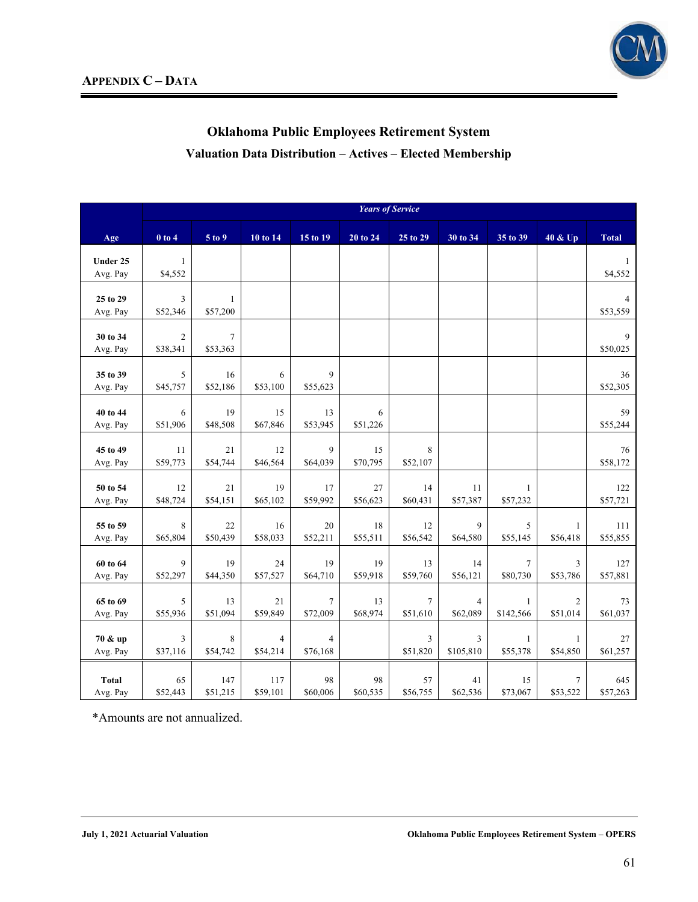## Appendix C – Data

### Oklahoma Public Employees Retirement System

### Valuation Data Distribution – Actives – Elected Membership

| | *Years of Service* | | | | | | | | | |
|---|---|---|---|---|---|---|---|---|---|---|
| **Age** | **0 to 4** | **5 to 9** | **10 to 14** | **15 to 19** | **20 to 24** | **25 to 29** | **30 to 34** | **35 to 39** | **40 & Up** | **Total** |
| **Under 25** | 1 | | | | | | | | | 1 |
| Avg. Pay | $4,552 | | | | | | | | | $4,552 |
| **25 to 29** | 3 | 1 | | | | | | | | 4 |
| Avg. Pay | $52,346 | $57,200 | | | | | | | | $53,559 |
| **30 to 34** | 2 | 7 | | | | | | | | 9 |
| Avg. Pay | $38,341 | $53,363 | | | | | | | | $50,025 |
| **35 to 39** | 5 | 16 | 6 | 9 | | | | | | 36 |
| Avg. Pay | $45,757 | $52,186 | $53,100 | $55,623 | | | | | | $52,305 |
| **40 to 44** | 6 | 19 | 15 | 13 | 6 | | | | | 59 |
| Avg. Pay | $51,906 | $48,508 | $67,846 | $53,945 | $51,226 | | | | | $55,244 |
| **45 to 49** | 11 | 21 | 12 | 9 | 15 | 8 | | | | 76 |
| Avg. Pay | $59,773 | $54,744 | $46,564 | $64,039 | $70,795 | $52,107 | | | | $58,172 |
| **50 to 54** | 12 | 21 | 19 | 17 | 27 | 14 | 11 | 1 | | 122 |
| Avg. Pay | $48,724 | $54,151 | $65,102 | $59,992 | $56,623 | $60,431 | $57,387 | $57,232 | | $57,721 |
| **55 to 59** | 8 | 22 | 16 | 20 | 18 | 12 | 9 | 5 | 1 | 111 |
| Avg. Pay | $65,804 | $50,439 | $58,033 | $52,211 | $55,511 | $56,542 | $64,580 | $55,145 | $56,418 | $55,855 |
| **60 to 64** | 9 | 19 | 24 | 19 | 19 | 13 | 14 | 7 | 3 | 127 |
| Avg. Pay | $52,297 | $44,350 | $57,527 | $64,710 | $59,918 | $59,760 | $56,121 | $80,730 | $53,786 | $57,881 |
| **65 to 69** | 5 | 13 | 21 | 7 | 13 | 7 | 4 | 1 | 2 | 73 |
| Avg. Pay | $55,936 | $51,094 | $59,849 | $72,009 | $68,974 | $51,610 | $62,089 | $142,566 | $51,014 | $61,037 |
| **70 & up** | 3 | 8 | 4 | 4 | | 3 | 3 | 1 | 1 | 27 |
| Avg. Pay | $37,116 | $54,742 | $54,214 | $76,168 | | $51,820 | $105,810 | $55,378 | $54,850 | $61,257 |
| **Total** | 65 | 147 | 117 | 98 | 98 | 57 | 41 | 15 | 7 | 645 |
| Avg. Pay | $52,443 | $51,215 | $59,101 | $60,006 | $60,535 | $56,755 | $62,536 | $73,067 | $53,522 | $57,263 |

*Amounts are not annualized.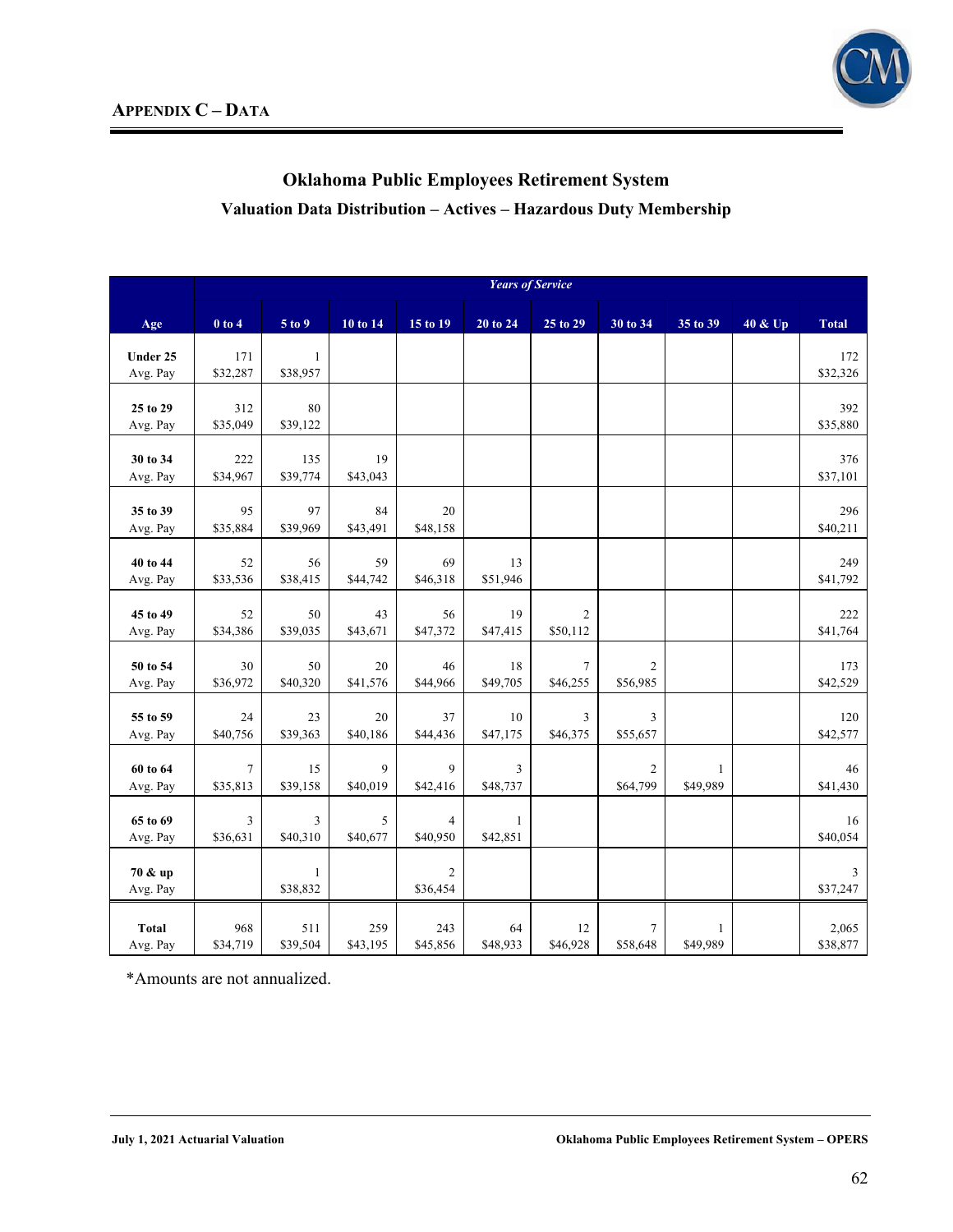# Appendix C – Data

## Oklahoma Public Employees Retirement System

### Valuation Data Distribution – Actives – Hazardous Duty Membership

| | *Years of Service* | | | | | | | | | |
|---|---|---|---|---|---|---|---|---|---|---|
| **Age** | **0 to 4** | **5 to 9** | **10 to 14** | **15 to 19** | **20 to 24** | **25 to 29** | **30 to 34** | **35 to 39** | **40 & Up** | **Total** |
| **Under 25** | 171 | 1 | | | | | | | | 172 |
| Avg. Pay | $32,287 | $38,957 | | | | | | | | $32,326 |
| **25 to 29** | 312 | 80 | | | | | | | | 392 |
| Avg. Pay | $35,049 | $39,122 | | | | | | | | $35,880 |
| **30 to 34** | 222 | 135 | 19 | | | | | | | 376 |
| Avg. Pay | $34,967 | $39,774 | $43,043 | | | | | | | $37,101 |
| **35 to 39** | 95 | 97 | 84 | 20 | | | | | | 296 |
| Avg. Pay | $35,884 | $39,969 | $43,491 | $48,158 | | | | | | $40,211 |
| **40 to 44** | 52 | 56 | 59 | 69 | 13 | | | | | 249 |
| Avg. Pay | $33,536 | $38,415 | $44,742 | $46,318 | $51,946 | | | | | $41,792 |
| **45 to 49** | 52 | 50 | 43 | 56 | 19 | 2 | | | | 222 |
| Avg. Pay | $34,386 | $39,035 | $43,671 | $47,372 | $47,415 | $50,112 | | | | $41,764 |
| **50 to 54** | 30 | 50 | 20 | 46 | 18 | 7 | 2 | | | 173 |
| Avg. Pay | $36,972 | $40,320 | $41,576 | $44,966 | $49,705 | $46,255 | $56,985 | | | $42,529 |
| **55 to 59** | 24 | 23 | 20 | 37 | 10 | 3 | 3 | | | 120 |
| Avg. Pay | $40,756 | $39,363 | $40,186 | $44,436 | $47,175 | $46,375 | $55,657 | | | $42,577 |
| **60 to 64** | 7 | 15 | 9 | 9 | 3 | | 2 | 1 | | 46 |
| Avg. Pay | $35,813 | $39,158 | $40,019 | $42,416 | $48,737 | | $64,799 | $49,989 | | $41,430 |
| **65 to 69** | 3 | 3 | 5 | 4 | 1 | | | | | 16 |
| Avg. Pay | $36,631 | $40,310 | $40,677 | $40,950 | $42,851 | | | | | $40,054 |
| **70 & up** | | 1 | | 2 | | | | | | 3 |
| Avg. Pay | | $38,832 | | $36,454 | | | | | | $37,247 |
| **Total** | 968 | 511 | 259 | 243 | 64 | 12 | 7 | 1 | | 2,065 |
| Avg. Pay | $34,719 | $39,504 | $43,195 | $45,856 | $48,933 | $46,928 | $58,648 | $49,989 | | $38,877 |

*Amounts are not annualized.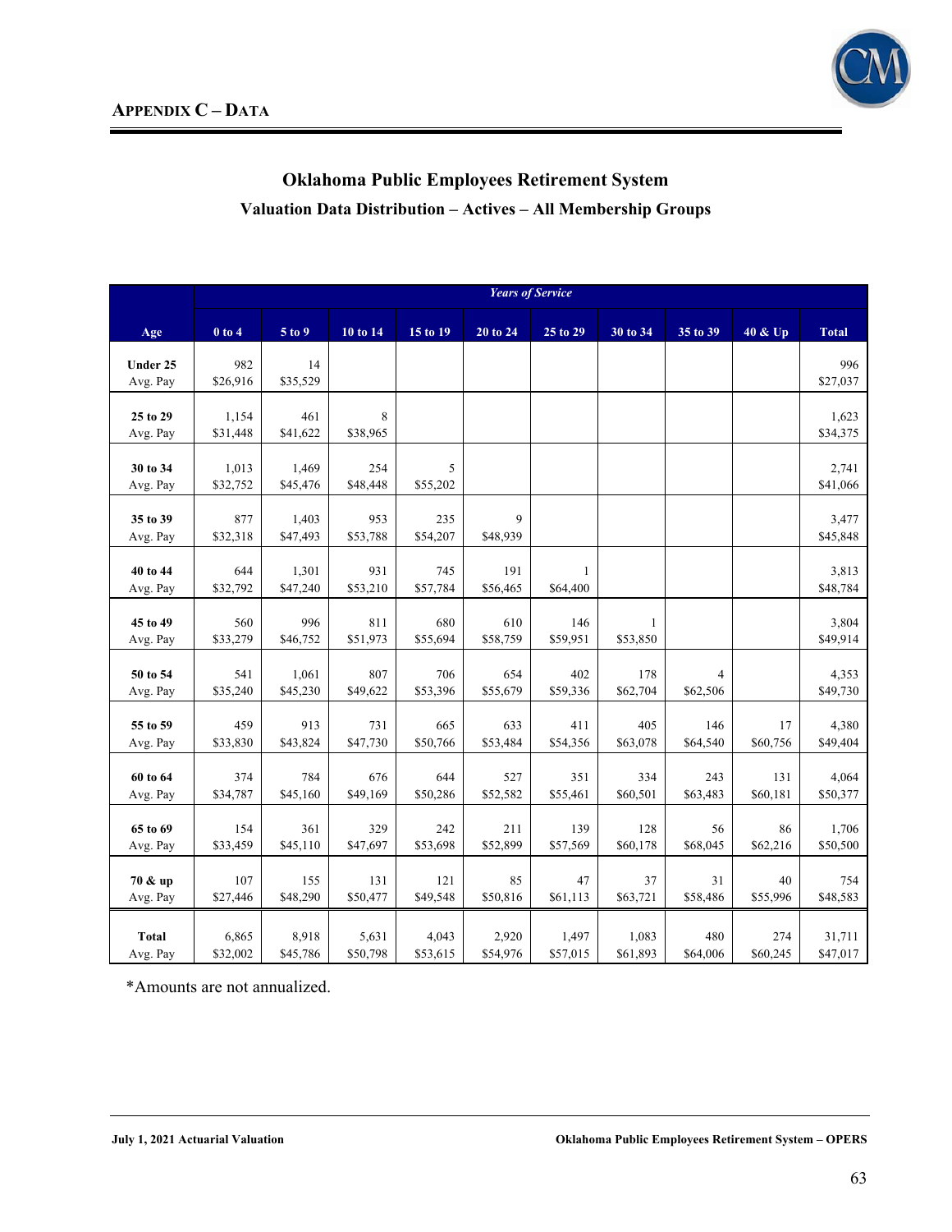## Appendix C – Data

### Oklahoma Public Employees Retirement System

#### Valuation Data Distribution – Actives – All Membership Groups

| | *Years of Service* | | | | | | | | | |
|---|---|---|---|---|---|---|---|---|---|---|
| **Age** | **0 to 4** | **5 to 9** | **10 to 14** | **15 to 19** | **20 to 24** | **25 to 29** | **30 to 34** | **35 to 39** | **40 & Up** | **Total** |
| **Under 25** | 982 | 14 | | | | | | | | 996 |
| Avg. Pay | $26,916 | $35,529 | | | | | | | | $27,037 |
| **25 to 29** | 1,154 | 461 | 8 | | | | | | | 1,623 |
| Avg. Pay | $31,448 | $41,622 | $38,965 | | | | | | | $34,375 |
| **30 to 34** | 1,013 | 1,469 | 254 | 5 | | | | | | 2,741 |
| Avg. Pay | $32,752 | $45,476 | $48,448 | $55,202 | | | | | | $41,066 |
| **35 to 39** | 877 | 1,403 | 953 | 235 | 9 | | | | | 3,477 |
| Avg. Pay | $32,318 | $47,493 | $53,788 | $54,207 | $48,939 | | | | | $45,848 |
| **40 to 44** | 644 | 1,301 | 931 | 745 | 191 | 1 | | | | 3,813 |
| Avg. Pay | $32,792 | $47,240 | $53,210 | $57,784 | $56,465 | $64,400 | | | | $48,784 |
| **45 to 49** | 560 | 996 | 811 | 680 | 610 | 146 | 1 | | | 3,804 |
| Avg. Pay | $33,279 | $46,752 | $51,973 | $55,694 | $58,759 | $59,951 | $53,850 | | | $49,914 |
| **50 to 54** | 541 | 1,061 | 807 | 706 | 654 | 402 | 178 | 4 | | 4,353 |
| Avg. Pay | $35,240 | $45,230 | $49,622 | $53,396 | $55,679 | $59,336 | $62,704 | $62,506 | | $49,730 |
| **55 to 59** | 459 | 913 | 731 | 665 | 633 | 411 | 405 | 146 | 17 | 4,380 |
| Avg. Pay | $33,830 | $43,824 | $47,730 | $50,766 | $53,484 | $54,356 | $63,078 | $64,540 | $60,756 | $49,404 |
| **60 to 64** | 374 | 784 | 676 | 644 | 527 | 351 | 334 | 243 | 131 | 4,064 |
| Avg. Pay | $34,787 | $45,160 | $49,169 | $50,286 | $52,582 | $55,461 | $60,501 | $63,483 | $60,181 | $50,377 |
| **65 to 69** | 154 | 361 | 329 | 242 | 211 | 139 | 128 | 56 | 86 | 1,706 |
| Avg. Pay | $33,459 | $45,110 | $47,697 | $53,698 | $52,899 | $57,569 | $60,178 | $68,045 | $62,216 | $50,500 |
| **70 & up** | 107 | 155 | 131 | 121 | 85 | 47 | 37 | 31 | 40 | 754 |
| Avg. Pay | $27,446 | $48,290 | $50,477 | $49,548 | $50,816 | $61,113 | $63,721 | $58,486 | $55,996 | $48,583 |
| **Total** | 6,865 | 8,918 | 5,631 | 4,043 | 2,920 | 1,497 | 1,083 | 480 | 274 | 31,711 |
| Avg. Pay | $32,002 | $45,786 | $50,798 | $53,615 | $54,976 | $57,015 | $61,893 | $64,006 | $60,245 | $47,017 |

*Amounts are not annualized.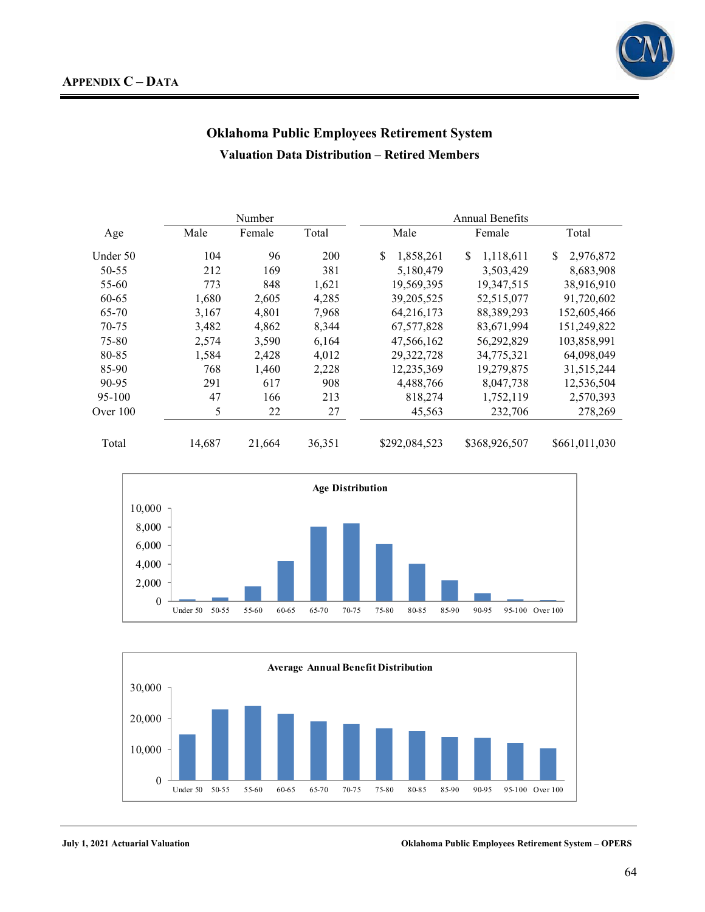**APPENDIX C – DATA**

## Oklahoma Public Employees Retirement System

### Valuation Data Distribution – Retired Members

| Age | Number | | | Annual Benefits | | |
|---|---|---|---|---|---|---|
| | Male | Female | Total | Male | Female | Total |
| Under 50 | 104 | 96 | 200 | $ 1,858,261 | $ 1,118,611 | $ 2,976,872 |
| 50-55 | 212 | 169 | 381 | 5,180,479 | 3,503,429 | 8,683,908 |
| 55-60 | 773 | 848 | 1,621 | 19,569,395 | 19,347,515 | 38,916,910 |
| 60-65 | 1,680 | 2,605 | 4,285 | 39,205,525 | 52,515,077 | 91,720,602 |
| 65-70 | 3,167 | 4,801 | 7,968 | 64,216,173 | 88,389,293 | 152,605,466 |
| 70-75 | 3,482 | 4,862 | 8,344 | 67,577,828 | 83,671,994 | 151,249,822 |
| 75-80 | 2,574 | 3,590 | 6,164 | 47,566,162 | 56,292,829 | 103,858,991 |
| 80-85 | 1,584 | 2,428 | 4,012 | 29,322,728 | 34,775,321 | 64,098,049 |
| 85-90 | 768 | 1,460 | 2,228 | 12,235,369 | 19,279,875 | 31,515,244 |
| 90-95 | 291 | 617 | 908 | 4,488,766 | 8,047,738 | 12,536,504 |
| 95-100 | 47 | 166 | 213 | 818,274 | 1,752,119 | 2,570,393 |
| Over 100 | 5 | 22 | 27 | 45,563 | 232,706 | 278,269 |
| Total | 14,687 | 21,664 | 36,351 | $292,084,523 | $368,926,507 | $661,011,030 |

**Age Distribution**

| Age | Under 50 | 50-55 | 55-60 | 60-65 | 65-70 | 70-75 | 75-80 | 80-85 | 85-90 | 90-95 | 95-100 | Over 100 |
|---|---|---|---|---|---|---|---|---|---|---|---|---|

**Average Annual Benefit Distribution**

| Age | Under 50 | 50-55 | 55-60 | 60-65 | 65-70 | 70-75 | 75-80 | 80-85 | 85-90 | 90-95 | 95-100 | Over 100 |
|---|---|---|---|---|---|---|---|---|---|---|---|---|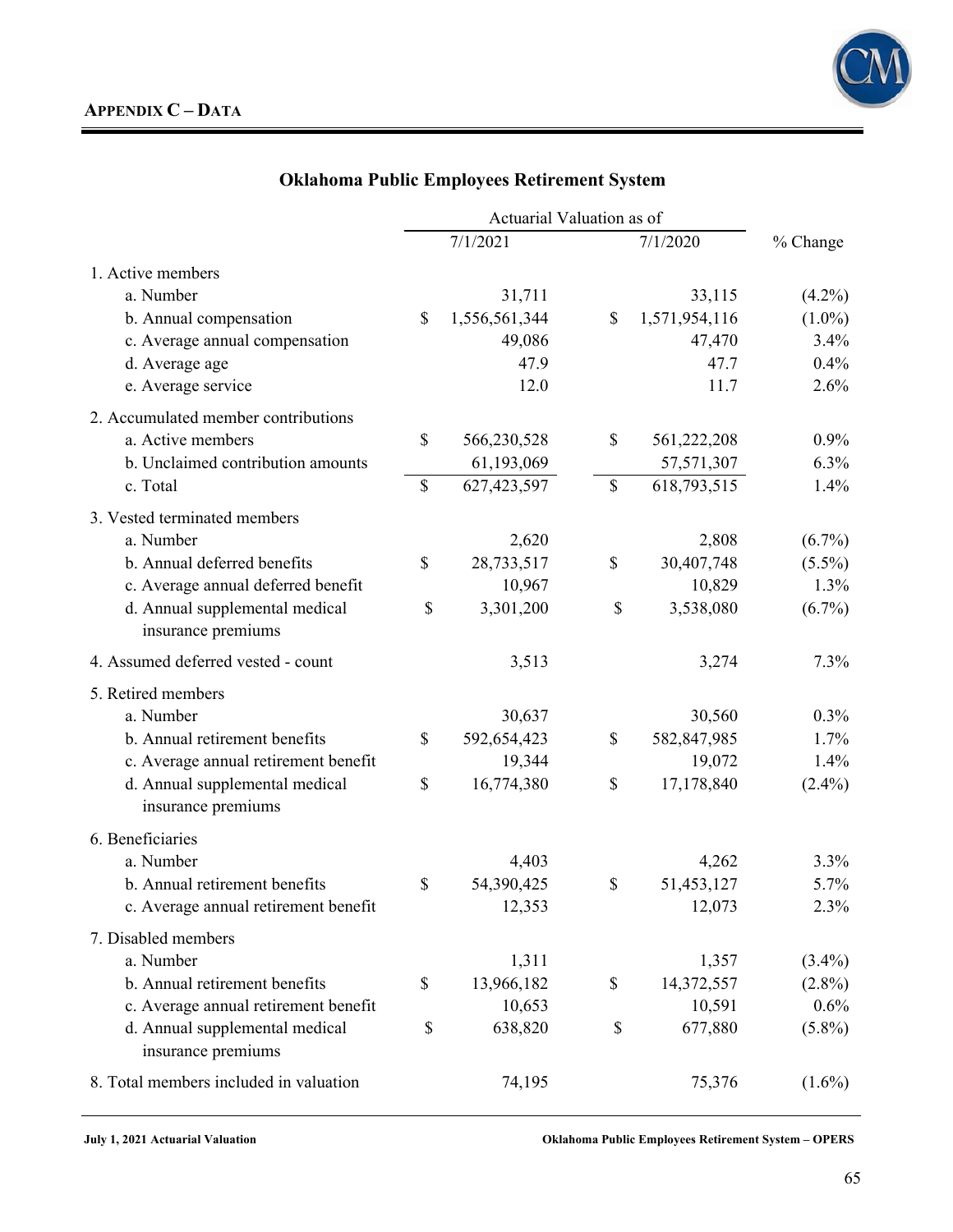## APPENDIX C – DATA

### Oklahoma Public Employees Retirement System

| | Actuarial Valuation as of 7/1/2021 | Actuarial Valuation as of 7/1/2020 | % Change |
|---|---|---|---|
| 1. Active members | | | |
| a. Number | 31,711 | 33,115 | (4.2%) |
| b. Annual compensation | $ 1,556,561,344 | $ 1,571,954,116 | (1.0%) |
| c. Average annual compensation | 49,086 | 47,470 | 3.4% |
| d. Average age | 47.9 | 47.7 | 0.4% |
| e. Average service | 12.0 | 11.7 | 2.6% |
| 2. Accumulated member contributions | | | |
| a. Active members | $ 566,230,528 | $ 561,222,208 | 0.9% |
| b. Unclaimed contribution amounts | 61,193,069 | 57,571,307 | 6.3% |
| c. Total | $ 627,423,597 | $ 618,793,515 | 1.4% |
| 3. Vested terminated members | | | |
| a. Number | 2,620 | 2,808 | (6.7%) |
| b. Annual deferred benefits | $ 28,733,517 | $ 30,407,748 | (5.5%) |
| c. Average annual deferred benefit | 10,967 | 10,829 | 1.3% |
| d. Annual supplemental medical insurance premiums | $ 3,301,200 | $ 3,538,080 | (6.7%) |
| 4. Assumed deferred vested - count | 3,513 | 3,274 | 7.3% |
| 5. Retired members | | | |
| a. Number | 30,637 | 30,560 | 0.3% |
| b. Annual retirement benefits | $ 592,654,423 | $ 582,847,985 | 1.7% |
| c. Average annual retirement benefit | 19,344 | 19,072 | 1.4% |
| d. Annual supplemental medical insurance premiums | $ 16,774,380 | $ 17,178,840 | (2.4%) |
| 6. Beneficiaries | | | |
| a. Number | 4,403 | 4,262 | 3.3% |
| b. Annual retirement benefits | $ 54,390,425 | $ 51,453,127 | 5.7% |
| c. Average annual retirement benefit | 12,353 | 12,073 | 2.3% |
| 7. Disabled members | | | |
| a. Number | 1,311 | 1,357 | (3.4%) |
| b. Annual retirement benefits | $ 13,966,182 | $ 14,372,557 | (2.8%) |
| c. Average annual retirement benefit | 10,653 | 10,591 | 0.6% |
| d. Annual supplemental medical insurance premiums | $ 638,820 | $ 677,880 | (5.8%) |
| 8. Total members included in valuation | 74,195 | 75,376 | (1.6%) |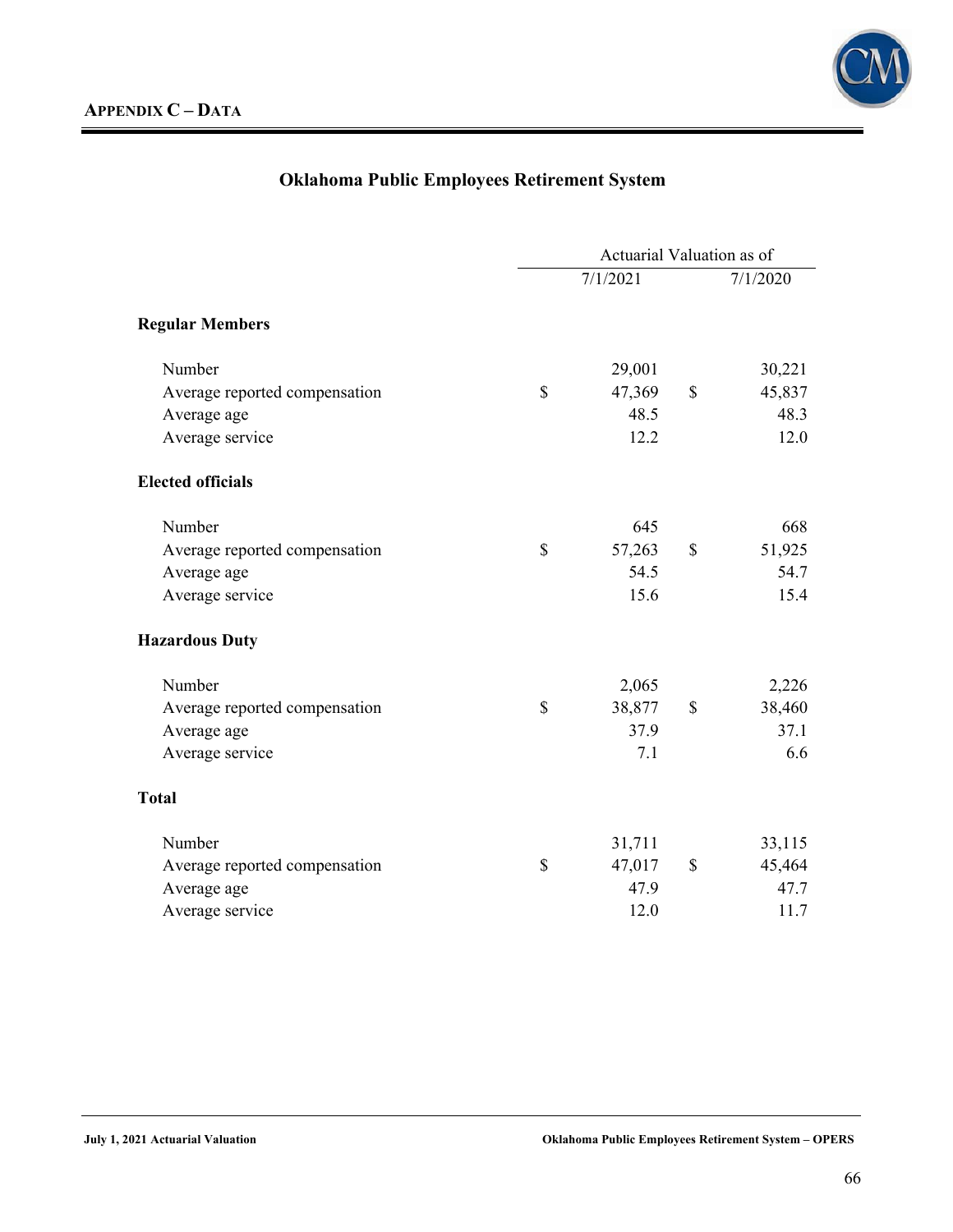## Appendix C – Data

### Oklahoma Public Employees Retirement System

| | Actuarial Valuation as of | |
|---|---|---|
| | 7/1/2021 | 7/1/2020 |
| **Regular Members** | | |
| Number | 29,001 | 30,221 |
| Average reported compensation | $ 47,369 | $ 45,837 |
| Average age | 48.5 | 48.3 |
| Average service | 12.2 | 12.0 |
| **Elected officials** | | |
| Number | 645 | 668 |
| Average reported compensation | $ 57,263 | $ 51,925 |
| Average age | 54.5 | 54.7 |
| Average service | 15.6 | 15.4 |
| **Hazardous Duty** | | |
| Number | 2,065 | 2,226 |
| Average reported compensation | $ 38,877 | $ 38,460 |
| Average age | 37.9 | 37.1 |
| Average service | 7.1 | 6.6 |
| **Total** | | |
| Number | 31,711 | 33,115 |
| Average reported compensation | $ 47,017 | $ 45,464 |
| Average age | 47.9 | 47.7 |
| Average service | 12.0 | 11.7 |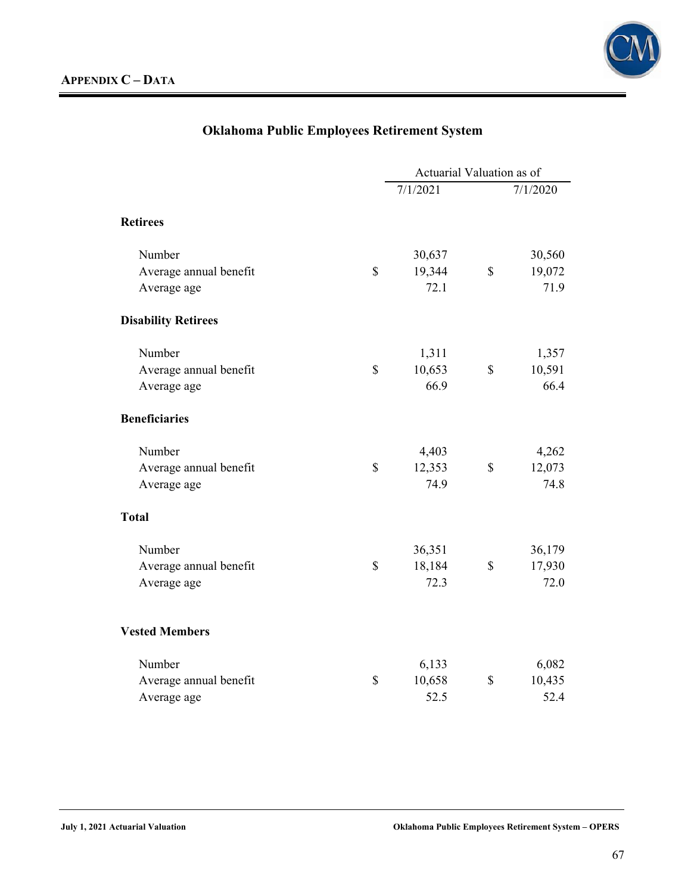## APPENDIX C – DATA

### Oklahoma Public Employees Retirement System

| | Actuarial Valuation as of | |
|---|---|---|
| | 7/1/2021 | 7/1/2020 |
| **Retirees** | | |
| Number | 30,637 | 30,560 |
| Average annual benefit | $ 19,344 | $ 19,072 |
| Average age | 72.1 | 71.9 |
| **Disability Retirees** | | |
| Number | 1,311 | 1,357 |
| Average annual benefit | $ 10,653 | $ 10,591 |
| Average age | 66.9 | 66.4 |
| **Beneficiaries** | | |
| Number | 4,403 | 4,262 |
| Average annual benefit | $ 12,353 | $ 12,073 |
| Average age | 74.9 | 74.8 |
| **Total** | | |
| Number | 36,351 | 36,179 |
| Average annual benefit | $ 18,184 | $ 17,930 |
| Average age | 72.3 | 72.0 |
| **Vested Members** | | |
| Number | 6,133 | 6,082 |
| Average annual benefit | $ 10,658 | $ 10,435 |
| Average age | 52.5 | 52.4 |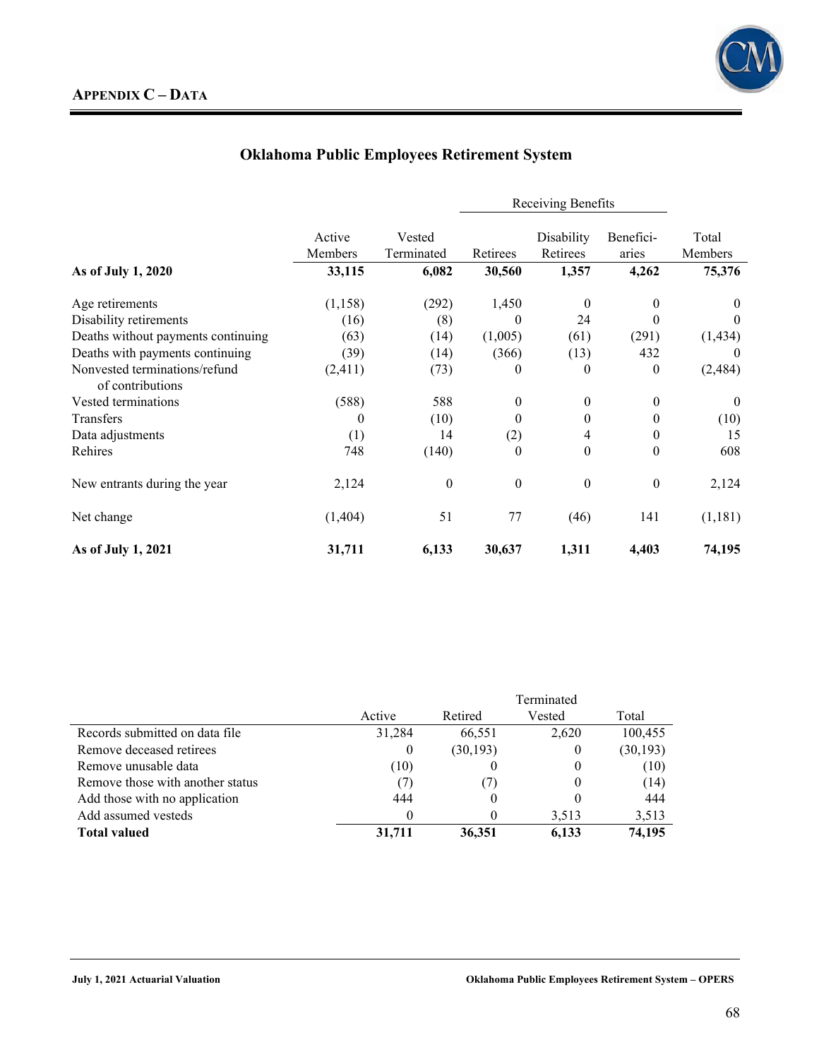## APPENDIX C – DATA

### Oklahoma Public Employees Retirement System

| | Active Members | Vested Terminated | Receiving Benefits: Retirees | Receiving Benefits: Disability Retirees | Receiving Benefits: Benefici-aries | Total Members |
|---|---|---|---|---|---|---|
| **As of July 1, 2020** | **33,115** | **6,082** | **30,560** | **1,357** | **4,262** | **75,376** |
| Age retirements | (1,158) | (292) | 1,450 | 0 | 0 | 0 |
| Disability retirements | (16) | (8) | 0 | 24 | 0 | 0 |
| Deaths without payments continuing | (63) | (14) | (1,005) | (61) | (291) | (1,434) |
| Deaths with payments continuing | (39) | (14) | (366) | (13) | 432 | 0 |
| Nonvested terminations/refund of contributions | (2,411) | (73) | 0 | 0 | 0 | (2,484) |
| Vested terminations | (588) | 588 | 0 | 0 | 0 | 0 |
| Transfers | 0 | (10) | 0 | 0 | 0 | (10) |
| Data adjustments | (1) | 14 | (2) | 4 | 0 | 15 |
| Rehires | 748 | (140) | 0 | 0 | 0 | 608 |
| New entrants during the year | 2,124 | 0 | 0 | 0 | 0 | 2,124 |
| Net change | (1,404) | 51 | 77 | (46) | 141 | (1,181) |
| **As of July 1, 2021** | **31,711** | **6,133** | **30,637** | **1,311** | **4,403** | **74,195** |

| | Active | Retired | Terminated Vested | Total |
|---|---|---|---|---|
| Records submitted on data file | 31,284 | 66,551 | 2,620 | 100,455 |
| Remove deceased retirees | 0 | (30,193) | 0 | (30,193) |
| Remove unusable data | (10) | 0 | 0 | (10) |
| Remove those with another status | (7) | (7) | 0 | (14) |
| Add those with no application | 444 | 0 | 0 | 444 |
| Add assumed vesteds | 0 | 0 | 3,513 | 3,513 |
| **Total valued** | **31,711** | **36,351** | **6,133** | **74,195** |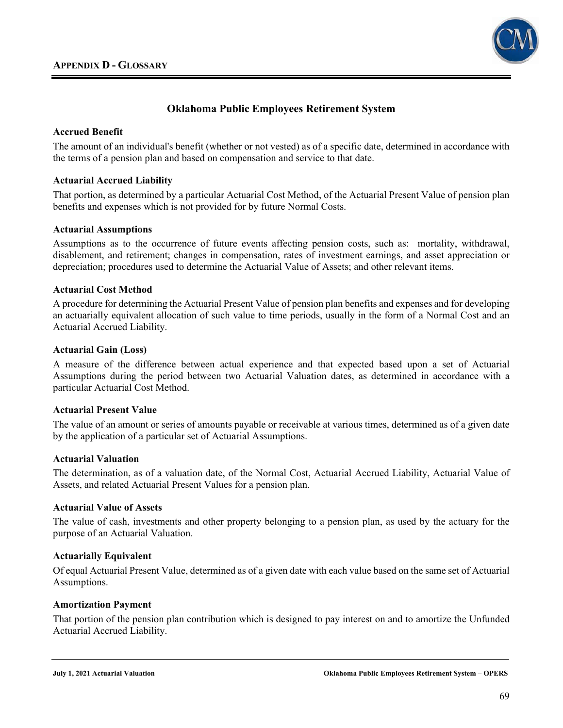## Appendix D - Glossary

### Oklahoma Public Employees Retirement System

**Accrued Benefit**

The amount of an individual's benefit (whether or not vested) as of a specific date, determined in accordance with the terms of a pension plan and based on compensation and service to that date.

**Actuarial Accrued Liability**

That portion, as determined by a particular Actuarial Cost Method, of the Actuarial Present Value of pension plan benefits and expenses which is not provided for by future Normal Costs.

**Actuarial Assumptions**

Assumptions as to the occurrence of future events affecting pension costs, such as: mortality, withdrawal, disablement, and retirement; changes in compensation, rates of investment earnings, and asset appreciation or depreciation; procedures used to determine the Actuarial Value of Assets; and other relevant items.

**Actuarial Cost Method**

A procedure for determining the Actuarial Present Value of pension plan benefits and expenses and for developing an actuarially equivalent allocation of such value to time periods, usually in the form of a Normal Cost and an Actuarial Accrued Liability.

**Actuarial Gain (Loss)**

A measure of the difference between actual experience and that expected based upon a set of Actuarial Assumptions during the period between two Actuarial Valuation dates, as determined in accordance with a particular Actuarial Cost Method.

**Actuarial Present Value**

The value of an amount or series of amounts payable or receivable at various times, determined as of a given date by the application of a particular set of Actuarial Assumptions.

**Actuarial Valuation**

The determination, as of a valuation date, of the Normal Cost, Actuarial Accrued Liability, Actuarial Value of Assets, and related Actuarial Present Values for a pension plan.

**Actuarial Value of Assets**

The value of cash, investments and other property belonging to a pension plan, as used by the actuary for the purpose of an Actuarial Valuation.

**Actuarially Equivalent**

Of equal Actuarial Present Value, determined as of a given date with each value based on the same set of Actuarial Assumptions.

**Amortization Payment**

That portion of the pension plan contribution which is designed to pay interest on and to amortize the Unfunded Actuarial Accrued Liability.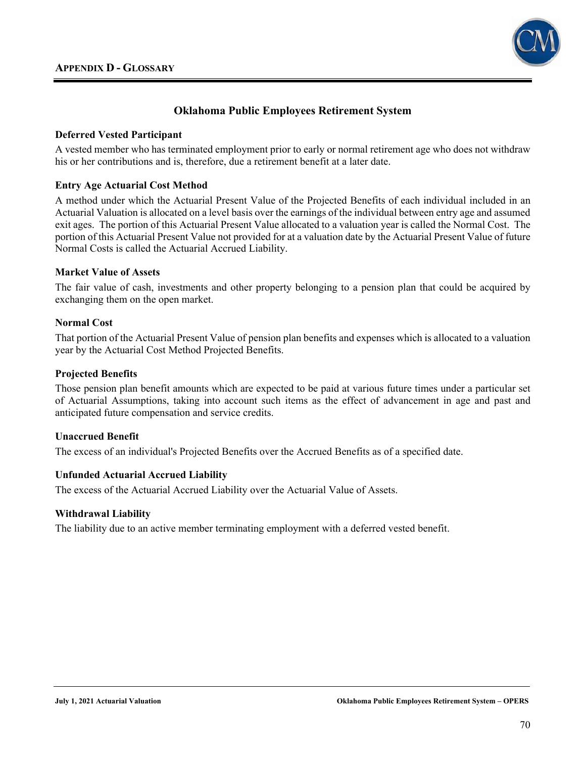## Appendix D - Glossary

### Oklahoma Public Employees Retirement System

**Deferred Vested Participant**

A vested member who has terminated employment prior to early or normal retirement age who does not withdraw his or her contributions and is, therefore, due a retirement benefit at a later date.

**Entry Age Actuarial Cost Method**

A method under which the Actuarial Present Value of the Projected Benefits of each individual included in an Actuarial Valuation is allocated on a level basis over the earnings of the individual between entry age and assumed exit ages. The portion of this Actuarial Present Value allocated to a valuation year is called the Normal Cost. The portion of this Actuarial Present Value not provided for at a valuation date by the Actuarial Present Value of future Normal Costs is called the Actuarial Accrued Liability.

**Market Value of Assets**

The fair value of cash, investments and other property belonging to a pension plan that could be acquired by exchanging them on the open market.

**Normal Cost**

That portion of the Actuarial Present Value of pension plan benefits and expenses which is allocated to a valuation year by the Actuarial Cost Method Projected Benefits.

**Projected Benefits**

Those pension plan benefit amounts which are expected to be paid at various future times under a particular set of Actuarial Assumptions, taking into account such items as the effect of advancement in age and past and anticipated future compensation and service credits.

**Unaccrued Benefit**

The excess of an individual's Projected Benefits over the Accrued Benefits as of a specified date.

**Unfunded Actuarial Accrued Liability**

The excess of the Actuarial Accrued Liability over the Actuarial Value of Assets.

**Withdrawal Liability**

The liability due to an active member terminating employment with a deferred vested benefit.